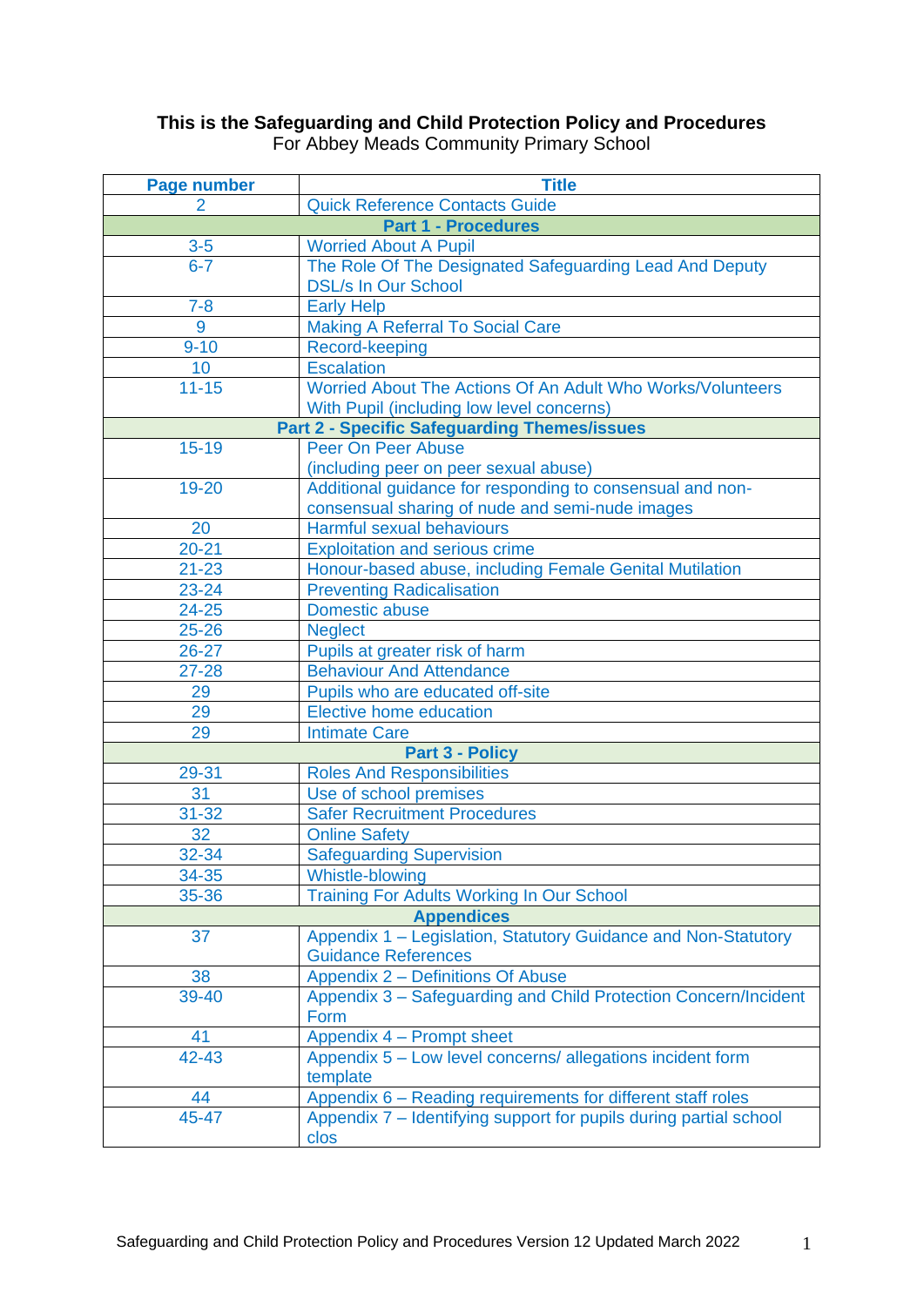**This is the Safeguarding and Child Protection Policy and Procedures**
For Abbey Meads Community Primary School

| Page number | Title |
|---|---|
| 2 | Quick Reference Contacts Guide |
| **Part 1 - Procedures** | |
| 3-5 | Worried About A Pupil |
| 6-7 | The Role Of The Designated Safeguarding Lead And Deputy DSL/s In Our School |
| 7-8 | Early Help |
| 9 | Making A Referral To Social Care |
| 9-10 | Record-keeping |
| 10 | Escalation |
| 11-15 | Worried About The Actions Of An Adult Who Works/Volunteers With Pupil (including low level concerns) |
| **Part 2 - Specific Safeguarding Themes/issues** | |
| 15-19 | Peer On Peer Abuse (including peer on peer sexual abuse) |
| 19-20 | Additional guidance for responding to consensual and non-consensual sharing of nude and semi-nude images |
| 20 | Harmful sexual behaviours |
| 20-21 | Exploitation and serious crime |
| 21-23 | Honour-based abuse, including Female Genital Mutilation |
| 23-24 | Preventing Radicalisation |
| 24-25 | Domestic abuse |
| 25-26 | Neglect |
| 26-27 | Pupils at greater risk of harm |
| 27-28 | Behaviour And Attendance |
| 29 | Pupils who are educated off-site |
| 29 | Elective home education |
| 29 | Intimate Care |
| **Part 3 - Policy** | |
| 29-31 | Roles And Responsibilities |
| 31 | Use of school premises |
| 31-32 | Safer Recruitment Procedures |
| 32 | Online Safety |
| 32-34 | Safeguarding Supervision |
| 34-35 | Whistle-blowing |
| 35-36 | Training For Adults Working In Our School |
| **Appendices** | |
| 37 | Appendix 1 – Legislation, Statutory Guidance and Non-Statutory Guidance References |
| 38 | Appendix 2 – Definitions Of Abuse |
| 39-40 | Appendix 3 – Safeguarding and Child Protection Concern/Incident Form |
| 41 | Appendix 4 – Prompt sheet |
| 42-43 | Appendix 5 – Low level concerns/ allegations incident form template |
| 44 | Appendix 6 – Reading requirements for different staff roles |
| 45-47 | Appendix 7 – Identifying support for pupils during partial school clos |

Safeguarding and Child Protection Policy and Procedures Version 12 Updated March 2022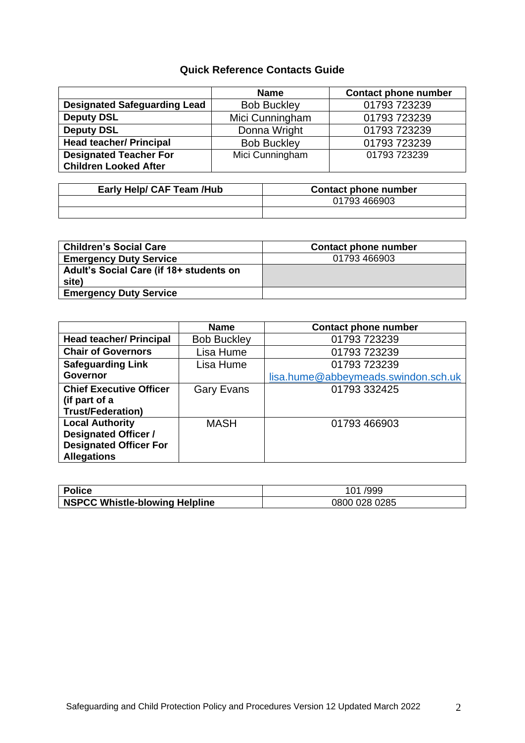## Quick Reference Contacts Guide

| | Name | Contact phone number |
|---|---|---|
| **Designated Safeguarding Lead** | Bob Buckley | 01793 723239 |
| **Deputy DSL** | Mici Cunningham | 01793 723239 |
| **Deputy DSL** | Donna Wright | 01793 723239 |
| **Head teacher/ Principal** | Bob Buckley | 01793 723239 |
| **Designated Teacher For Children Looked After** | Mici Cunningham | 01793 723239 |

| Early Help/ CAF Team /Hub | Contact phone number |
|---|---|
| | 01793 466903 |
| | |

| Children's Social Care | Contact phone number |
|---|---|
| **Emergency Duty Service** | 01793 466903 |
| **Adult's Social Care (if 18+ students on site)** | |
| **Emergency Duty Service** | |

| | Name | Contact phone number |
|---|---|---|
| **Head teacher/ Principal** | Bob Buckley | 01793 723239 |
| **Chair of Governors** | Lisa Hume | 01793 723239 |
| **Safeguarding Link Governor** | Lisa Hume | 01793 723239 lisa.hume@abbeymeads.swindon.sch.uk |
| **Chief Executive Officer (if part of a Trust/Federation)** | Gary Evans | 01793 332425 |
| **Local Authority Designated Officer / Designated Officer For Allegations** | MASH | 01793 466903 |

| **Police** | 101 /999 |
|---|---|
| **NSPCC Whistle-blowing Helpline** | 0800 028 0285 |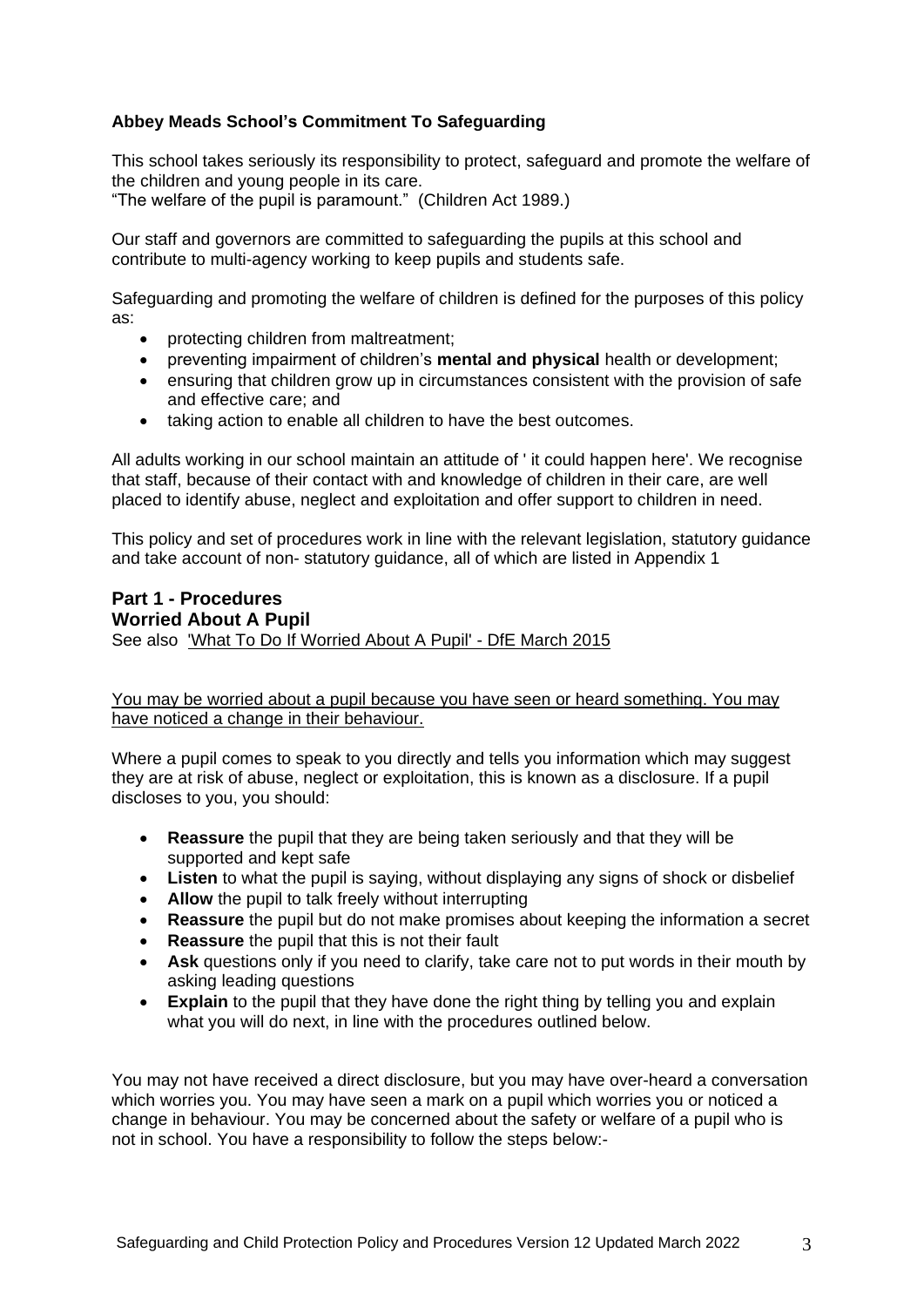**Abbey Meads School's Commitment To Safeguarding**

This school takes seriously its responsibility to protect, safeguard and promote the welfare of the children and young people in its care.
"The welfare of the pupil is paramount." (Children Act 1989.)

Our staff and governors are committed to safeguarding the pupils at this school and contribute to multi-agency working to keep pupils and students safe.

Safeguarding and promoting the welfare of children is defined for the purposes of this policy as:

- protecting children from maltreatment;
- preventing impairment of children's **mental and physical** health or development;
- ensuring that children grow up in circumstances consistent with the provision of safe and effective care; and
- taking action to enable all children to have the best outcomes.

All adults working in our school maintain an attitude of ' it could happen here'. We recognise that staff, because of their contact with and knowledge of children in their care, are well placed to identify abuse, neglect and exploitation and offer support to children in need.

This policy and set of procedures work in line with the relevant legislation, statutory guidance and take account of non- statutory guidance, all of which are listed in Appendix 1

## Part 1 - Procedures

### Worried About A Pupil

See also 'What To Do If Worried About A Pupil' - DfE March 2015

You may be worried about a pupil because you have seen or heard something. You may have noticed a change in their behaviour.

Where a pupil comes to speak to you directly and tells you information which may suggest they are at risk of abuse, neglect or exploitation, this is known as a disclosure. If a pupil discloses to you, you should:

- **Reassure** the pupil that they are being taken seriously and that they will be supported and kept safe
- **Listen** to what the pupil is saying, without displaying any signs of shock or disbelief
- **Allow** the pupil to talk freely without interrupting
- **Reassure** the pupil but do not make promises about keeping the information a secret
- **Reassure** the pupil that this is not their fault
- **Ask** questions only if you need to clarify, take care not to put words in their mouth by asking leading questions
- **Explain** to the pupil that they have done the right thing by telling you and explain what you will do next, in line with the procedures outlined below.

You may not have received a direct disclosure, but you may have over-heard a conversation which worries you. You may have seen a mark on a pupil which worries you or noticed a change in behaviour. You may be concerned about the safety or welfare of a pupil who is not in school. You have a responsibility to follow the steps below:-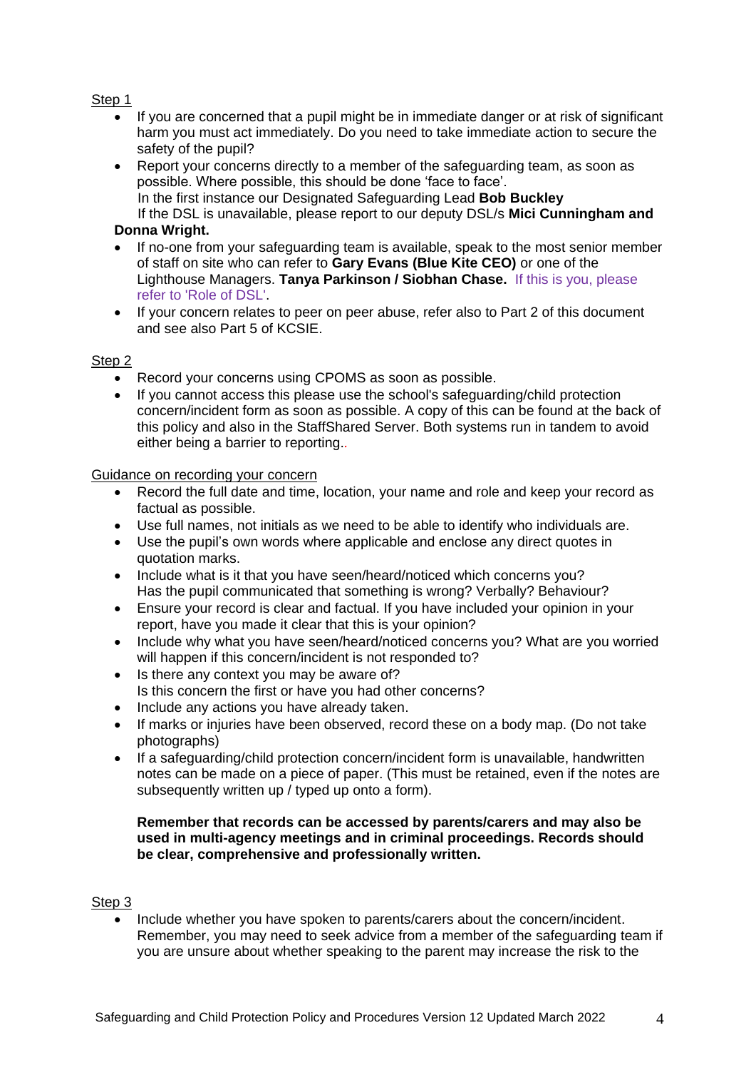Step 1

- If you are concerned that a pupil might be in immediate danger or at risk of significant harm you must act immediately. Do you need to take immediate action to secure the safety of the pupil?
- Report your concerns directly to a member of the safeguarding team, as soon as possible. Where possible, this should be done 'face to face'.
  In the first instance our Designated Safeguarding Lead **Bob Buckley**
  If the DSL is unavailable, please report to our deputy DSL/s **Mici Cunningham and Donna Wright.**
- If no-one from your safeguarding team is available, speak to the most senior member of staff on site who can refer to **Gary Evans (Blue Kite CEO)** or one of the Lighthouse Managers. **Tanya Parkinson / Siobhan Chase.** If this is you, please refer to 'Role of DSL'.
- If your concern relates to peer on peer abuse, refer also to Part 2 of this document and see also Part 5 of KCSIE.

Step 2

- Record your concerns using CPOMS as soon as possible.
- If you cannot access this please use the school's safeguarding/child protection concern/incident form as soon as possible. A copy of this can be found at the back of this policy and also in the StaffShared Server. Both systems run in tandem to avoid either being a barrier to reporting..

Guidance on recording your concern

- Record the full date and time, location, your name and role and keep your record as factual as possible.
- Use full names, not initials as we need to be able to identify who individuals are.
- Use the pupil's own words where applicable and enclose any direct quotes in quotation marks.
- Include what is it that you have seen/heard/noticed which concerns you? Has the pupil communicated that something is wrong? Verbally? Behaviour?
- Ensure your record is clear and factual. If you have included your opinion in your report, have you made it clear that this is your opinion?
- Include why what you have seen/heard/noticed concerns you? What are you worried will happen if this concern/incident is not responded to?
- Is there any context you may be aware of? Is this concern the first or have you had other concerns?
- Include any actions you have already taken.
- If marks or injuries have been observed, record these on a body map. (Do not take photographs)
- If a safeguarding/child protection concern/incident form is unavailable, handwritten notes can be made on a piece of paper. (This must be retained, even if the notes are subsequently written up / typed up onto a form).

**Remember that records can be accessed by parents/carers and may also be used in multi-agency meetings and in criminal proceedings. Records should be clear, comprehensive and professionally written.**

Step 3

- Include whether you have spoken to parents/carers about the concern/incident. Remember, you may need to seek advice from a member of the safeguarding team if you are unsure about whether speaking to the parent may increase the risk to the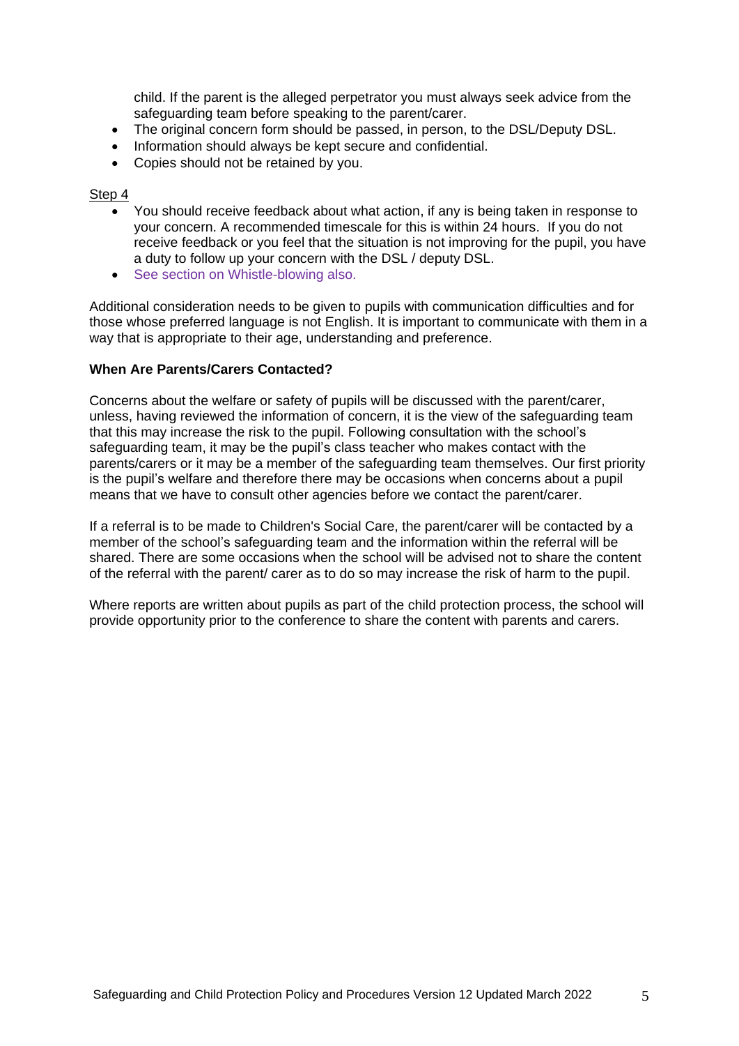child. If the parent is the alleged perpetrator you must always seek advice from the safeguarding team before speaking to the parent/carer.

- The original concern form should be passed, in person, to the DSL/Deputy DSL.
- Information should always be kept secure and confidential.
- Copies should not be retained by you.

Step 4

- You should receive feedback about what action, if any is being taken in response to your concern. A recommended timescale for this is within 24 hours. If you do not receive feedback or you feel that the situation is not improving for the pupil, you have a duty to follow up your concern with the DSL / deputy DSL.
- See section on Whistle-blowing also.

Additional consideration needs to be given to pupils with communication difficulties and for those whose preferred language is not English. It is important to communicate with them in a way that is appropriate to their age, understanding and preference.

**When Are Parents/Carers Contacted?**

Concerns about the welfare or safety of pupils will be discussed with the parent/carer, unless, having reviewed the information of concern, it is the view of the safeguarding team that this may increase the risk to the pupil. Following consultation with the school's safeguarding team, it may be the pupil's class teacher who makes contact with the parents/carers or it may be a member of the safeguarding team themselves. Our first priority is the pupil's welfare and therefore there may be occasions when concerns about a pupil means that we have to consult other agencies before we contact the parent/carer.

If a referral is to be made to Children's Social Care, the parent/carer will be contacted by a member of the school's safeguarding team and the information within the referral will be shared. There are some occasions when the school will be advised not to share the content of the referral with the parent/ carer as to do so may increase the risk of harm to the pupil.

Where reports are written about pupils as part of the child protection process, the school will provide opportunity prior to the conference to share the content with parents and carers.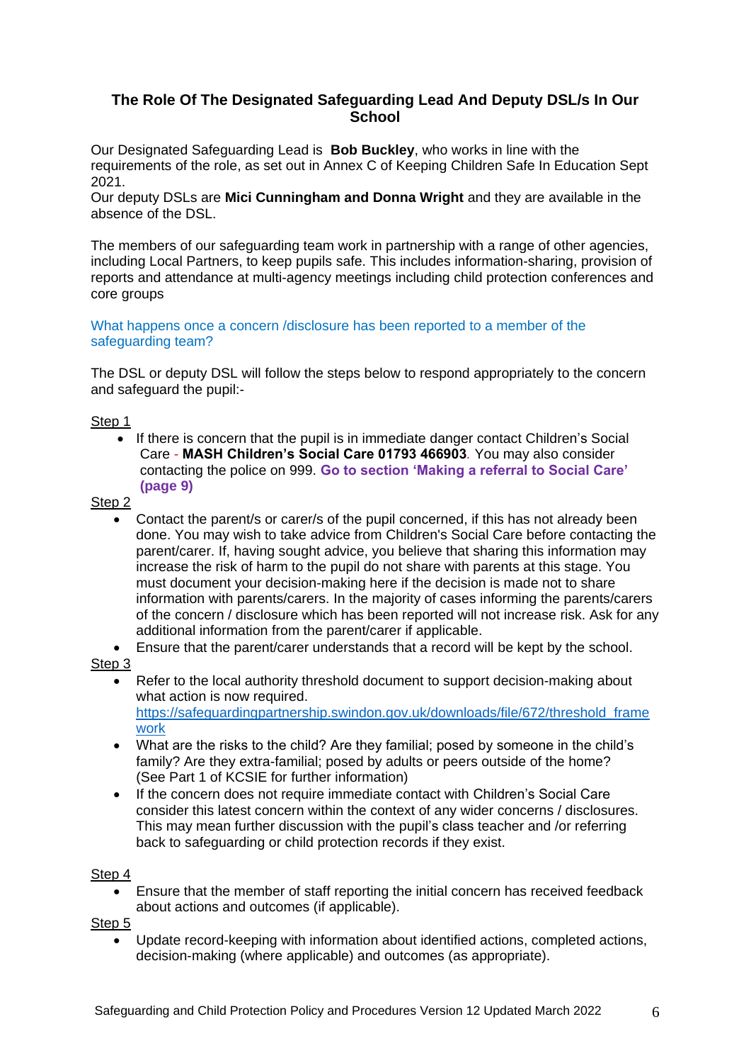## The Role Of The Designated Safeguarding Lead And Deputy DSL/s In Our School

Our Designated Safeguarding Lead is **Bob Buckley**, who works in line with the requirements of the role, as set out in Annex C of Keeping Children Safe In Education Sept 2021.
Our deputy DSLs are **Mici Cunningham and Donna Wright** and they are available in the absence of the DSL.

The members of our safeguarding team work in partnership with a range of other agencies, including Local Partners, to keep pupils safe. This includes information-sharing, provision of reports and attendance at multi-agency meetings including child protection conferences and core groups

### What happens once a concern /disclosure has been reported to a member of the safeguarding team?

The DSL or deputy DSL will follow the steps below to respond appropriately to the concern and safeguard the pupil:-

Step 1

- If there is concern that the pupil is in immediate danger contact Children's Social Care - **MASH Children's Social Care 01793 466903**. You may also consider contacting the police on 999. **Go to section 'Making a referral to Social Care' (page 9)**

Step 2

- Contact the parent/s or carer/s of the pupil concerned, if this has not already been done. You may wish to take advice from Children's Social Care before contacting the parent/carer. If, having sought advice, you believe that sharing this information may increase the risk of harm to the pupil do not share with parents at this stage. You must document your decision-making here if the decision is made not to share information with parents/carers. In the majority of cases informing the parents/carers of the concern / disclosure which has been reported will not increase risk. Ask for any additional information from the parent/carer if applicable.
- Ensure that the parent/carer understands that a record will be kept by the school.

Step 3

- Refer to the local authority threshold document to support decision-making about what action is now required.
https://safeguardingpartnership.swindon.gov.uk/downloads/file/672/threshold_framework
- What are the risks to the child? Are they familial; posed by someone in the child's family? Are they extra-familial; posed by adults or peers outside of the home? (See Part 1 of KCSIE for further information)
- If the concern does not require immediate contact with Children's Social Care consider this latest concern within the context of any wider concerns / disclosures. This may mean further discussion with the pupil's class teacher and /or referring back to safeguarding or child protection records if they exist.

Step 4

- Ensure that the member of staff reporting the initial concern has received feedback about actions and outcomes (if applicable).

Step 5

- Update record-keeping with information about identified actions, completed actions, decision-making (where applicable) and outcomes (as appropriate).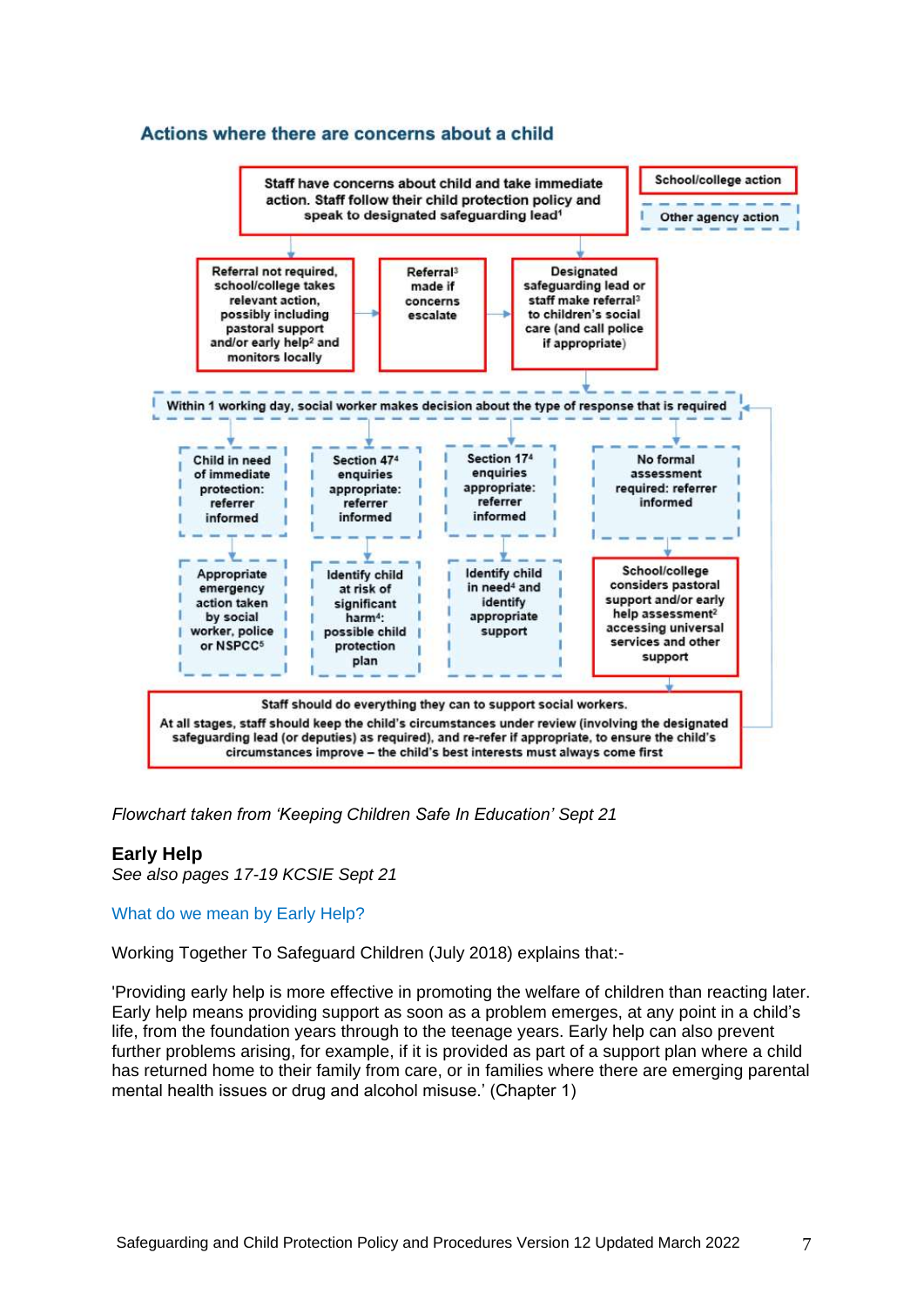## Actions where there are concerns about a child

Staff have concerns about child and take immediate action. Staff follow their child protection policy and speak to designated safeguarding lead[1]

School/college action

Other agency action

Referral not required, school/college takes relevant action, possibly including pastoral support and/or early help[2] and monitors locally

Referral[3] made if concerns escalate

Designated safeguarding lead or staff make referral[3] to children's social care (and call police if appropriate)

Within 1 working day, social worker makes decision about the type of response that is required

Child in need of immediate protection: referrer informed

Section 47[4] enquiries appropriate: referrer informed

Section 17[4] enquiries appropriate: referrer informed

No formal assessment required: referrer informed

Appropriate emergency action taken by social worker, police or NSPCC[5]

Identify child at risk of significant harm[4]: possible child protection plan

Identify child in need[4] and identify appropriate support

School/college considers pastoral support and/or early help assessment[2] accessing universal services and other support

Staff should do everything they can to support social workers.

At all stages, staff should keep the child's circumstances under review (involving the designated safeguarding lead (or deputies) as required), and re-refer if appropriate, to ensure the child's circumstances improve – the child's best interests must always come first

*Flowchart taken from 'Keeping Children Safe In Education' Sept 21*

## Early Help

*See also pages 17-19 KCSIE Sept 21*

### What do we mean by Early Help?

Working Together To Safeguard Children (July 2018) explains that:-

'Providing early help is more effective in promoting the welfare of children than reacting later. Early help means providing support as soon as a problem emerges, at any point in a child's life, from the foundation years through to the teenage years. Early help can also prevent further problems arising, for example, if it is provided as part of a support plan where a child has returned home to their family from care, or in families where there are emerging parental mental health issues or drug and alcohol misuse.' (Chapter 1)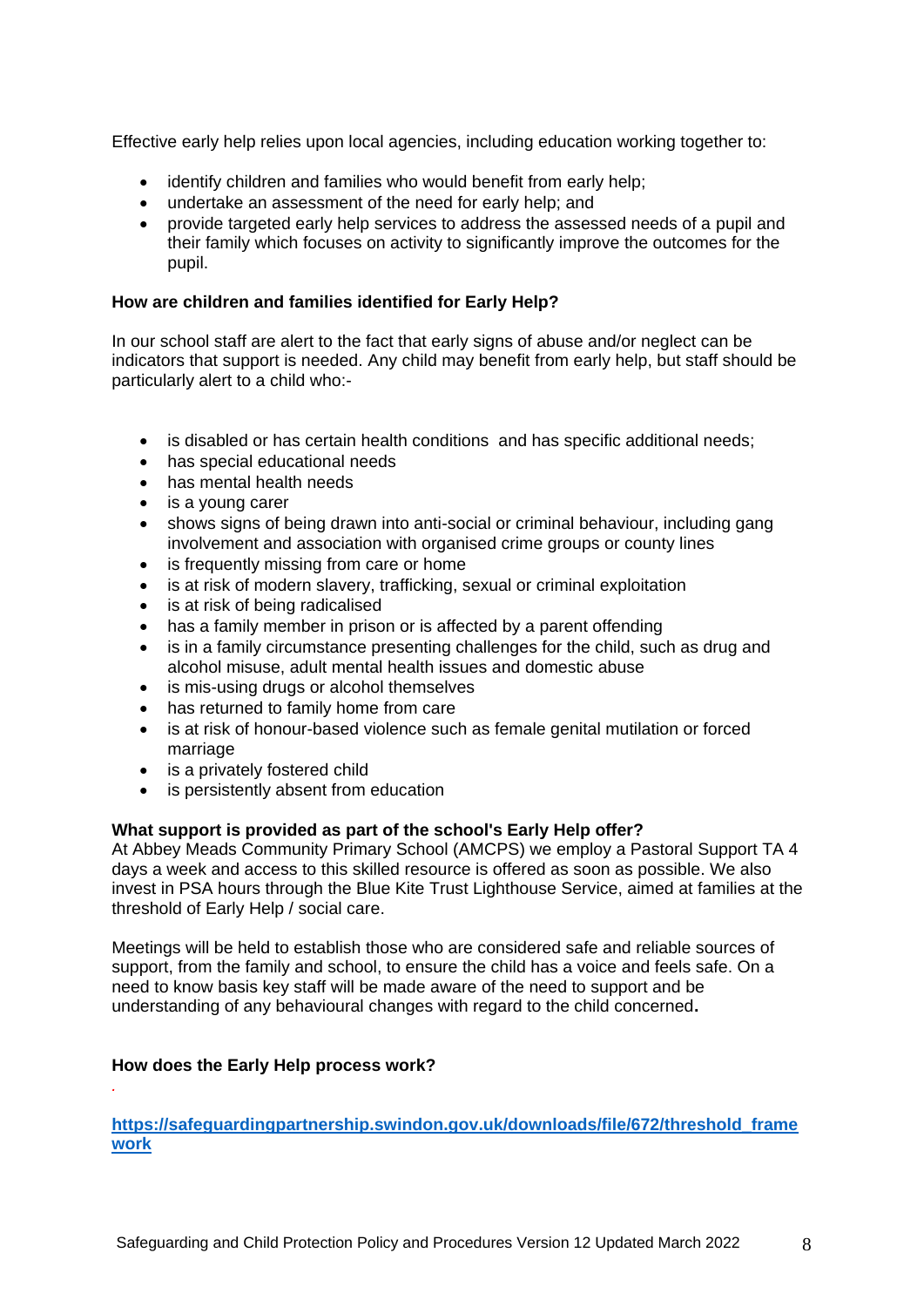Effective early help relies upon local agencies, including education working together to:

- identify children and families who would benefit from early help;
- undertake an assessment of the need for early help; and
- provide targeted early help services to address the assessed needs of a pupil and their family which focuses on activity to significantly improve the outcomes for the pupil.

**How are children and families identified for Early Help?**

In our school staff are alert to the fact that early signs of abuse and/or neglect can be indicators that support is needed. Any child may benefit from early help, but staff should be particularly alert to a child who:-

- is disabled or has certain health conditions and has specific additional needs;
- has special educational needs
- has mental health needs
- is a young carer
- shows signs of being drawn into anti-social or criminal behaviour, including gang involvement and association with organised crime groups or county lines
- is frequently missing from care or home
- is at risk of modern slavery, trafficking, sexual or criminal exploitation
- is at risk of being radicalised
- has a family member in prison or is affected by a parent offending
- is in a family circumstance presenting challenges for the child, such as drug and alcohol misuse, adult mental health issues and domestic abuse
- is mis-using drugs or alcohol themselves
- has returned to family home from care
- is at risk of honour-based violence such as female genital mutilation or forced marriage
- is a privately fostered child
- is persistently absent from education

**What support is provided as part of the school's Early Help offer?**
At Abbey Meads Community Primary School (AMCPS) we employ a Pastoral Support TA 4 days a week and access to this skilled resource is offered as soon as possible. We also invest in PSA hours through the Blue Kite Trust Lighthouse Service, aimed at families at the threshold of Early Help / social care.

Meetings will be held to establish those who are considered safe and reliable sources of support, from the family and school, to ensure the child has a voice and feels safe. On a need to know basis key staff will be made aware of the need to support and be understanding of any behavioural changes with regard to the child concerned**.**

**How does the Early Help process work?**

[https://safeguardingpartnership.swindon.gov.uk/downloads/file/672/threshold_framework](https://safeguardingpartnership.swindon.gov.uk/downloads/file/672/threshold_framework)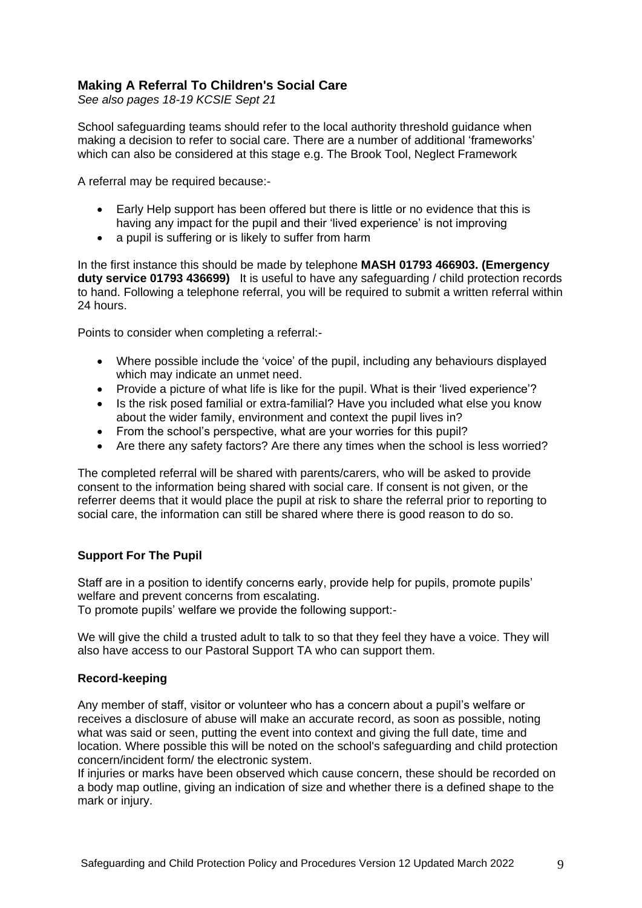### Making A Referral To Children's Social Care

*See also pages 18-19 KCSIE Sept 21*

School safeguarding teams should refer to the local authority threshold guidance when making a decision to refer to social care. There are a number of additional 'frameworks' which can also be considered at this stage e.g. The Brook Tool, Neglect Framework

A referral may be required because:-

- Early Help support has been offered but there is little or no evidence that this is having any impact for the pupil and their 'lived experience' is not improving
- a pupil is suffering or is likely to suffer from harm

In the first instance this should be made by telephone **MASH 01793 466903. (Emergency duty service 01793 436699)** It is useful to have any safeguarding / child protection records to hand. Following a telephone referral, you will be required to submit a written referral within 24 hours.

Points to consider when completing a referral:-

- Where possible include the 'voice' of the pupil, including any behaviours displayed which may indicate an unmet need.
- Provide a picture of what life is like for the pupil. What is their 'lived experience'?
- Is the risk posed familial or extra-familial? Have you included what else you know about the wider family, environment and context the pupil lives in?
- From the school's perspective, what are your worries for this pupil?
- Are there any safety factors? Are there any times when the school is less worried?

The completed referral will be shared with parents/carers, who will be asked to provide consent to the information being shared with social care. If consent is not given, or the referrer deems that it would place the pupil at risk to share the referral prior to reporting to social care, the information can still be shared where there is good reason to do so.

**Support For The Pupil**

Staff are in a position to identify concerns early, provide help for pupils, promote pupils' welfare and prevent concerns from escalating.
To promote pupils' welfare we provide the following support:-

We will give the child a trusted adult to talk to so that they feel they have a voice. They will also have access to our Pastoral Support TA who can support them.

**Record-keeping**

Any member of staff, visitor or volunteer who has a concern about a pupil's welfare or receives a disclosure of abuse will make an accurate record, as soon as possible, noting what was said or seen, putting the event into context and giving the full date, time and location. Where possible this will be noted on the school's safeguarding and child protection concern/incident form/ the electronic system.
If injuries or marks have been observed which cause concern, these should be recorded on a body map outline, giving an indication of size and whether there is a defined shape to the mark or injury.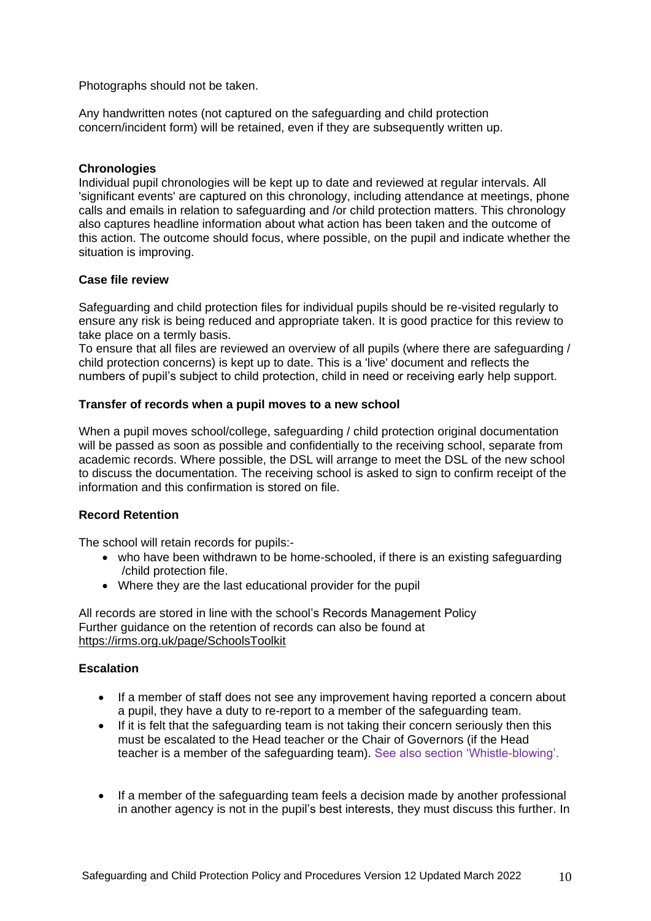Photographs should not be taken.

Any handwritten notes (not captured on the safeguarding and child protection concern/incident form) will be retained, even if they are subsequently written up.

**Chronologies**

Individual pupil chronologies will be kept up to date and reviewed at regular intervals. All 'significant events' are captured on this chronology, including attendance at meetings, phone calls and emails in relation to safeguarding and /or child protection matters. This chronology also captures headline information about what action has been taken and the outcome of this action. The outcome should focus, where possible, on the pupil and indicate whether the situation is improving.

**Case file review**

Safeguarding and child protection files for individual pupils should be re-visited regularly to ensure any risk is being reduced and appropriate taken. It is good practice for this review to take place on a termly basis.

To ensure that all files are reviewed an overview of all pupils (where there are safeguarding / child protection concerns) is kept up to date. This is a 'live' document and reflects the numbers of pupil's subject to child protection, child in need or receiving early help support.

**Transfer of records when a pupil moves to a new school**

When a pupil moves school/college, safeguarding / child protection original documentation will be passed as soon as possible and confidentially to the receiving school, separate from academic records. Where possible, the DSL will arrange to meet the DSL of the new school to discuss the documentation. The receiving school is asked to sign to confirm receipt of the information and this confirmation is stored on file.

**Record Retention**

The school will retain records for pupils:-

- who have been withdrawn to be home-schooled, if there is an existing safeguarding /child protection file.
- Where they are the last educational provider for the pupil

All records are stored in line with the school's Records Management Policy
Further guidance on the retention of records can also be found at https://irms.org.uk/page/SchoolsToolkit

**Escalation**

- If a member of staff does not see any improvement having reported a concern about a pupil, they have a duty to re-report to a member of the safeguarding team.
- If it is felt that the safeguarding team is not taking their concern seriously then this must be escalated to the Head teacher or the Chair of Governors (if the Head teacher is a member of the safeguarding team). See also section 'Whistle-blowing'.

- If a member of the safeguarding team feels a decision made by another professional in another agency is not in the pupil's best interests, they must discuss this further. In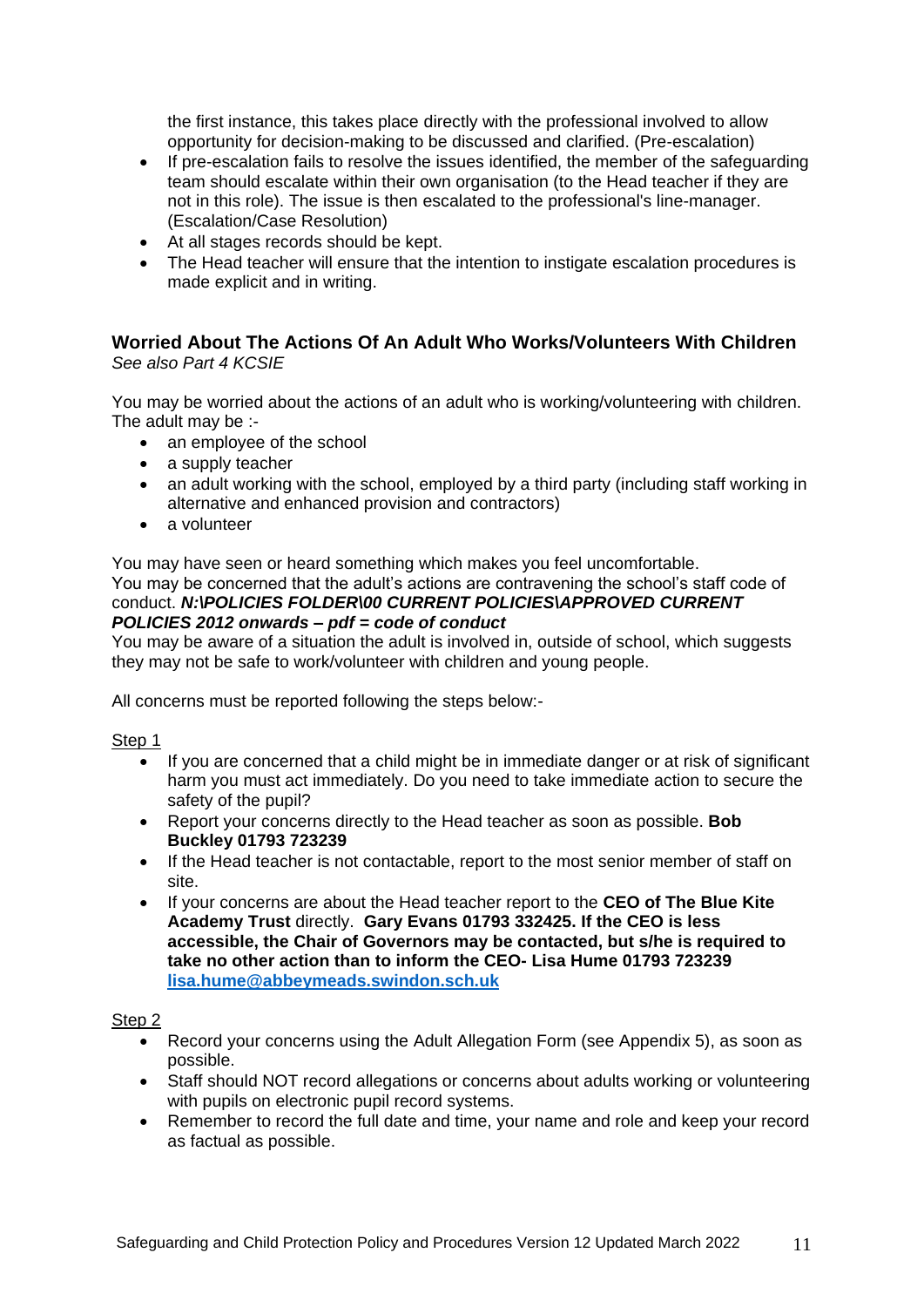the first instance, this takes place directly with the professional involved to allow opportunity for decision-making to be discussed and clarified. (Pre-escalation)

- If pre-escalation fails to resolve the issues identified, the member of the safeguarding team should escalate within their own organisation (to the Head teacher if they are not in this role). The issue is then escalated to the professional's line-manager. (Escalation/Case Resolution)
- At all stages records should be kept.
- The Head teacher will ensure that the intention to instigate escalation procedures is made explicit and in writing.

## Worried About The Actions Of An Adult Who Works/Volunteers With Children

*See also Part 4 KCSIE*

You may be worried about the actions of an adult who is working/volunteering with children. The adult may be :-

- an employee of the school
- a supply teacher
- an adult working with the school, employed by a third party (including staff working in alternative and enhanced provision and contractors)
- a volunteer

You may have seen or heard something which makes you feel uncomfortable.
You may be concerned that the adult's actions are contravening the school's staff code of conduct. ***N:\POLICIES FOLDER\00 CURRENT POLICIES\APPROVED CURRENT POLICIES 2012 onwards – pdf = code of conduct***
You may be aware of a situation the adult is involved in, outside of school, which suggests they may not be safe to work/volunteer with children and young people.

All concerns must be reported following the steps below:-

<u>Step 1</u>

- If you are concerned that a child might be in immediate danger or at risk of significant harm you must act immediately. Do you need to take immediate action to secure the safety of the pupil?
- Report your concerns directly to the Head teacher as soon as possible. **Bob Buckley 01793 723239**
- If the Head teacher is not contactable, report to the most senior member of staff on site.
- If your concerns are about the Head teacher report to the **CEO of The Blue Kite Academy Trust** directly. **Gary Evans 01793 332425. If the CEO is less accessible, the Chair of Governors may be contacted, but s/he is required to take no other action than to inform the CEO- Lisa Hume 01793 723239 [lisa.hume@abbeymeads.swindon.sch.uk](mailto:lisa.hume@abbeymeads.swindon.sch.uk)**

<u>Step 2</u>

- Record your concerns using the Adult Allegation Form (see Appendix 5), as soon as possible.
- Staff should NOT record allegations or concerns about adults working or volunteering with pupils on electronic pupil record systems.
- Remember to record the full date and time, your name and role and keep your record as factual as possible.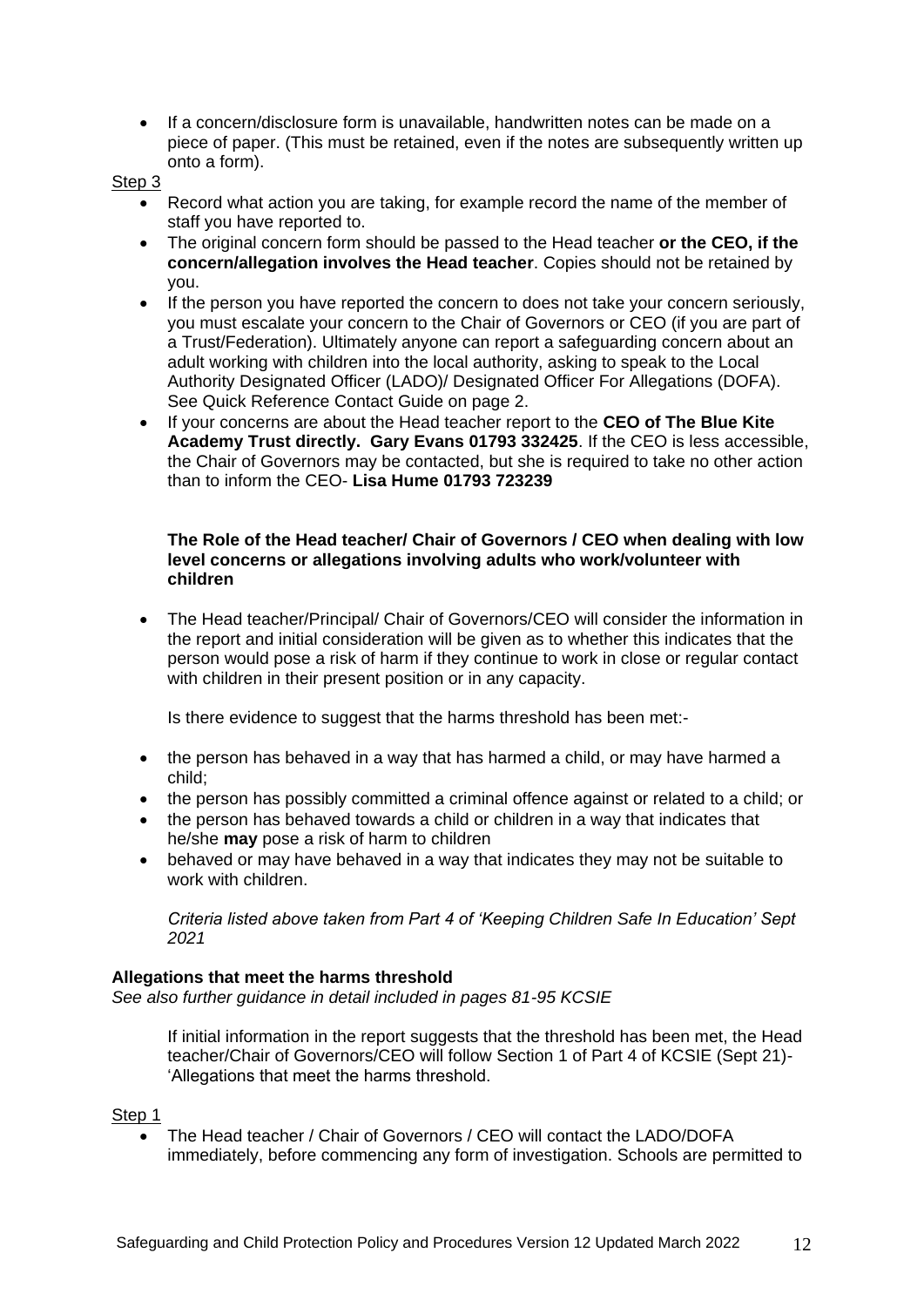- If a concern/disclosure form is unavailable, handwritten notes can be made on a piece of paper. (This must be retained, even if the notes are subsequently written up onto a form).

Step 3

- Record what action you are taking, for example record the name of the member of staff you have reported to.
- The original concern form should be passed to the Head teacher **or the CEO, if the concern/allegation involves the Head teacher**. Copies should not be retained by you.
- If the person you have reported the concern to does not take your concern seriously, you must escalate your concern to the Chair of Governors or CEO (if you are part of a Trust/Federation). Ultimately anyone can report a safeguarding concern about an adult working with children into the local authority, asking to speak to the Local Authority Designated Officer (LADO)/ Designated Officer For Allegations (DOFA). See Quick Reference Contact Guide on page 2.
- If your concerns are about the Head teacher report to the **CEO of The Blue Kite Academy Trust directly. Gary Evans 01793 332425**. If the CEO is less accessible, the Chair of Governors may be contacted, but she is required to take no other action than to inform the CEO- **Lisa Hume 01793 723239**

**The Role of the Head teacher/ Chair of Governors / CEO when dealing with low level concerns or allegations involving adults who work/volunteer with children**

- The Head teacher/Principal/ Chair of Governors/CEO will consider the information in the report and initial consideration will be given as to whether this indicates that the person would pose a risk of harm if they continue to work in close or regular contact with children in their present position or in any capacity.

  Is there evidence to suggest that the harms threshold has been met:-

- the person has behaved in a way that has harmed a child, or may have harmed a child;
- the person has possibly committed a criminal offence against or related to a child; or
- the person has behaved towards a child or children in a way that indicates that he/she **may** pose a risk of harm to children
- behaved or may have behaved in a way that indicates they may not be suitable to work with children.

  *Criteria listed above taken from Part 4 of 'Keeping Children Safe In Education' Sept 2021*

**Allegations that meet the harms threshold**

*See also further guidance in detail included in pages 81-95 KCSIE*

If initial information in the report suggests that the threshold has been met, the Head teacher/Chair of Governors/CEO will follow Section 1 of Part 4 of KCSIE (Sept 21)- 'Allegations that meet the harms threshold.

Step 1

- The Head teacher / Chair of Governors / CEO will contact the LADO/DOFA immediately, before commencing any form of investigation. Schools are permitted to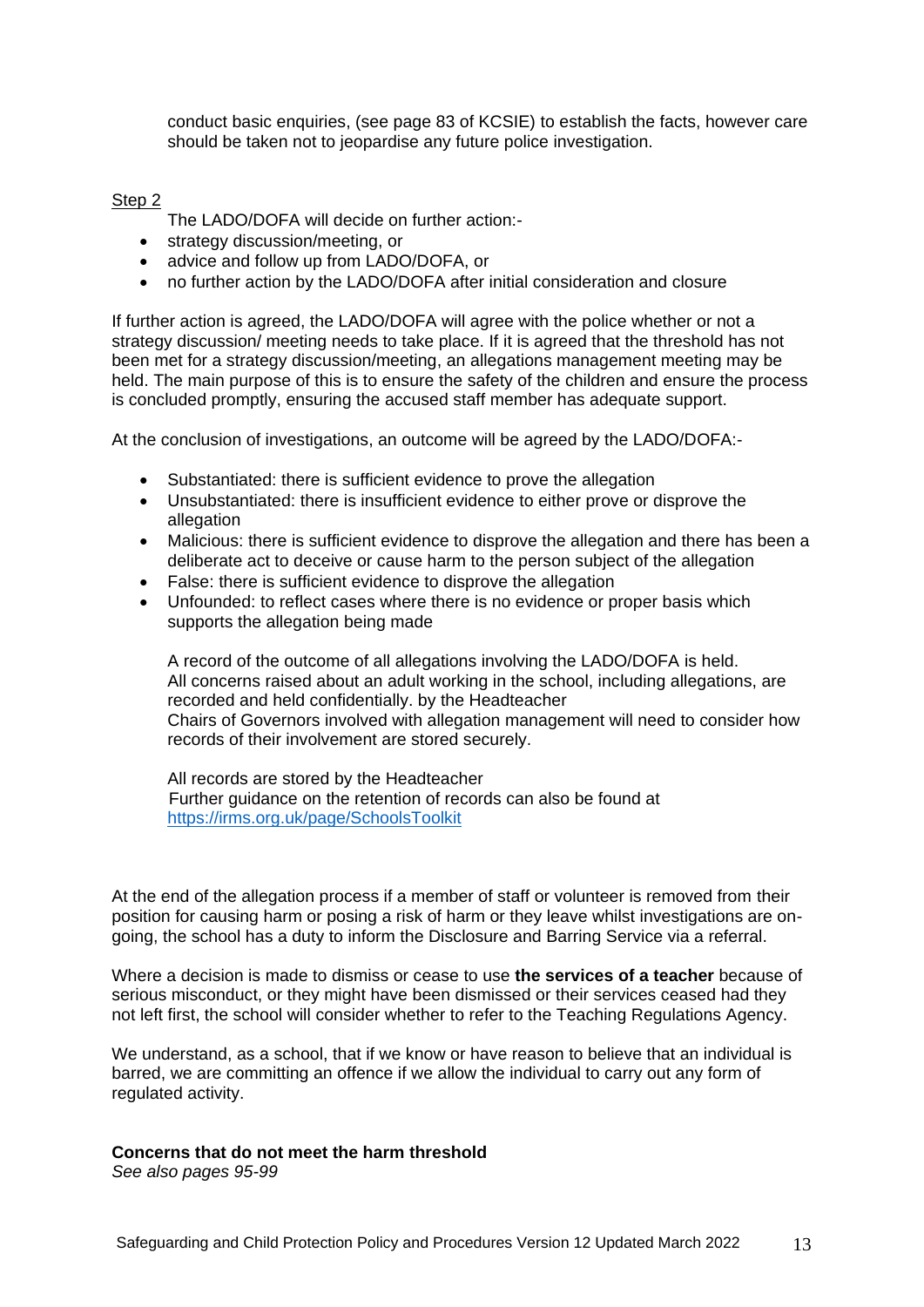conduct basic enquiries, (see page 83 of KCSIE) to establish the facts, however care should be taken not to jeopardise any future police investigation.

Step 2

The LADO/DOFA will decide on further action:-

- strategy discussion/meeting, or
- advice and follow up from LADO/DOFA, or
- no further action by the LADO/DOFA after initial consideration and closure

If further action is agreed, the LADO/DOFA will agree with the police whether or not a strategy discussion/ meeting needs to take place. If it is agreed that the threshold has not been met for a strategy discussion/meeting, an allegations management meeting may be held. The main purpose of this is to ensure the safety of the children and ensure the process is concluded promptly, ensuring the accused staff member has adequate support.

At the conclusion of investigations, an outcome will be agreed by the LADO/DOFA:-

- Substantiated: there is sufficient evidence to prove the allegation
- Unsubstantiated: there is insufficient evidence to either prove or disprove the allegation
- Malicious: there is sufficient evidence to disprove the allegation and there has been a deliberate act to deceive or cause harm to the person subject of the allegation
- False: there is sufficient evidence to disprove the allegation
- Unfounded: to reflect cases where there is no evidence or proper basis which supports the allegation being made

A record of the outcome of all allegations involving the LADO/DOFA is held.
All concerns raised about an adult working in the school, including allegations, are recorded and held confidentially. by the Headteacher
Chairs of Governors involved with allegation management will need to consider how records of their involvement are stored securely.

All records are stored by the Headteacher
Further guidance on the retention of records can also be found at https://irms.org.uk/page/SchoolsToolkit

At the end of the allegation process if a member of staff or volunteer is removed from their position for causing harm or posing a risk of harm or they leave whilst investigations are on-going, the school has a duty to inform the Disclosure and Barring Service via a referral.

Where a decision is made to dismiss or cease to use **the services of a teacher** because of serious misconduct, or they might have been dismissed or their services ceased had they not left first, the school will consider whether to refer to the Teaching Regulations Agency.

We understand, as a school, that if we know or have reason to believe that an individual is barred, we are committing an offence if we allow the individual to carry out any form of regulated activity.

**Concerns that do not meet the harm threshold**
*See also pages 95-99*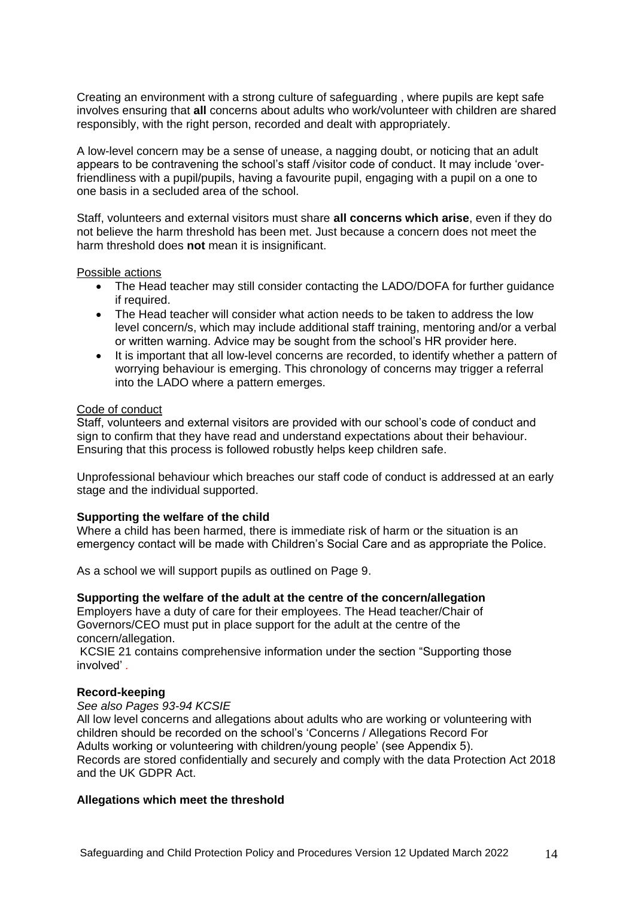Creating an environment with a strong culture of safeguarding , where pupils are kept safe involves ensuring that **all** concerns about adults who work/volunteer with children are shared responsibly, with the right person, recorded and dealt with appropriately.

A low-level concern may be a sense of unease, a nagging doubt, or noticing that an adult appears to be contravening the school's staff /visitor code of conduct. It may include 'over-friendliness with a pupil/pupils, having a favourite pupil, engaging with a pupil on a one to one basis in a secluded area of the school.

Staff, volunteers and external visitors must share **all concerns which arise**, even if they do not believe the harm threshold has been met. Just because a concern does not meet the harm threshold does **not** mean it is insignificant.

Possible actions

- The Head teacher may still consider contacting the LADO/DOFA for further guidance if required.
- The Head teacher will consider what action needs to be taken to address the low level concern/s, which may include additional staff training, mentoring and/or a verbal or written warning. Advice may be sought from the school's HR provider here.
- It is important that all low-level concerns are recorded, to identify whether a pattern of worrying behaviour is emerging. This chronology of concerns may trigger a referral into the LADO where a pattern emerges.

Code of conduct

Staff, volunteers and external visitors are provided with our school's code of conduct and sign to confirm that they have read and understand expectations about their behaviour. Ensuring that this process is followed robustly helps keep children safe.

Unprofessional behaviour which breaches our staff code of conduct is addressed at an early stage and the individual supported.

**Supporting the welfare of the child**

Where a child has been harmed, there is immediate risk of harm or the situation is an emergency contact will be made with Children's Social Care and as appropriate the Police.

As a school we will support pupils as outlined on Page 9.

**Supporting the welfare of the adult at the centre of the concern/allegation**

Employers have a duty of care for their employees. The Head teacher/Chair of Governors/CEO must put in place support for the adult at the centre of the concern/allegation.

KCSIE 21 contains comprehensive information under the section "Supporting those involved' .

**Record-keeping**

*See also Pages 93-94 KCSIE*

All low level concerns and allegations about adults who are working or volunteering with children should be recorded on the school's 'Concerns / Allegations Record For Adults working or volunteering with children/young people' (see Appendix 5).
Records are stored confidentially and securely and comply with the data Protection Act 2018 and the UK GDPR Act.

**Allegations which meet the threshold**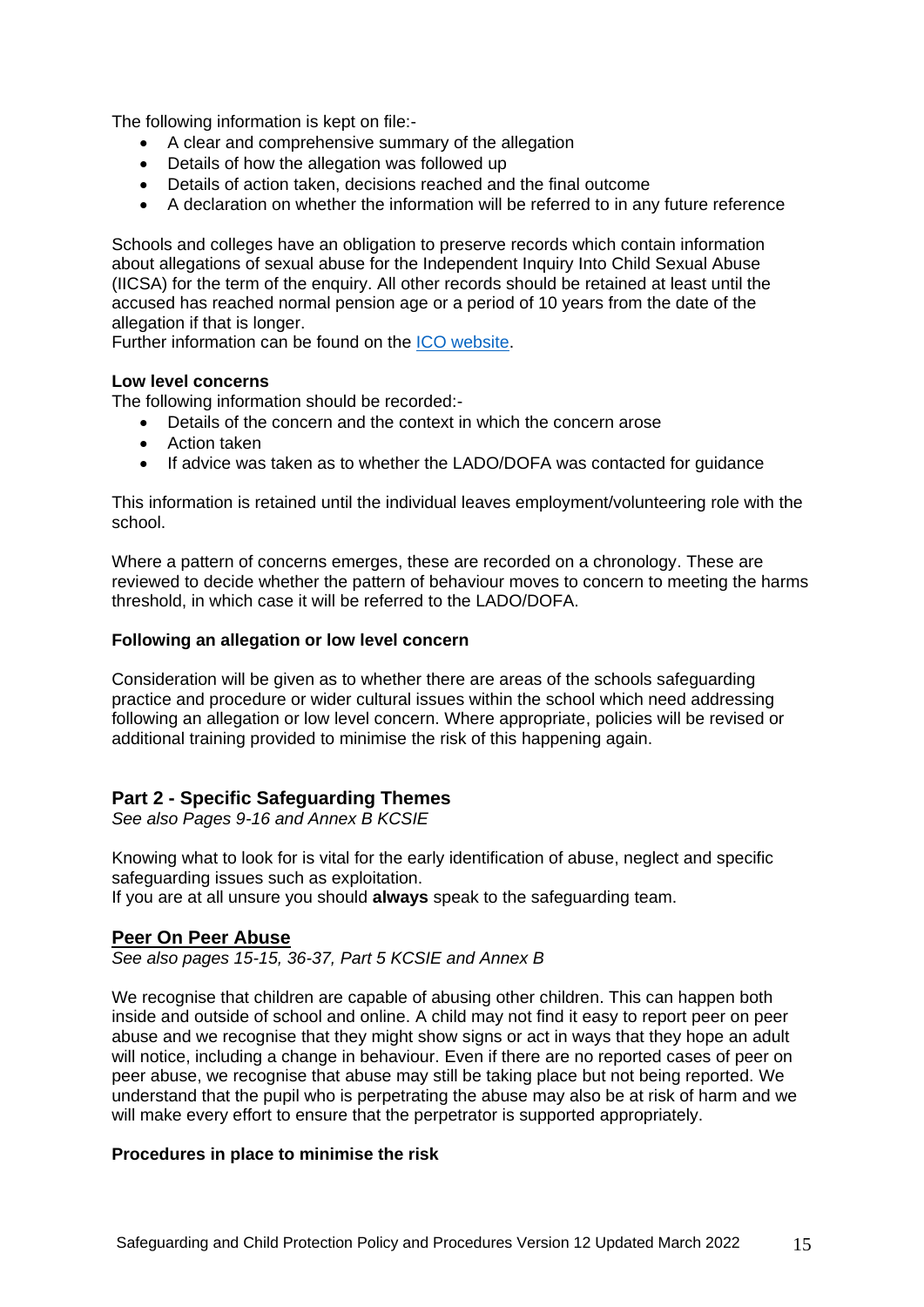The following information is kept on file:-

- A clear and comprehensive summary of the allegation
- Details of how the allegation was followed up
- Details of action taken, decisions reached and the final outcome
- A declaration on whether the information will be referred to in any future reference

Schools and colleges have an obligation to preserve records which contain information about allegations of sexual abuse for the Independent Inquiry Into Child Sexual Abuse (IICSA) for the term of the enquiry. All other records should be retained at least until the accused has reached normal pension age or a period of 10 years from the date of the allegation if that is longer.
Further information can be found on the ICO website.

**Low level concerns**
The following information should be recorded:-

- Details of the concern and the context in which the concern arose
- Action taken
- If advice was taken as to whether the LADO/DOFA was contacted for guidance

This information is retained until the individual leaves employment/volunteering role with the school.

Where a pattern of concerns emerges, these are recorded on a chronology. These are reviewed to decide whether the pattern of behaviour moves to concern to meeting the harms threshold, in which case it will be referred to the LADO/DOFA.

**Following an allegation or low level concern**

Consideration will be given as to whether there are areas of the schools safeguarding practice and procedure or wider cultural issues within the school which need addressing following an allegation or low level concern. Where appropriate, policies will be revised or additional training provided to minimise the risk of this happening again.

## Part 2 - Specific Safeguarding Themes

*See also Pages 9-16 and Annex B KCSIE*

Knowing what to look for is vital for the early identification of abuse, neglect and specific safeguarding issues such as exploitation.
If you are at all unsure you should **always** speak to the safeguarding team.

### Peer On Peer Abuse

*See also pages 15-15, 36-37, Part 5 KCSIE and Annex B*

We recognise that children are capable of abusing other children. This can happen both inside and outside of school and online. A child may not find it easy to report peer on peer abuse and we recognise that they might show signs or act in ways that they hope an adult will notice, including a change in behaviour. Even if there are no reported cases of peer on peer abuse, we recognise that abuse may still be taking place but not being reported. We understand that the pupil who is perpetrating the abuse may also be at risk of harm and we will make every effort to ensure that the perpetrator is supported appropriately.

**Procedures in place to minimise the risk**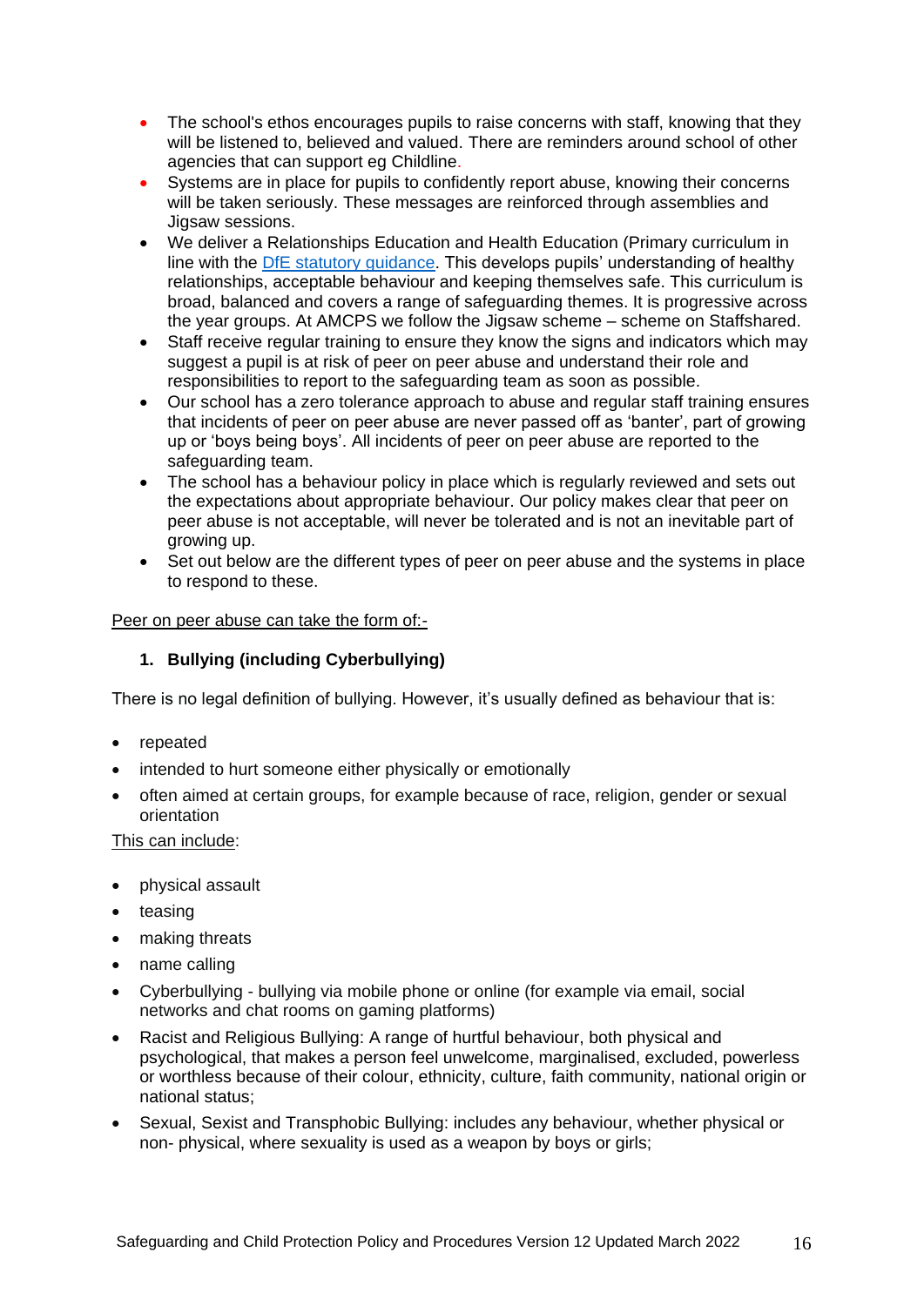- The school's ethos encourages pupils to raise concerns with staff, knowing that they will be listened to, believed and valued. There are reminders around school of other agencies that can support eg Childline.
- Systems are in place for pupils to confidently report abuse, knowing their concerns will be taken seriously. These messages are reinforced through assemblies and Jigsaw sessions.
- We deliver a Relationships Education and Health Education (Primary curriculum in line with the [DfE statutory guidance](). This develops pupils' understanding of healthy relationships, acceptable behaviour and keeping themselves safe. This curriculum is broad, balanced and covers a range of safeguarding themes. It is progressive across the year groups. At AMCPS we follow the Jigsaw scheme – scheme on Staffshared.
- Staff receive regular training to ensure they know the signs and indicators which may suggest a pupil is at risk of peer on peer abuse and understand their role and responsibilities to report to the safeguarding team as soon as possible.
- Our school has a zero tolerance approach to abuse and regular staff training ensures that incidents of peer on peer abuse are never passed off as 'banter', part of growing up or 'boys being boys'. All incidents of peer on peer abuse are reported to the safeguarding team.
- The school has a behaviour policy in place which is regularly reviewed and sets out the expectations about appropriate behaviour. Our policy makes clear that peer on peer abuse is not acceptable, will never be tolerated and is not an inevitable part of growing up.
- Set out below are the different types of peer on peer abuse and the systems in place to respond to these.

<u>Peer on peer abuse can take the form of:-</u>

1. **Bullying (including Cyberbullying)**

There is no legal definition of bullying. However, it's usually defined as behaviour that is:

- repeated
- intended to hurt someone either physically or emotionally
- often aimed at certain groups, for example because of race, religion, gender or sexual orientation

<u>This can include</u>:

- physical assault
- teasing
- making threats
- name calling
- Cyberbullying - bullying via mobile phone or online (for example via email, social networks and chat rooms on gaming platforms)
- Racist and Religious Bullying: A range of hurtful behaviour, both physical and psychological, that makes a person feel unwelcome, marginalised, excluded, powerless or worthless because of their colour, ethnicity, culture, faith community, national origin or national status;
- Sexual, Sexist and Transphobic Bullying: includes any behaviour, whether physical or non- physical, where sexuality is used as a weapon by boys or girls;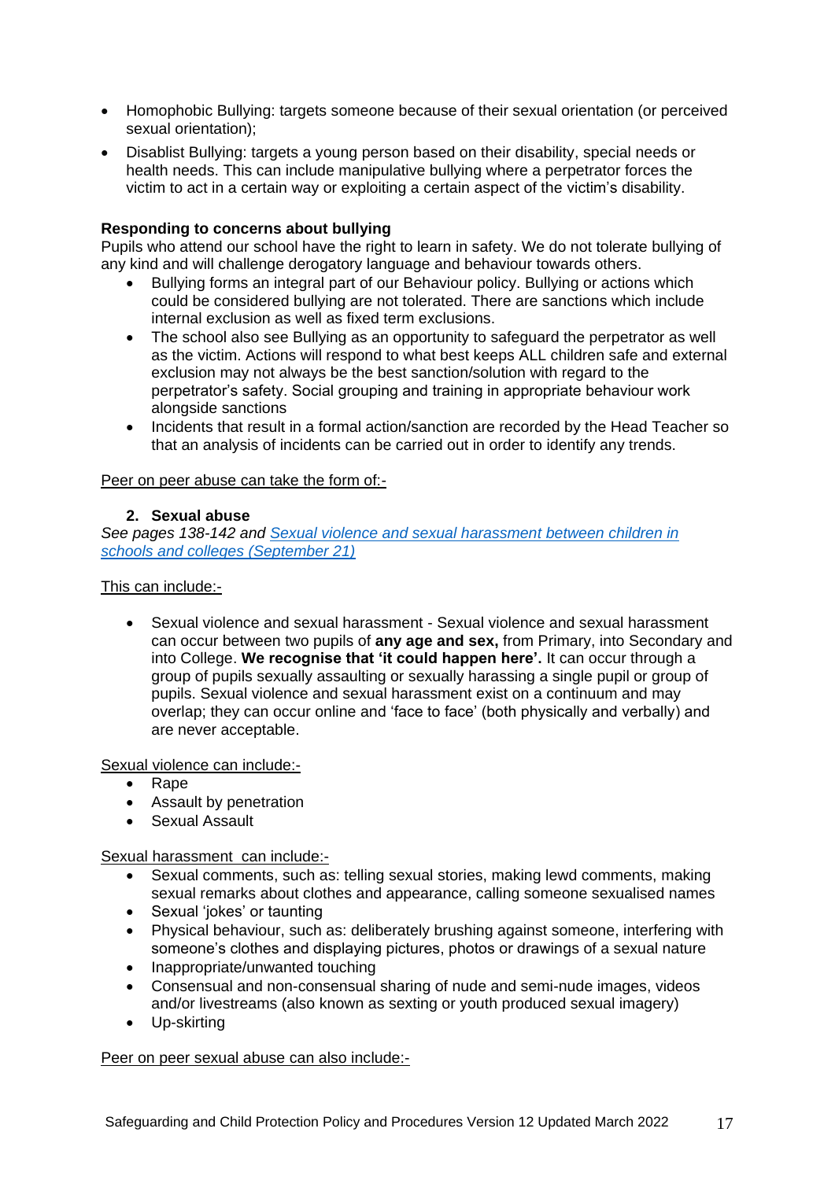- Homophobic Bullying: targets someone because of their sexual orientation (or perceived sexual orientation);
- Disablist Bullying: targets a young person based on their disability, special needs or health needs. This can include manipulative bullying where a perpetrator forces the victim to act in a certain way or exploiting a certain aspect of the victim's disability.

**Responding to concerns about bullying**

Pupils who attend our school have the right to learn in safety. We do not tolerate bullying of any kind and will challenge derogatory language and behaviour towards others.

- Bullying forms an integral part of our Behaviour policy. Bullying or actions which could be considered bullying are not tolerated. There are sanctions which include internal exclusion as well as fixed term exclusions.
- The school also see Bullying as an opportunity to safeguard the perpetrator as well as the victim. Actions will respond to what best keeps ALL children safe and external exclusion may not always be the best sanction/solution with regard to the perpetrator's safety. Social grouping and training in appropriate behaviour work alongside sanctions
- Incidents that result in a formal action/sanction are recorded by the Head Teacher so that an analysis of incidents can be carried out in order to identify any trends.

Peer on peer abuse can take the form of:-

2. **Sexual abuse**

*See pages 138-142 and [Sexual violence and sexual harassment between children in schools and colleges (September 21)]()*

This can include:-

- Sexual violence and sexual harassment - Sexual violence and sexual harassment can occur between two pupils of **any age and sex,** from Primary, into Secondary and into College. **We recognise that 'it could happen here'.** It can occur through a group of pupils sexually assaulting or sexually harassing a single pupil or group of pupils. Sexual violence and sexual harassment exist on a continuum and may overlap; they can occur online and 'face to face' (both physically and verbally) and are never acceptable.

Sexual violence can include:-

- Rape
- Assault by penetration
- Sexual Assault

Sexual harassment can include:-

- Sexual comments, such as: telling sexual stories, making lewd comments, making sexual remarks about clothes and appearance, calling someone sexualised names
- Sexual 'jokes' or taunting
- Physical behaviour, such as: deliberately brushing against someone, interfering with someone's clothes and displaying pictures, photos or drawings of a sexual nature
- Inappropriate/unwanted touching
- Consensual and non-consensual sharing of nude and semi-nude images, videos and/or livestreams (also known as sexting or youth produced sexual imagery)
- Up-skirting

Peer on peer sexual abuse can also include:-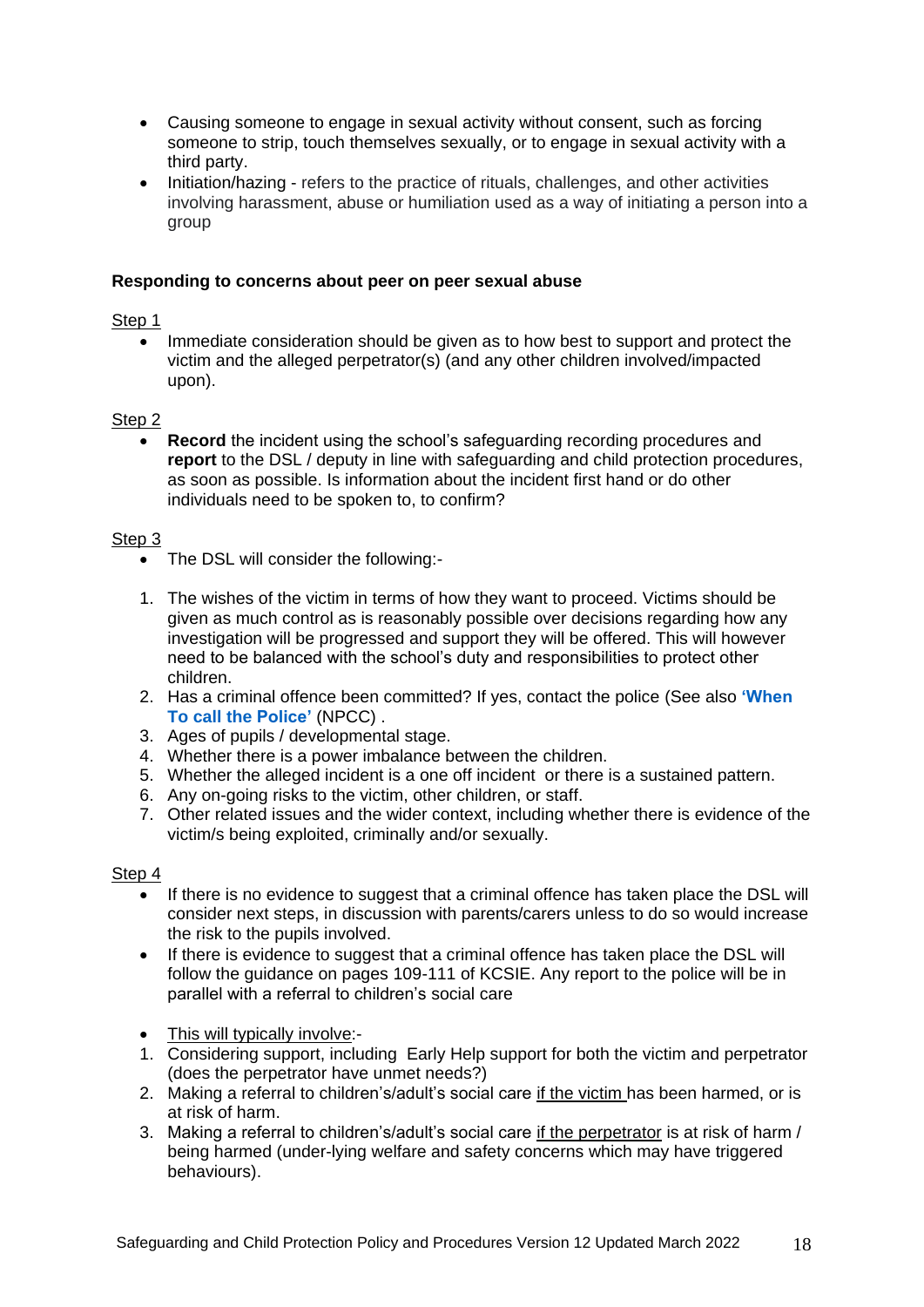- Causing someone to engage in sexual activity without consent, such as forcing someone to strip, touch themselves sexually, or to engage in sexual activity with a third party.
- Initiation/hazing - refers to the practice of rituals, challenges, and other activities involving harassment, abuse or humiliation used as a way of initiating a person into a group

**Responding to concerns about peer on peer sexual abuse**

Step 1

- Immediate consideration should be given as to how best to support and protect the victim and the alleged perpetrator(s) (and any other children involved/impacted upon).

Step 2

- **Record** the incident using the school's safeguarding recording procedures and **report** to the DSL / deputy in line with safeguarding and child protection procedures, as soon as possible. Is information about the incident first hand or do other individuals need to be spoken to, to confirm?

Step 3

- The DSL will consider the following:-

1. The wishes of the victim in terms of how they want to proceed. Victims should be given as much control as is reasonably possible over decisions regarding how any investigation will be progressed and support they will be offered. This will however need to be balanced with the school's duty and responsibilities to protect other children.
2. Has a criminal offence been committed? If yes, contact the police (See also **'When To call the Police'** (NPCC) .
3. Ages of pupils / developmental stage.
4. Whether there is a power imbalance between the children.
5. Whether the alleged incident is a one off incident or there is a sustained pattern.
6. Any on-going risks to the victim, other children, or staff.
7. Other related issues and the wider context, including whether there is evidence of the victim/s being exploited, criminally and/or sexually.

Step 4

- If there is no evidence to suggest that a criminal offence has taken place the DSL will consider next steps, in discussion with parents/carers unless to do so would increase the risk to the pupils involved.
- If there is evidence to suggest that a criminal offence has taken place the DSL will follow the guidance on pages 109-111 of KCSIE. Any report to the police will be in parallel with a referral to children's social care

- This will typically involve:-

1. Considering support, including Early Help support for both the victim and perpetrator (does the perpetrator have unmet needs?)
2. Making a referral to children's/adult's social care if the victim has been harmed, or is at risk of harm.
3. Making a referral to children's/adult's social care if the perpetrator is at risk of harm / being harmed (under-lying welfare and safety concerns which may have triggered behaviours).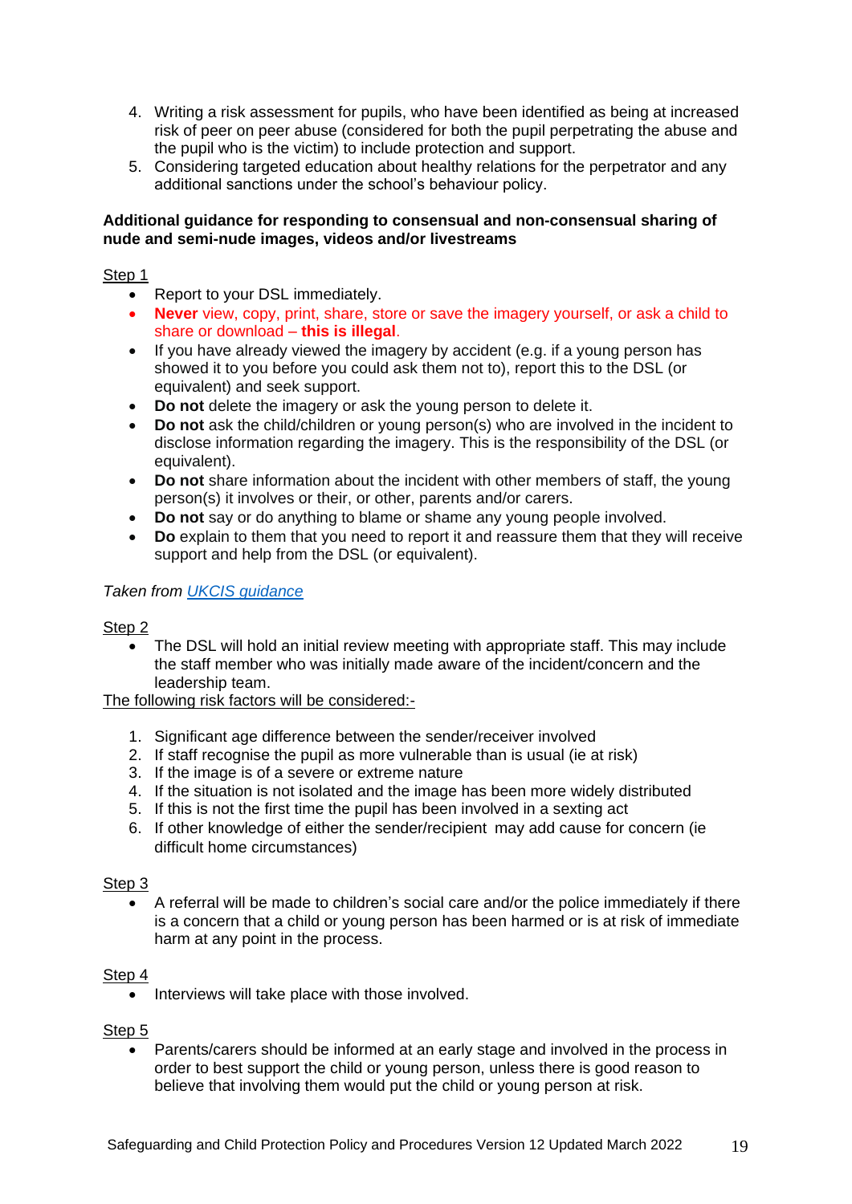4. Writing a risk assessment for pupils, who have been identified as being at increased risk of peer on peer abuse (considered for both the pupil perpetrating the abuse and the pupil who is the victim) to include protection and support.
5. Considering targeted education about healthy relations for the perpetrator and any additional sanctions under the school's behaviour policy.

**Additional guidance for responding to consensual and non-consensual sharing of nude and semi-nude images, videos and/or livestreams**

Step 1

- Report to your DSL immediately.
- **Never** view, copy, print, share, store or save the imagery yourself, or ask a child to share or download – **this is illegal**.
- If you have already viewed the imagery by accident (e.g. if a young person has showed it to you before you could ask them not to), report this to the DSL (or equivalent) and seek support.
- **Do not** delete the imagery or ask the young person to delete it.
- **Do not** ask the child/children or young person(s) who are involved in the incident to disclose information regarding the imagery. This is the responsibility of the DSL (or equivalent).
- **Do not** share information about the incident with other members of staff, the young person(s) it involves or their, or other, parents and/or carers.
- **Do not** say or do anything to blame or shame any young people involved.
- **Do** explain to them that you need to report it and reassure them that they will receive support and help from the DSL (or equivalent).

*Taken from [UKCIS guidance]()*

Step 2

- The DSL will hold an initial review meeting with appropriate staff. This may include the staff member who was initially made aware of the incident/concern and the leadership team.

The following risk factors will be considered:-

1. Significant age difference between the sender/receiver involved
2. If staff recognise the pupil as more vulnerable than is usual (ie at risk)
3. If the image is of a severe or extreme nature
4. If the situation is not isolated and the image has been more widely distributed
5. If this is not the first time the pupil has been involved in a sexting act
6. If other knowledge of either the sender/recipient may add cause for concern (ie difficult home circumstances)

Step 3

- A referral will be made to children's social care and/or the police immediately if there is a concern that a child or young person has been harmed or is at risk of immediate harm at any point in the process.

Step 4

- Interviews will take place with those involved.

Step 5

- Parents/carers should be informed at an early stage and involved in the process in order to best support the child or young person, unless there is good reason to believe that involving them would put the child or young person at risk.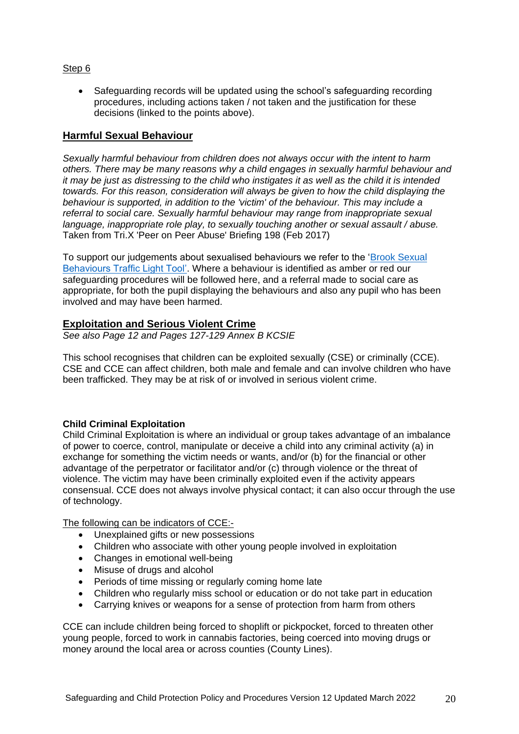Step 6

- Safeguarding records will be updated using the school's safeguarding recording procedures, including actions taken / not taken and the justification for these decisions (linked to the points above).

## Harmful Sexual Behaviour

*Sexually harmful behaviour from children does not always occur with the intent to harm others. There may be many reasons why a child engages in sexually harmful behaviour and it may be just as distressing to the child who instigates it as well as the child it is intended towards. For this reason, consideration will always be given to how the child displaying the behaviour is supported, in addition to the 'victim' of the behaviour. This may include a referral to social care. Sexually harmful behaviour may range from inappropriate sexual language, inappropriate role play, to sexually touching another or sexual assault / abuse.* Taken from Tri.X 'Peer on Peer Abuse' Briefing 198 (Feb 2017)

To support our judgements about sexualised behaviours we refer to the 'Brook Sexual Behaviours Traffic Light Tool'. Where a behaviour is identified as amber or red our safeguarding procedures will be followed here, and a referral made to social care as appropriate, for both the pupil displaying the behaviours and also any pupil who has been involved and may have been harmed.

## Exploitation and Serious Violent Crime

*See also Page 12 and Pages 127-129 Annex B KCSIE*

This school recognises that children can be exploited sexually (CSE) or criminally (CCE). CSE and CCE can affect children, both male and female and can involve children who have been trafficked. They may be at risk of or involved in serious violent crime.

**Child Criminal Exploitation**

Child Criminal Exploitation is where an individual or group takes advantage of an imbalance of power to coerce, control, manipulate or deceive a child into any criminal activity (a) in exchange for something the victim needs or wants, and/or (b) for the financial or other advantage of the perpetrator or facilitator and/or (c) through violence or the threat of violence. The victim may have been criminally exploited even if the activity appears consensual. CCE does not always involve physical contact; it can also occur through the use of technology.

The following can be indicators of CCE:-

- Unexplained gifts or new possessions
- Children who associate with other young people involved in exploitation
- Changes in emotional well-being
- Misuse of drugs and alcohol
- Periods of time missing or regularly coming home late
- Children who regularly miss school or education or do not take part in education
- Carrying knives or weapons for a sense of protection from harm from others

CCE can include children being forced to shoplift or pickpocket, forced to threaten other young people, forced to work in cannabis factories, being coerced into moving drugs or money around the local area or across counties (County Lines).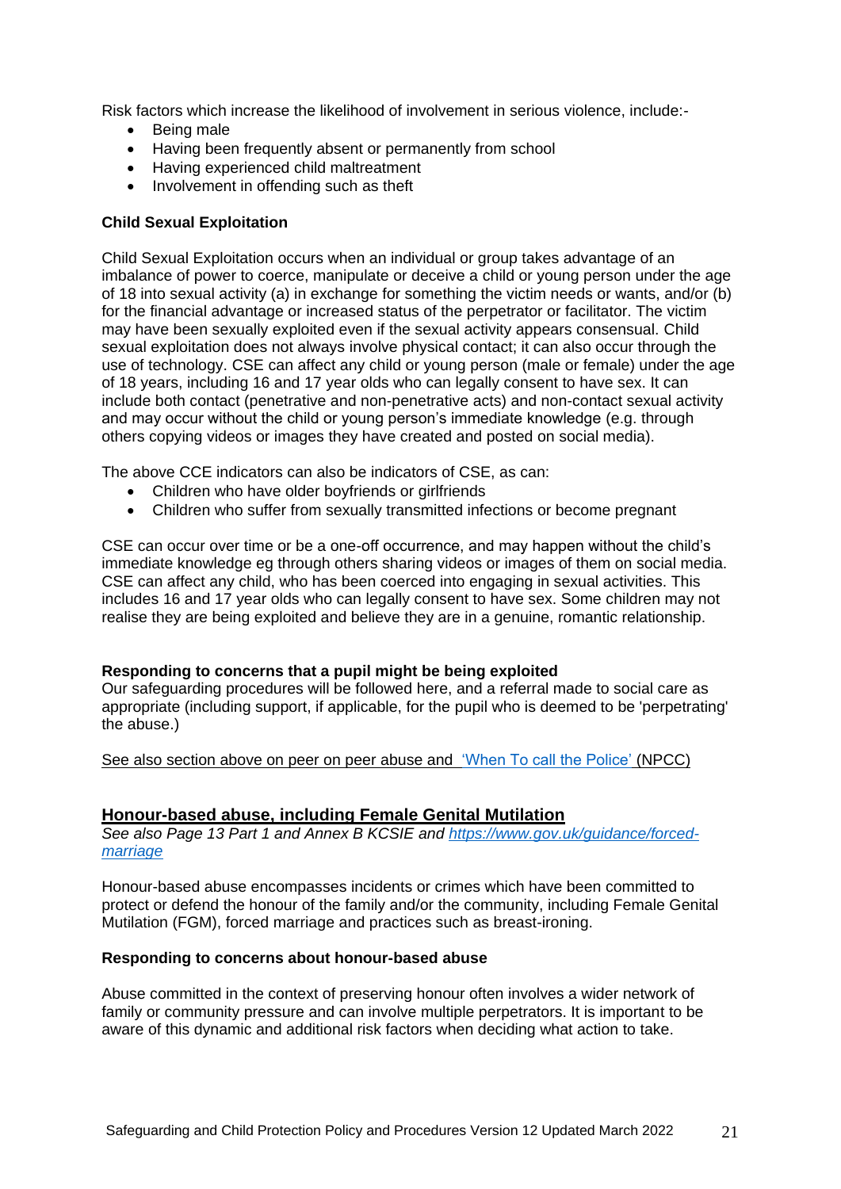Risk factors which increase the likelihood of involvement in serious violence, include:-

- Being male
- Having been frequently absent or permanently from school
- Having experienced child maltreatment
- Involvement in offending such as theft

**Child Sexual Exploitation**

Child Sexual Exploitation occurs when an individual or group takes advantage of an imbalance of power to coerce, manipulate or deceive a child or young person under the age of 18 into sexual activity (a) in exchange for something the victim needs or wants, and/or (b) for the financial advantage or increased status of the perpetrator or facilitator. The victim may have been sexually exploited even if the sexual activity appears consensual. Child sexual exploitation does not always involve physical contact; it can also occur through the use of technology. CSE can affect any child or young person (male or female) under the age of 18 years, including 16 and 17 year olds who can legally consent to have sex. It can include both contact (penetrative and non-penetrative acts) and non-contact sexual activity and may occur without the child or young person's immediate knowledge (e.g. through others copying videos or images they have created and posted on social media).

The above CCE indicators can also be indicators of CSE, as can:

- Children who have older boyfriends or girlfriends
- Children who suffer from sexually transmitted infections or become pregnant

CSE can occur over time or be a one-off occurrence, and may happen without the child's immediate knowledge eg through others sharing videos or images of them on social media. CSE can affect any child, who has been coerced into engaging in sexual activities. This includes 16 and 17 year olds who can legally consent to have sex. Some children may not realise they are being exploited and believe they are in a genuine, romantic relationship.

**Responding to concerns that a pupil might be being exploited**
Our safeguarding procedures will be followed here, and a referral made to social care as appropriate (including support, if applicable, for the pupil who is deemed to be 'perpetrating' the abuse.)

See also section above on peer on peer abuse and 'When To call the Police' (NPCC)

## Honour-based abuse, including Female Genital Mutilation

*See also Page 13 Part 1 and Annex B KCSIE and https://www.gov.uk/guidance/forced-marriage*

Honour-based abuse encompasses incidents or crimes which have been committed to protect or defend the honour of the family and/or the community, including Female Genital Mutilation (FGM), forced marriage and practices such as breast-ironing.

**Responding to concerns about honour-based abuse**

Abuse committed in the context of preserving honour often involves a wider network of family or community pressure and can involve multiple perpetrators. It is important to be aware of this dynamic and additional risk factors when deciding what action to take.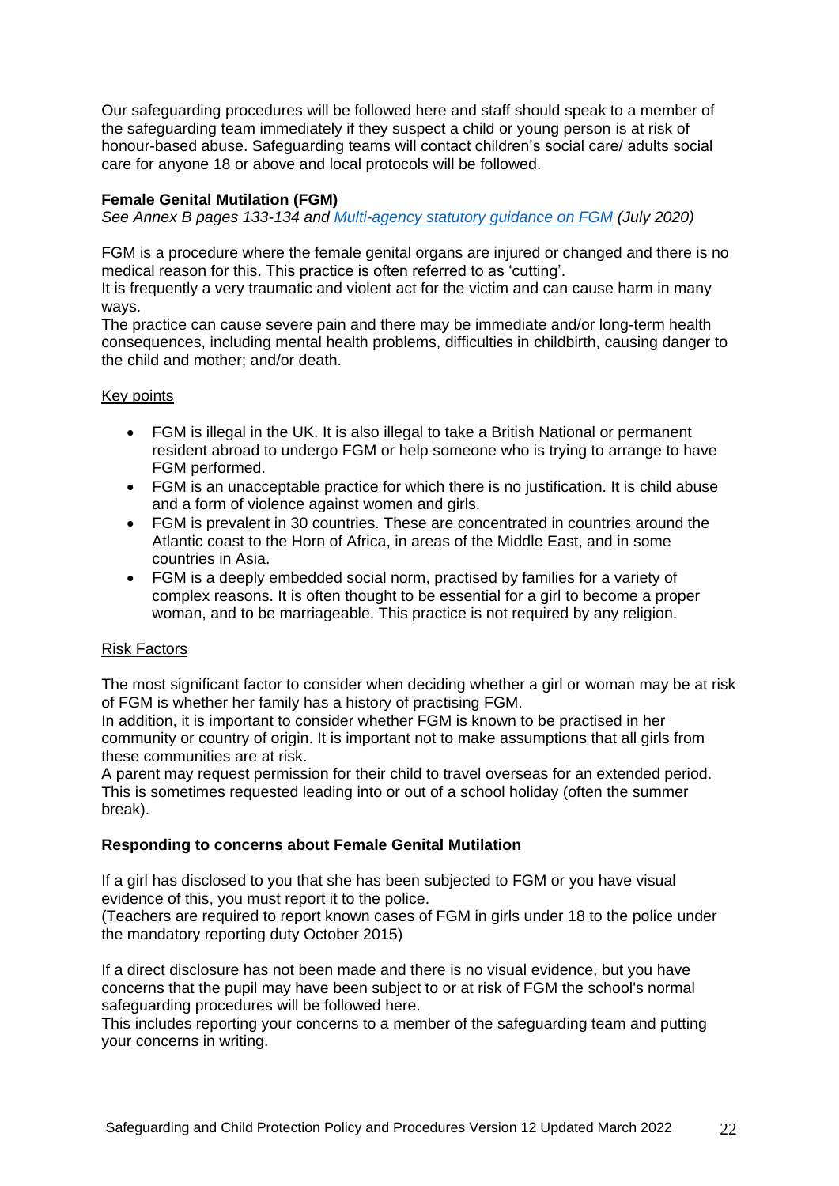Our safeguarding procedures will be followed here and staff should speak to a member of the safeguarding team immediately if they suspect a child or young person is at risk of honour-based abuse. Safeguarding teams will contact children's social care/ adults social care for anyone 18 or above and local protocols will be followed.

**Female Genital Mutilation (FGM)**

*See Annex B pages 133-134 and [Multi-agency statutory guidance on FGM](#) (July 2020)*

FGM is a procedure where the female genital organs are injured or changed and there is no medical reason for this. This practice is often referred to as 'cutting'.
It is frequently a very traumatic and violent act for the victim and can cause harm in many ways.
The practice can cause severe pain and there may be immediate and/or long-term health consequences, including mental health problems, difficulties in childbirth, causing danger to the child and mother; and/or death.

<u>Key points</u>

- FGM is illegal in the UK. It is also illegal to take a British National or permanent resident abroad to undergo FGM or help someone who is trying to arrange to have FGM performed.
- FGM is an unacceptable practice for which there is no justification. It is child abuse and a form of violence against women and girls.
- FGM is prevalent in 30 countries. These are concentrated in countries around the Atlantic coast to the Horn of Africa, in areas of the Middle East, and in some countries in Asia.
- FGM is a deeply embedded social norm, practised by families for a variety of complex reasons. It is often thought to be essential for a girl to become a proper woman, and to be marriageable. This practice is not required by any religion.

<u>Risk Factors</u>

The most significant factor to consider when deciding whether a girl or woman may be at risk of FGM is whether her family has a history of practising FGM.
In addition, it is important to consider whether FGM is known to be practised in her community or country of origin. It is important not to make assumptions that all girls from these communities are at risk.
A parent may request permission for their child to travel overseas for an extended period. This is sometimes requested leading into or out of a school holiday (often the summer break).

**Responding to concerns about Female Genital Mutilation**

If a girl has disclosed to you that she has been subjected to FGM or you have visual evidence of this, you must report it to the police.
(Teachers are required to report known cases of FGM in girls under 18 to the police under the mandatory reporting duty October 2015)

If a direct disclosure has not been made and there is no visual evidence, but you have concerns that the pupil may have been subject to or at risk of FGM the school's normal safeguarding procedures will be followed here.
This includes reporting your concerns to a member of the safeguarding team and putting your concerns in writing.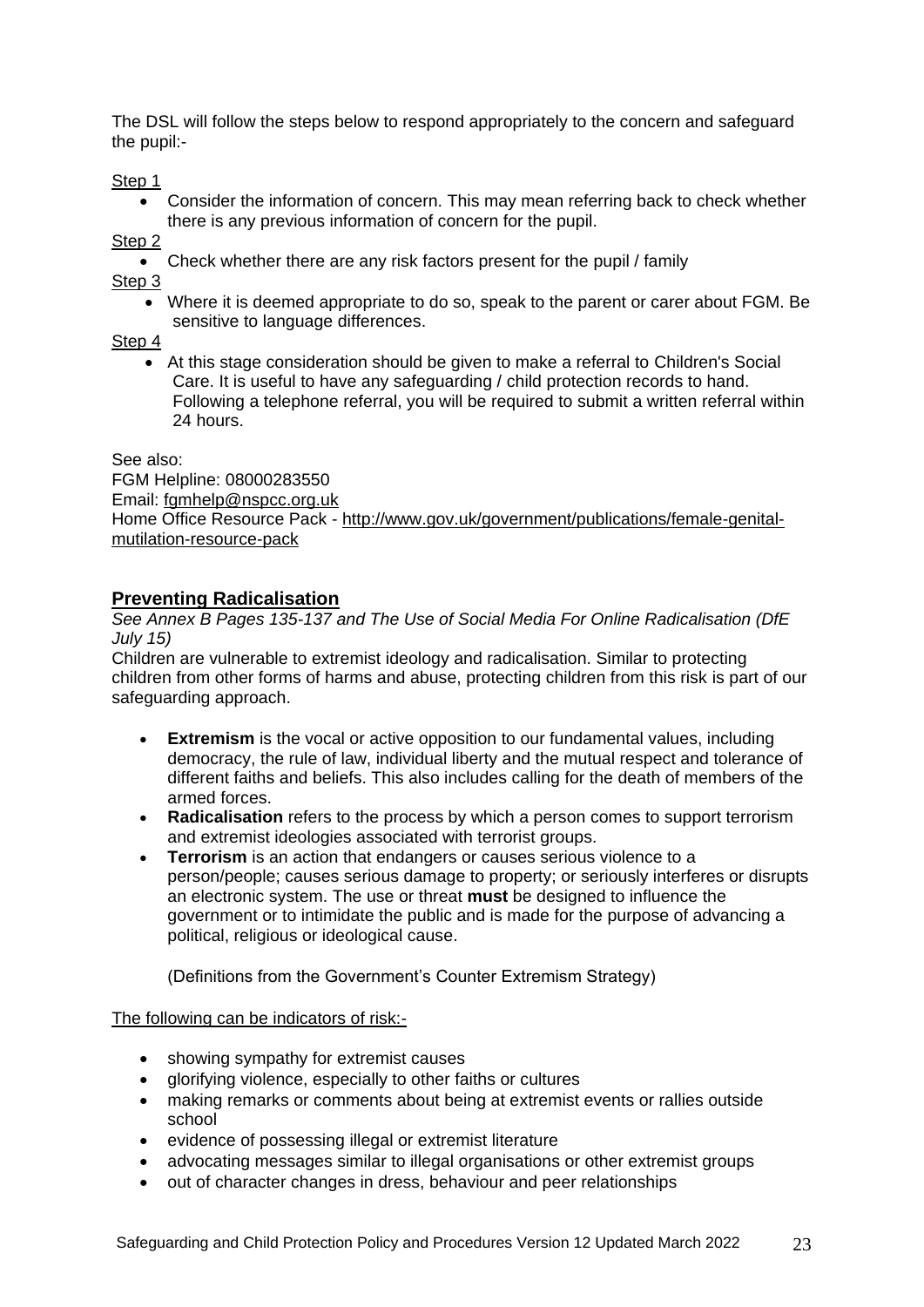The DSL will follow the steps below to respond appropriately to the concern and safeguard the pupil:-

Step 1

- Consider the information of concern. This may mean referring back to check whether there is any previous information of concern for the pupil.

Step 2

- Check whether there are any risk factors present for the pupil / family

Step 3

- Where it is deemed appropriate to do so, speak to the parent or carer about FGM. Be sensitive to language differences.

Step 4

- At this stage consideration should be given to make a referral to Children's Social Care. It is useful to have any safeguarding / child protection records to hand. Following a telephone referral, you will be required to submit a written referral within 24 hours.

See also:
FGM Helpline: 08000283550
Email: fgmhelp@nspcc.org.uk
Home Office Resource Pack - http://www.gov.uk/government/publications/female-genital-mutilation-resource-pack

## Preventing Radicalisation

*See Annex B Pages 135-137 and The Use of Social Media For Online Radicalisation (DfE July 15)*

Children are vulnerable to extremist ideology and radicalisation. Similar to protecting children from other forms of harms and abuse, protecting children from this risk is part of our safeguarding approach.

- **Extremism** is the vocal or active opposition to our fundamental values, including democracy, the rule of law, individual liberty and the mutual respect and tolerance of different faiths and beliefs. This also includes calling for the death of members of the armed forces.
- **Radicalisation** refers to the process by which a person comes to support terrorism and extremist ideologies associated with terrorist groups.
- **Terrorism** is an action that endangers or causes serious violence to a person/people; causes serious damage to property; or seriously interferes or disrupts an electronic system. The use or threat **must** be designed to influence the government or to intimidate the public and is made for the purpose of advancing a political, religious or ideological cause.

  (Definitions from the Government's Counter Extremism Strategy)

The following can be indicators of risk:-

- showing sympathy for extremist causes
- glorifying violence, especially to other faiths or cultures
- making remarks or comments about being at extremist events or rallies outside school
- evidence of possessing illegal or extremist literature
- advocating messages similar to illegal organisations or other extremist groups
- out of character changes in dress, behaviour and peer relationships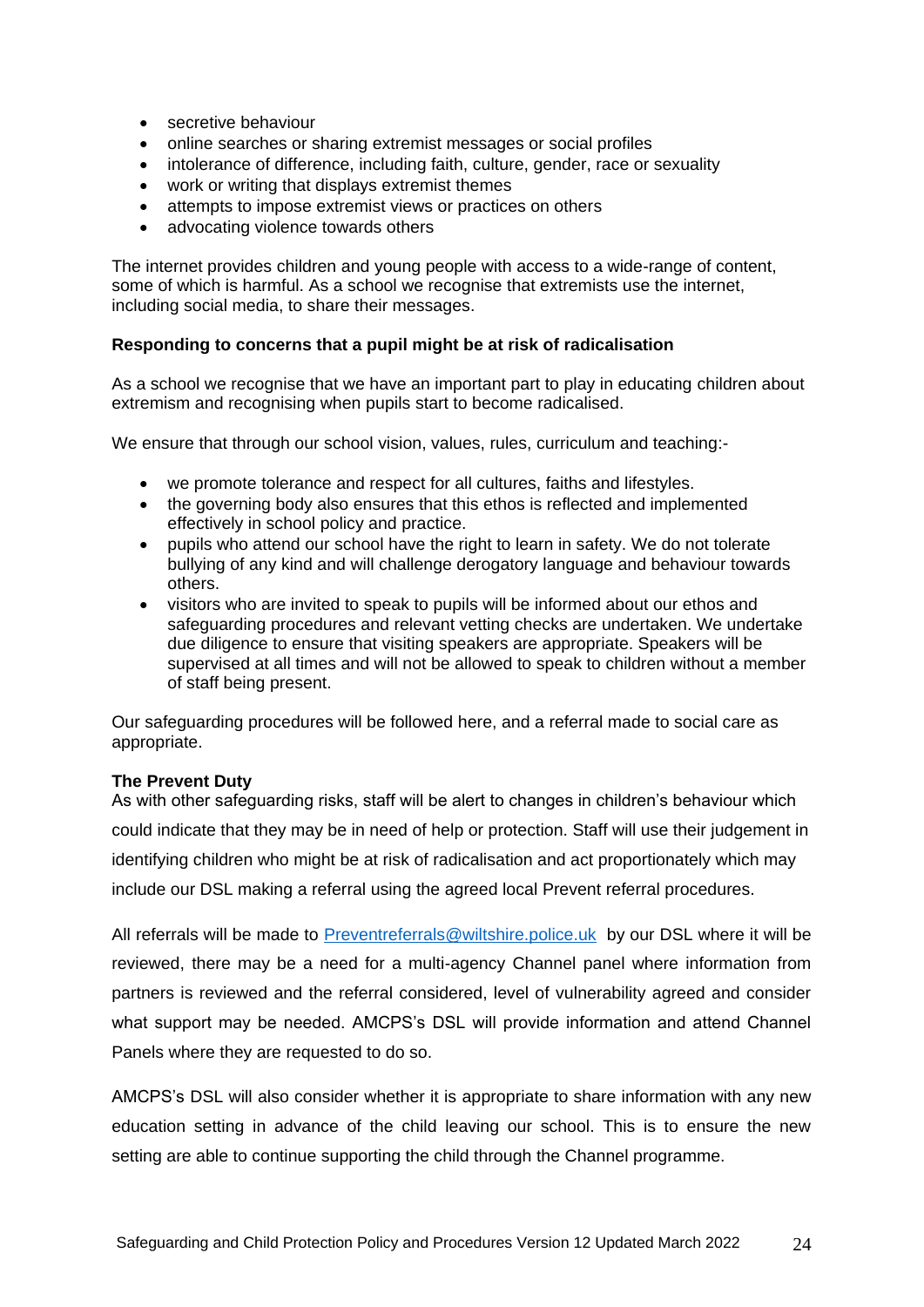- secretive behaviour
- online searches or sharing extremist messages or social profiles
- intolerance of difference, including faith, culture, gender, race or sexuality
- work or writing that displays extremist themes
- attempts to impose extremist views or practices on others
- advocating violence towards others

The internet provides children and young people with access to a wide-range of content, some of which is harmful. As a school we recognise that extremists use the internet, including social media, to share their messages.

**Responding to concerns that a pupil might be at risk of radicalisation**

As a school we recognise that we have an important part to play in educating children about extremism and recognising when pupils start to become radicalised.

We ensure that through our school vision, values, rules, curriculum and teaching:-

- we promote tolerance and respect for all cultures, faiths and lifestyles.
- the governing body also ensures that this ethos is reflected and implemented effectively in school policy and practice.
- pupils who attend our school have the right to learn in safety. We do not tolerate bullying of any kind and will challenge derogatory language and behaviour towards others.
- visitors who are invited to speak to pupils will be informed about our ethos and safeguarding procedures and relevant vetting checks are undertaken. We undertake due diligence to ensure that visiting speakers are appropriate. Speakers will be supervised at all times and will not be allowed to speak to children without a member of staff being present.

Our safeguarding procedures will be followed here, and a referral made to social care as appropriate.

**The Prevent Duty**

As with other safeguarding risks, staff will be alert to changes in children's behaviour which could indicate that they may be in need of help or protection. Staff will use their judgement in identifying children who might be at risk of radicalisation and act proportionately which may include our DSL making a referral using the agreed local Prevent referral procedures.

All referrals will be made to Preventreferrals@wiltshire.police.uk by our DSL where it will be reviewed, there may be a need for a multi-agency Channel panel where information from partners is reviewed and the referral considered, level of vulnerability agreed and consider what support may be needed. AMCPS's DSL will provide information and attend Channel Panels where they are requested to do so.

AMCPS's DSL will also consider whether it is appropriate to share information with any new education setting in advance of the child leaving our school. This is to ensure the new setting are able to continue supporting the child through the Channel programme.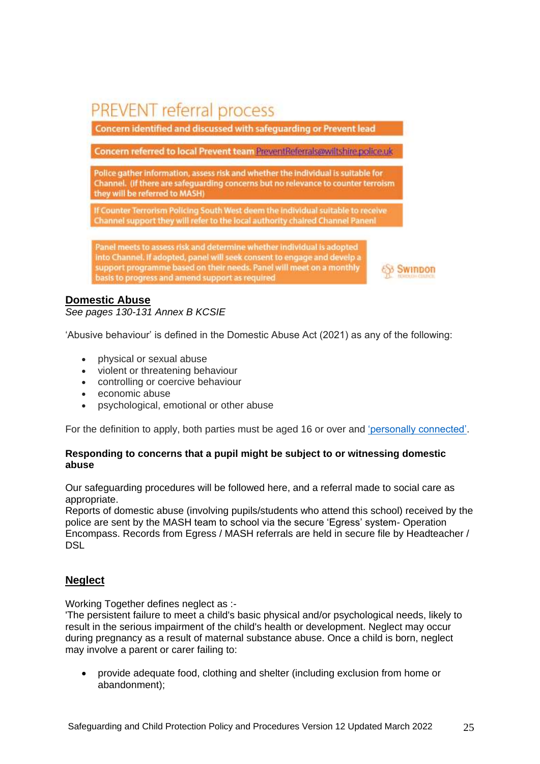PREVENT referral process

Concern identified and discussed with safeguarding or Prevent lead

Concern referred to local Prevent team PreventReferrals@wiltshire.police.uk

Police gather information, assess risk and whether the individual is suitable for Channel. (If there are safeguarding concerns but no relevance to counter terroism they will be referred to MASH)

If Counter Terrorism Policing South West deem the individual suitable to receive Channel support they will refer to the local authority chaired Channel Panenl

Panel meets to assess risk and determine whether individual is adopted into Channel. If adopted, panel will seek consent to engage and develp a support programme based on their needs. Panel will meet on a monthly basis to progress and amend support as required

Swindon Borough Council

## Domestic Abuse

*See pages 130-131 Annex B KCSIE*

'Abusive behaviour' is defined in the Domestic Abuse Act (2021) as any of the following:

- physical or sexual abuse
- violent or threatening behaviour
- controlling or coercive behaviour
- economic abuse
- psychological, emotional or other abuse

For the definition to apply, both parties must be aged 16 or over and 'personally connected'.

**Responding to concerns that a pupil might be subject to or witnessing domestic abuse**

Our safeguarding procedures will be followed here, and a referral made to social care as appropriate.
Reports of domestic abuse (involving pupils/students who attend this school) received by the police are sent by the MASH team to school via the secure 'Egress' system- Operation Encompass. Records from Egress / MASH referrals are held in secure file by Headteacher / DSL

## Neglect

Working Together defines neglect as :-
'The persistent failure to meet a child's basic physical and/or psychological needs, likely to result in the serious impairment of the child's health or development. Neglect may occur during pregnancy as a result of maternal substance abuse. Once a child is born, neglect may involve a parent or carer failing to:

- provide adequate food, clothing and shelter (including exclusion from home or abandonment);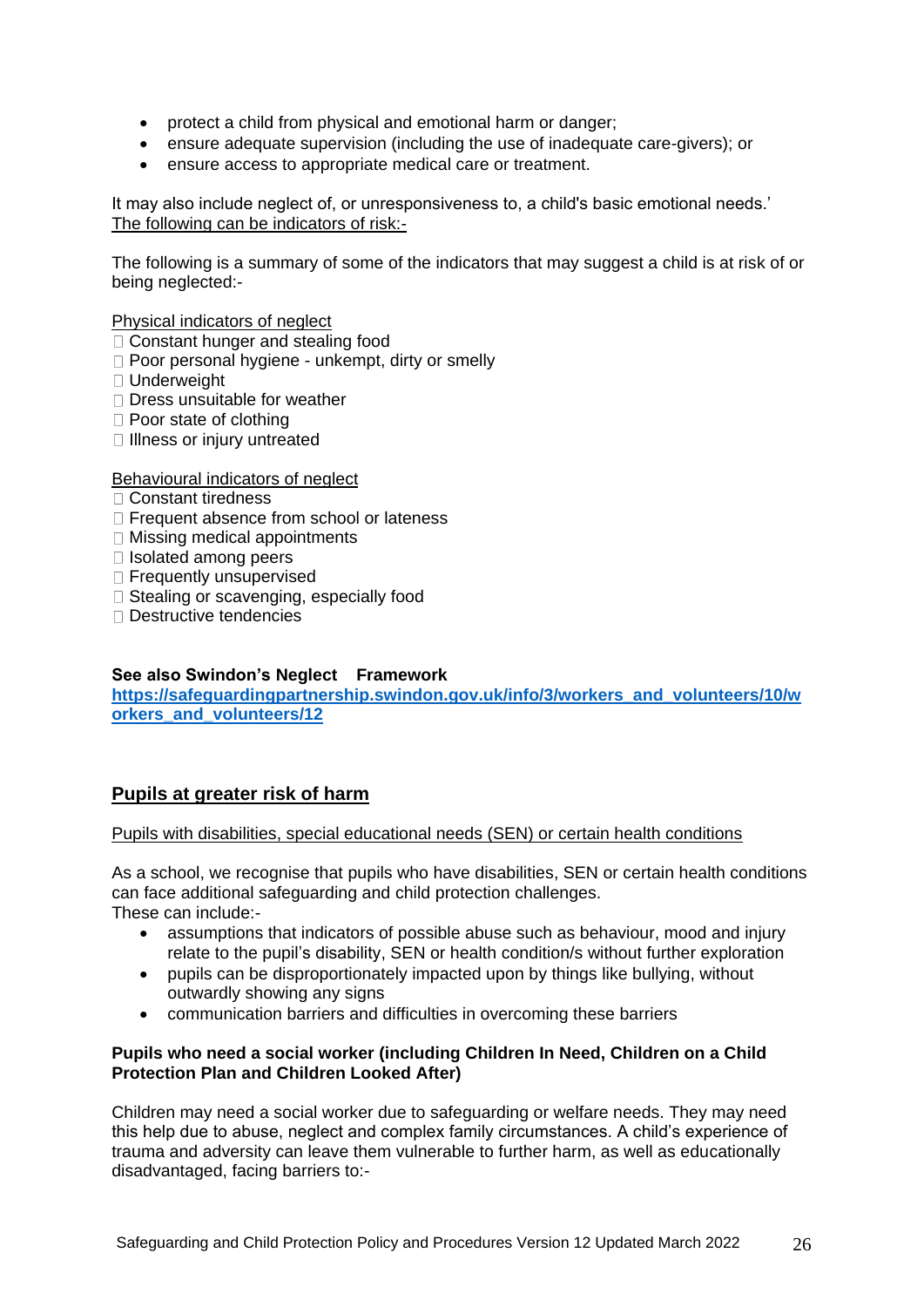- protect a child from physical and emotional harm or danger;
- ensure adequate supervision (including the use of inadequate care-givers); or
- ensure access to appropriate medical care or treatment.

It may also include neglect of, or unresponsiveness to, a child's basic emotional needs.'
The following can be indicators of risk:-

The following is a summary of some of the indicators that may suggest a child is at risk of or being neglected:-

Physical indicators of neglect

- Constant hunger and stealing food
- Poor personal hygiene - unkempt, dirty or smelly
- Underweight
- Dress unsuitable for weather
- Poor state of clothing
- Illness or injury untreated

Behavioural indicators of neglect

- Constant tiredness
- Frequent absence from school or lateness
- Missing medical appointments
- Isolated among peers
- Frequently unsupervised
- Stealing or scavenging, especially food
- Destructive tendencies

**See also Swindon's Neglect Framework**
**https://safeguardingpartnership.swindon.gov.uk/info/3/workers_and_volunteers/10/workers_and_volunteers/12**

## Pupils at greater risk of harm

Pupils with disabilities, special educational needs (SEN) or certain health conditions

As a school, we recognise that pupils who have disabilities, SEN or certain health conditions can face additional safeguarding and child protection challenges.
These can include:-

- assumptions that indicators of possible abuse such as behaviour, mood and injury relate to the pupil's disability, SEN or health condition/s without further exploration
- pupils can be disproportionately impacted upon by things like bullying, without outwardly showing any signs
- communication barriers and difficulties in overcoming these barriers

**Pupils who need a social worker (including Children In Need, Children on a Child Protection Plan and Children Looked After)**

Children may need a social worker due to safeguarding or welfare needs. They may need this help due to abuse, neglect and complex family circumstances. A child's experience of trauma and adversity can leave them vulnerable to further harm, as well as educationally disadvantaged, facing barriers to:-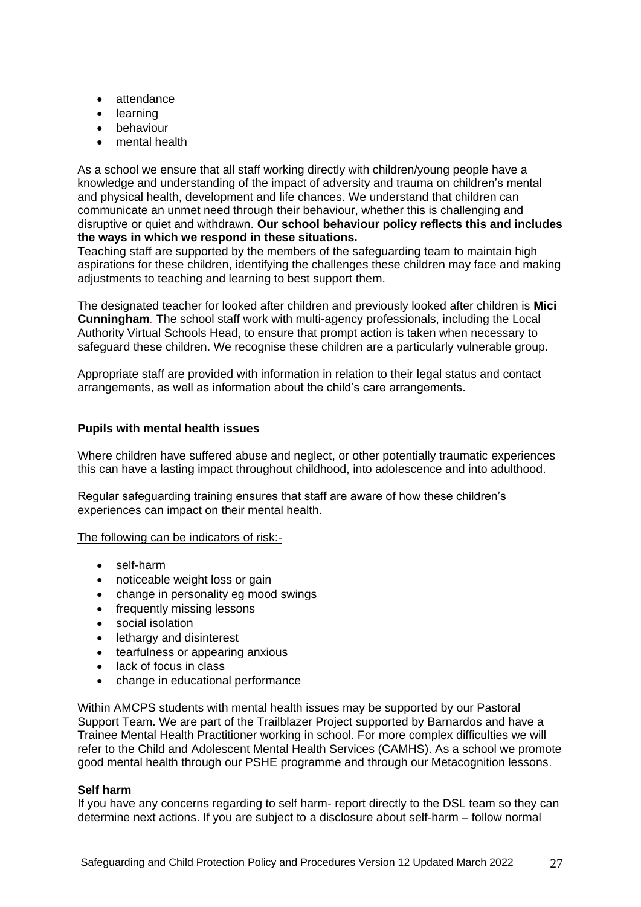- attendance
- learning
- behaviour
- mental health

As a school we ensure that all staff working directly with children/young people have a knowledge and understanding of the impact of adversity and trauma on children's mental and physical health, development and life chances. We understand that children can communicate an unmet need through their behaviour, whether this is challenging and disruptive or quiet and withdrawn. **Our school behaviour policy reflects this and includes the ways in which we respond in these situations.**
Teaching staff are supported by the members of the safeguarding team to maintain high aspirations for these children, identifying the challenges these children may face and making adjustments to teaching and learning to best support them.

The designated teacher for looked after children and previously looked after children is **Mici Cunningham**. The school staff work with multi-agency professionals, including the Local Authority Virtual Schools Head, to ensure that prompt action is taken when necessary to safeguard these children. We recognise these children are a particularly vulnerable group.

Appropriate staff are provided with information in relation to their legal status and contact arrangements, as well as information about the child's care arrangements.

**Pupils with mental health issues**

Where children have suffered abuse and neglect, or other potentially traumatic experiences this can have a lasting impact throughout childhood, into adolescence and into adulthood.

Regular safeguarding training ensures that staff are aware of how these children's experiences can impact on their mental health.

The following can be indicators of risk:-

- self-harm
- noticeable weight loss or gain
- change in personality eg mood swings
- frequently missing lessons
- social isolation
- lethargy and disinterest
- tearfulness or appearing anxious
- lack of focus in class
- change in educational performance

Within AMCPS students with mental health issues may be supported by our Pastoral Support Team. We are part of the Trailblazer Project supported by Barnardos and have a Trainee Mental Health Practitioner working in school. For more complex difficulties we will refer to the Child and Adolescent Mental Health Services (CAMHS). As a school we promote good mental health through our PSHE programme and through our Metacognition lessons.

**Self harm**
If you have any concerns regarding to self harm- report directly to the DSL team so they can determine next actions. If you are subject to a disclosure about self-harm – follow normal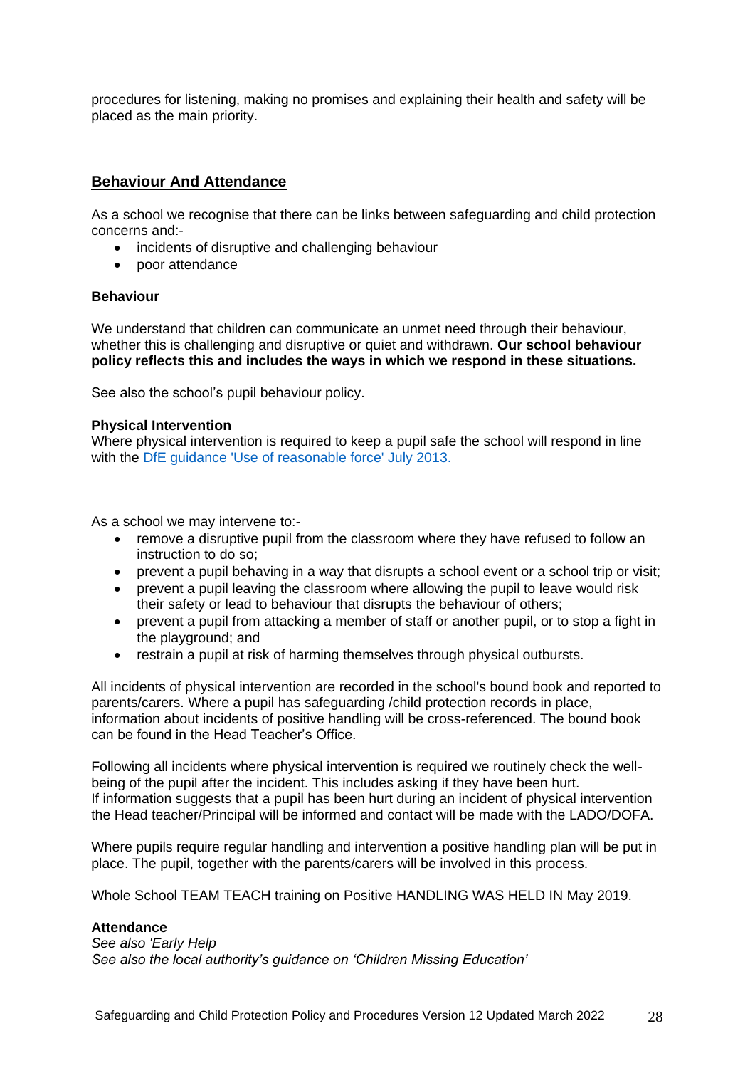procedures for listening, making no promises and explaining their health and safety will be placed as the main priority.

## Behaviour And Attendance

As a school we recognise that there can be links between safeguarding and child protection concerns and:-

- incidents of disruptive and challenging behaviour
- poor attendance

### Behaviour

We understand that children can communicate an unmet need through their behaviour, whether this is challenging and disruptive or quiet and withdrawn. **Our school behaviour policy reflects this and includes the ways in which we respond in these situations.**

See also the school's pupil behaviour policy.

**Physical Intervention**
Where physical intervention is required to keep a pupil safe the school will respond in line with the DfE guidance 'Use of reasonable force' July 2013.

As a school we may intervene to:-

- remove a disruptive pupil from the classroom where they have refused to follow an instruction to do so;
- prevent a pupil behaving in a way that disrupts a school event or a school trip or visit;
- prevent a pupil leaving the classroom where allowing the pupil to leave would risk their safety or lead to behaviour that disrupts the behaviour of others;
- prevent a pupil from attacking a member of staff or another pupil, or to stop a fight in the playground; and
- restrain a pupil at risk of harming themselves through physical outbursts.

All incidents of physical intervention are recorded in the school's bound book and reported to parents/carers. Where a pupil has safeguarding /child protection records in place, information about incidents of positive handling will be cross-referenced. The bound book can be found in the Head Teacher's Office.

Following all incidents where physical intervention is required we routinely check the well-being of the pupil after the incident. This includes asking if they have been hurt.
If information suggests that a pupil has been hurt during an incident of physical intervention the Head teacher/Principal will be informed and contact will be made with the LADO/DOFA.

Where pupils require regular handling and intervention a positive handling plan will be put in place. The pupil, together with the parents/carers will be involved in this process.

Whole School TEAM TEACH training on Positive HANDLING WAS HELD IN May 2019.

### Attendance

*See also 'Early Help*
*See also the local authority's guidance on 'Children Missing Education'*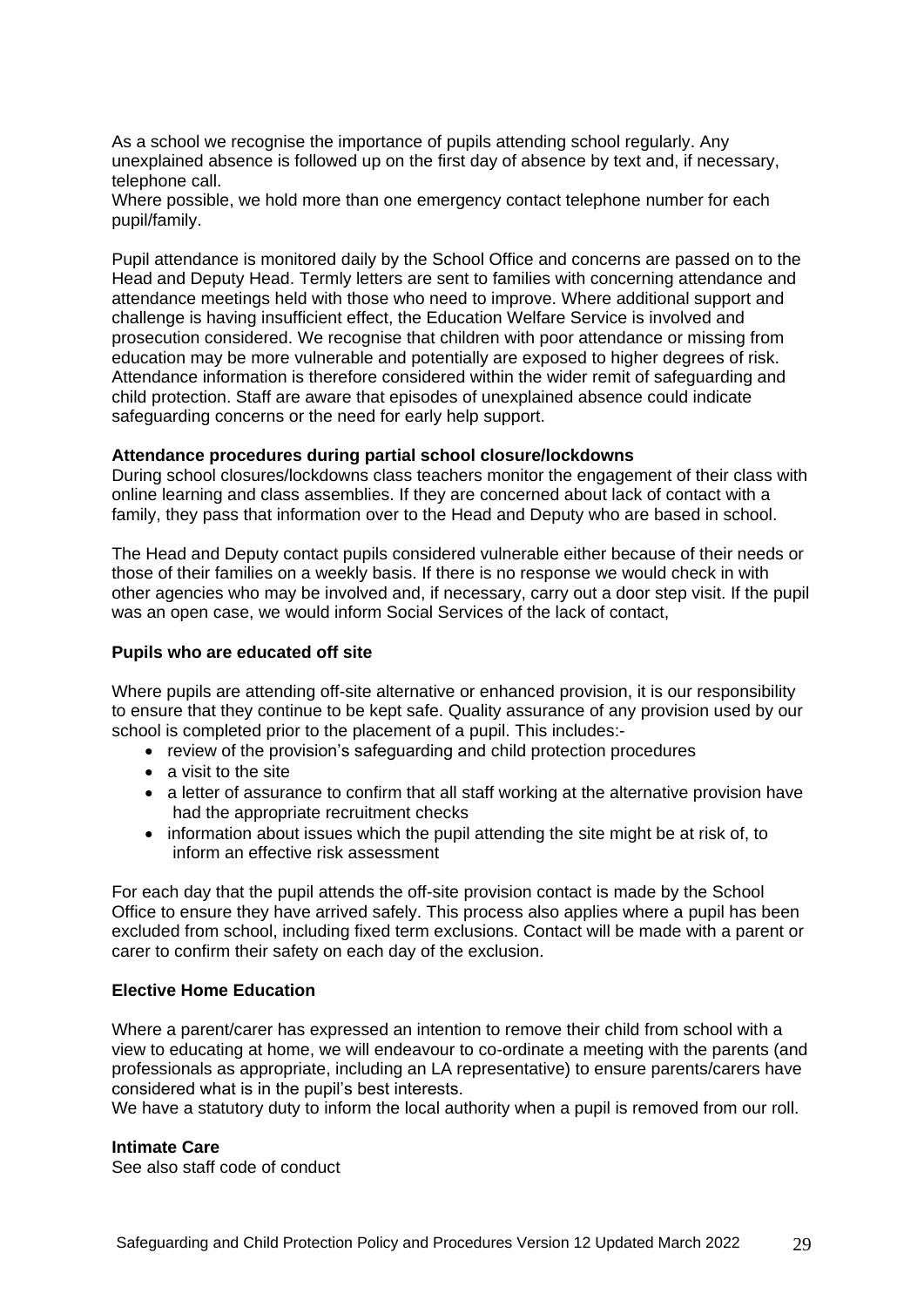As a school we recognise the importance of pupils attending school regularly. Any unexplained absence is followed up on the first day of absence by text and, if necessary, telephone call.
Where possible, we hold more than one emergency contact telephone number for each pupil/family.

Pupil attendance is monitored daily by the School Office and concerns are passed on to the Head and Deputy Head. Termly letters are sent to families with concerning attendance and attendance meetings held with those who need to improve. Where additional support and challenge is having insufficient effect, the Education Welfare Service is involved and prosecution considered. We recognise that children with poor attendance or missing from education may be more vulnerable and potentially are exposed to higher degrees of risk. Attendance information is therefore considered within the wider remit of safeguarding and child protection. Staff are aware that episodes of unexplained absence could indicate safeguarding concerns or the need for early help support.

**Attendance procedures during partial school closure/lockdowns**
During school closures/lockdowns class teachers monitor the engagement of their class with online learning and class assemblies. If they are concerned about lack of contact with a family, they pass that information over to the Head and Deputy who are based in school.

The Head and Deputy contact pupils considered vulnerable either because of their needs or those of their families on a weekly basis. If there is no response we would check in with other agencies who may be involved and, if necessary, carry out a door step visit. If the pupil was an open case, we would inform Social Services of the lack of contact,

**Pupils who are educated off site**

Where pupils are attending off-site alternative or enhanced provision, it is our responsibility to ensure that they continue to be kept safe. Quality assurance of any provision used by our school is completed prior to the placement of a pupil. This includes:-

- review of the provision's safeguarding and child protection procedures
- a visit to the site
- a letter of assurance to confirm that all staff working at the alternative provision have had the appropriate recruitment checks
- information about issues which the pupil attending the site might be at risk of, to inform an effective risk assessment

For each day that the pupil attends the off-site provision contact is made by the School Office to ensure they have arrived safely. This process also applies where a pupil has been excluded from school, including fixed term exclusions. Contact will be made with a parent or carer to confirm their safety on each day of the exclusion.

**Elective Home Education**

Where a parent/carer has expressed an intention to remove their child from school with a view to educating at home, we will endeavour to co-ordinate a meeting with the parents (and professionals as appropriate, including an LA representative) to ensure parents/carers have considered what is in the pupil's best interests.
We have a statutory duty to inform the local authority when a pupil is removed from our roll.

**Intimate Care**
See also staff code of conduct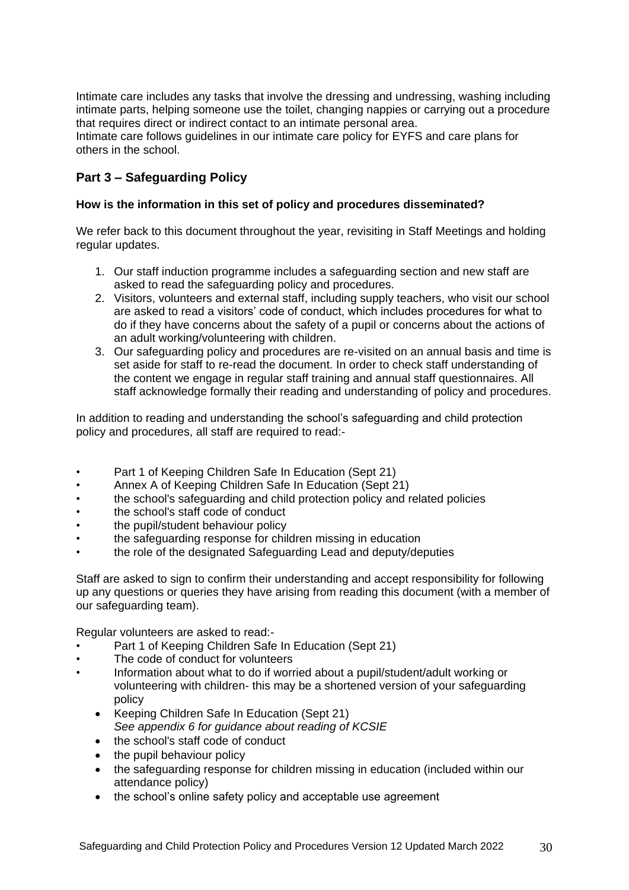Intimate care includes any tasks that involve the dressing and undressing, washing including intimate parts, helping someone use the toilet, changing nappies or carrying out a procedure that requires direct or indirect contact to an intimate personal area.
Intimate care follows guidelines in our intimate care policy for EYFS and care plans for others in the school.

## Part 3 – Safeguarding Policy

**How is the information in this set of policy and procedures disseminated?**

We refer back to this document throughout the year, revisiting in Staff Meetings and holding regular updates.

1. Our staff induction programme includes a safeguarding section and new staff are asked to read the safeguarding policy and procedures.
2. Visitors, volunteers and external staff, including supply teachers, who visit our school are asked to read a visitors' code of conduct, which includes procedures for what to do if they have concerns about the safety of a pupil or concerns about the actions of an adult working/volunteering with children.
3. Our safeguarding policy and procedures are re-visited on an annual basis and time is set aside for staff to re-read the document. In order to check staff understanding of the content we engage in regular staff training and annual staff questionnaires. All staff acknowledge formally their reading and understanding of policy and procedures.

In addition to reading and understanding the school's safeguarding and child protection policy and procedures, all staff are required to read:-

- Part 1 of Keeping Children Safe In Education (Sept 21)
- Annex A of Keeping Children Safe In Education (Sept 21)
- the school's safeguarding and child protection policy and related policies
- the school's staff code of conduct
- the pupil/student behaviour policy
- the safeguarding response for children missing in education
- the role of the designated Safeguarding Lead and deputy/deputies

Staff are asked to sign to confirm their understanding and accept responsibility for following up any questions or queries they have arising from reading this document (with a member of our safeguarding team).

Regular volunteers are asked to read:-

- Part 1 of Keeping Children Safe In Education (Sept 21)
- The code of conduct for volunteers
- Information about what to do if worried about a pupil/student/adult working or volunteering with children- this may be a shortened version of your safeguarding policy
  - Keeping Children Safe In Education (Sept 21)
    *See appendix 6 for guidance about reading of KCSIE*
  - the school's staff code of conduct
  - the pupil behaviour policy
  - the safeguarding response for children missing in education (included within our attendance policy)
  - the school's online safety policy and acceptable use agreement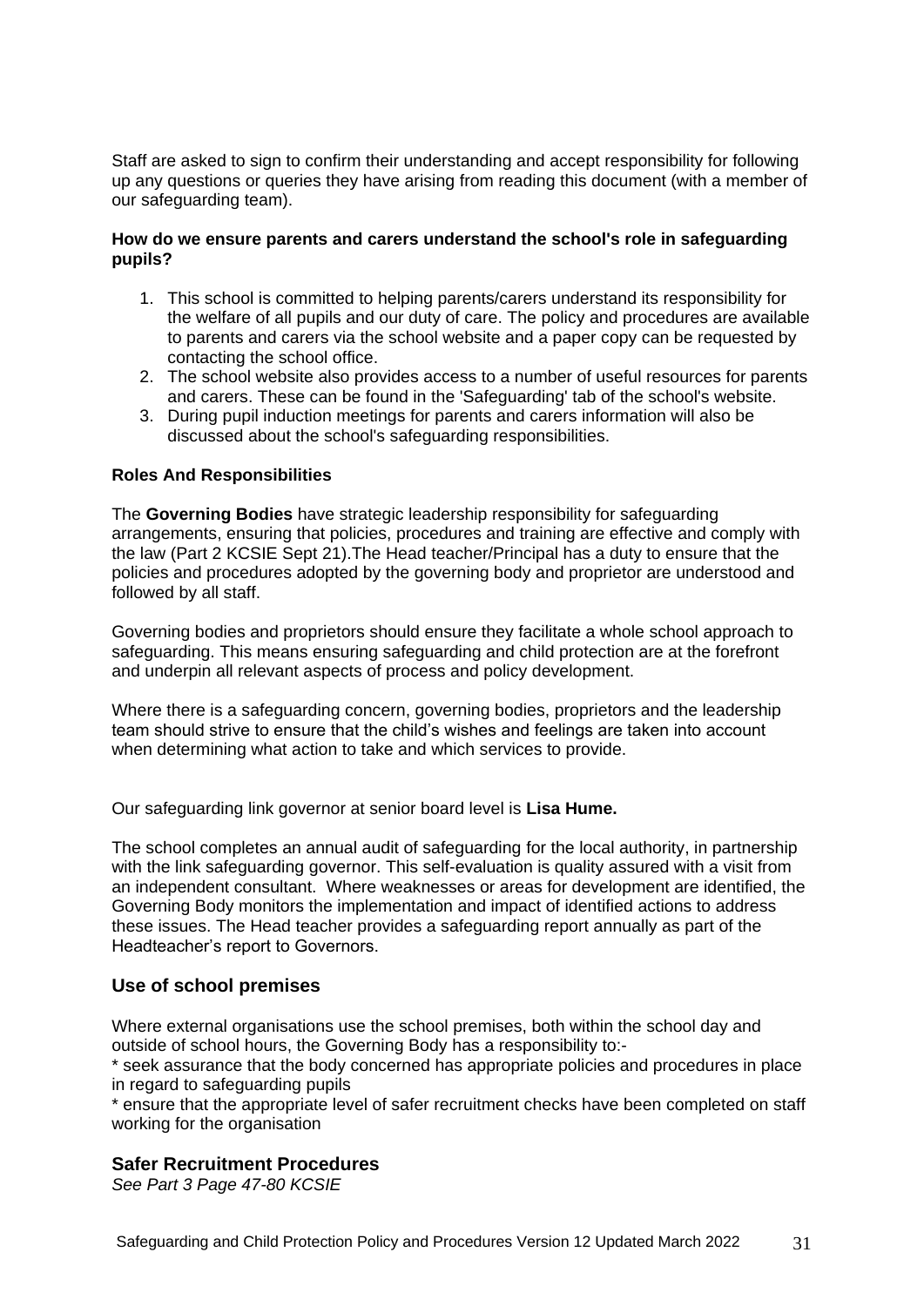Staff are asked to sign to confirm their understanding and accept responsibility for following up any questions or queries they have arising from reading this document (with a member of our safeguarding team).

**How do we ensure parents and carers understand the school's role in safeguarding pupils?**

1. This school is committed to helping parents/carers understand its responsibility for the welfare of all pupils and our duty of care. The policy and procedures are available to parents and carers via the school website and a paper copy can be requested by contacting the school office.
2. The school website also provides access to a number of useful resources for parents and carers. These can be found in the 'Safeguarding' tab of the school's website.
3. During pupil induction meetings for parents and carers information will also be discussed about the school's safeguarding responsibilities.

**Roles And Responsibilities**

The **Governing Bodies** have strategic leadership responsibility for safeguarding arrangements, ensuring that policies, procedures and training are effective and comply with the law (Part 2 KCSIE Sept 21).The Head teacher/Principal has a duty to ensure that the policies and procedures adopted by the governing body and proprietor are understood and followed by all staff.

Governing bodies and proprietors should ensure they facilitate a whole school approach to safeguarding. This means ensuring safeguarding and child protection are at the forefront and underpin all relevant aspects of process and policy development.

Where there is a safeguarding concern, governing bodies, proprietors and the leadership team should strive to ensure that the child's wishes and feelings are taken into account when determining what action to take and which services to provide.

Our safeguarding link governor at senior board level is **Lisa Hume.**

The school completes an annual audit of safeguarding for the local authority, in partnership with the link safeguarding governor. This self-evaluation is quality assured with a visit from an independent consultant. Where weaknesses or areas for development are identified, the Governing Body monitors the implementation and impact of identified actions to address these issues. The Head teacher provides a safeguarding report annually as part of the Headteacher's report to Governors.

## Use of school premises

Where external organisations use the school premises, both within the school day and outside of school hours, the Governing Body has a responsibility to:-

* seek assurance that the body concerned has appropriate policies and procedures in place in regard to safeguarding pupils

* ensure that the appropriate level of safer recruitment checks have been completed on staff working for the organisation

## Safer Recruitment Procedures

*See Part 3 Page 47-80 KCSIE*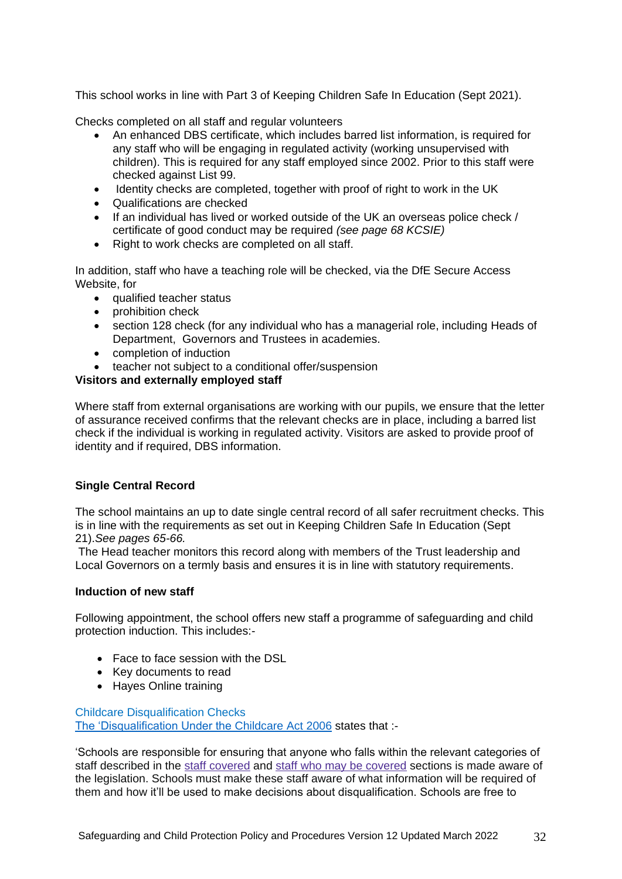This school works in line with Part 3 of Keeping Children Safe In Education (Sept 2021).

Checks completed on all staff and regular volunteers

- An enhanced DBS certificate, which includes barred list information, is required for any staff who will be engaging in regulated activity (working unsupervised with children). This is required for any staff employed since 2002. Prior to this staff were checked against List 99.
- Identity checks are completed, together with proof of right to work in the UK
- Qualifications are checked
- If an individual has lived or worked outside of the UK an overseas police check / certificate of good conduct may be required *(see page 68 KCSIE)*
- Right to work checks are completed on all staff.

In addition, staff who have a teaching role will be checked, via the DfE Secure Access Website, for

- qualified teacher status
- prohibition check
- section 128 check (for any individual who has a managerial role, including Heads of Department, Governors and Trustees in academies.
- completion of induction
- teacher not subject to a conditional offer/suspension

**Visitors and externally employed staff**

Where staff from external organisations are working with our pupils, we ensure that the letter of assurance received confirms that the relevant checks are in place, including a barred list check if the individual is working in regulated activity. Visitors are asked to provide proof of identity and if required, DBS information.

**Single Central Record**

The school maintains an up to date single central record of all safer recruitment checks. This is in line with the requirements as set out in Keeping Children Safe In Education (Sept 21).*See pages 65-66.*

The Head teacher monitors this record along with members of the Trust leadership and Local Governors on a termly basis and ensures it is in line with statutory requirements.

**Induction of new staff**

Following appointment, the school offers new staff a programme of safeguarding and child protection induction. This includes:-

- Face to face session with the DSL
- Key documents to read
- Hayes Online training

Childcare Disqualification Checks

The 'Disqualification Under the Childcare Act 2006 states that :-

'Schools are responsible for ensuring that anyone who falls within the relevant categories of staff described in the staff covered and staff who may be covered sections is made aware of the legislation. Schools must make these staff aware of what information will be required of them and how it'll be used to make decisions about disqualification. Schools are free to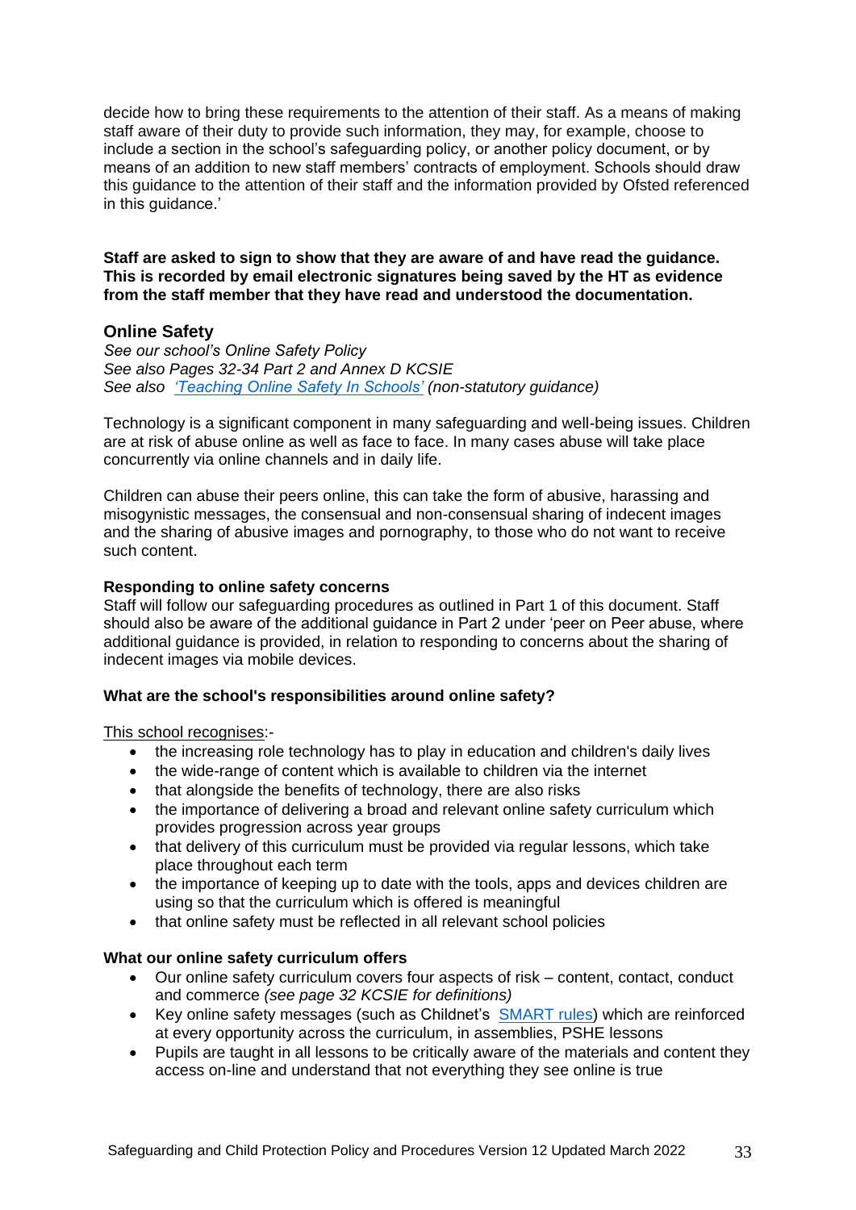decide how to bring these requirements to the attention of their staff. As a means of making staff aware of their duty to provide such information, they may, for example, choose to include a section in the school's safeguarding policy, or another policy document, or by means of an addition to new staff members' contracts of employment. Schools should draw this guidance to the attention of their staff and the information provided by Ofsted referenced in this guidance.'

**Staff are asked to sign to show that they are aware of and have read the guidance. This is recorded by email electronic signatures being saved by the HT as evidence from the staff member that they have read and understood the documentation.**

## Online Safety

*See our school's Online Safety Policy*
*See also Pages 32-34 Part 2 and Annex D KCSIE*
*See also [‘Teaching Online Safety In Schools’](#) (non-statutory guidance)*

Technology is a significant component in many safeguarding and well-being issues. Children are at risk of abuse online as well as face to face. In many cases abuse will take place concurrently via online channels and in daily life.

Children can abuse their peers online, this can take the form of abusive, harassing and misogynistic messages, the consensual and non-consensual sharing of indecent images and the sharing of abusive images and pornography, to those who do not want to receive such content.

**Responding to online safety concerns**
Staff will follow our safeguarding procedures as outlined in Part 1 of this document. Staff should also be aware of the additional guidance in Part 2 under 'peer on Peer abuse, where additional guidance is provided, in relation to responding to concerns about the sharing of indecent images via mobile devices.

**What are the school's responsibilities around online safety?**

This school recognises:-

- the increasing role technology has to play in education and children's daily lives
- the wide-range of content which is available to children via the internet
- that alongside the benefits of technology, there are also risks
- the importance of delivering a broad and relevant online safety curriculum which provides progression across year groups
- that delivery of this curriculum must be provided via regular lessons, which take place throughout each term
- the importance of keeping up to date with the tools, apps and devices children are using so that the curriculum which is offered is meaningful
- that online safety must be reflected in all relevant school policies

**What our online safety curriculum offers**

- Our online safety curriculum covers four aspects of risk – content, contact, conduct and commerce *(see page 32 KCSIE for definitions)*
- Key online safety messages (such as Childnet's [SMART rules](#)) which are reinforced at every opportunity across the curriculum, in assemblies, PSHE lessons
- Pupils are taught in all lessons to be critically aware of the materials and content they access on-line and understand that not everything they see online is true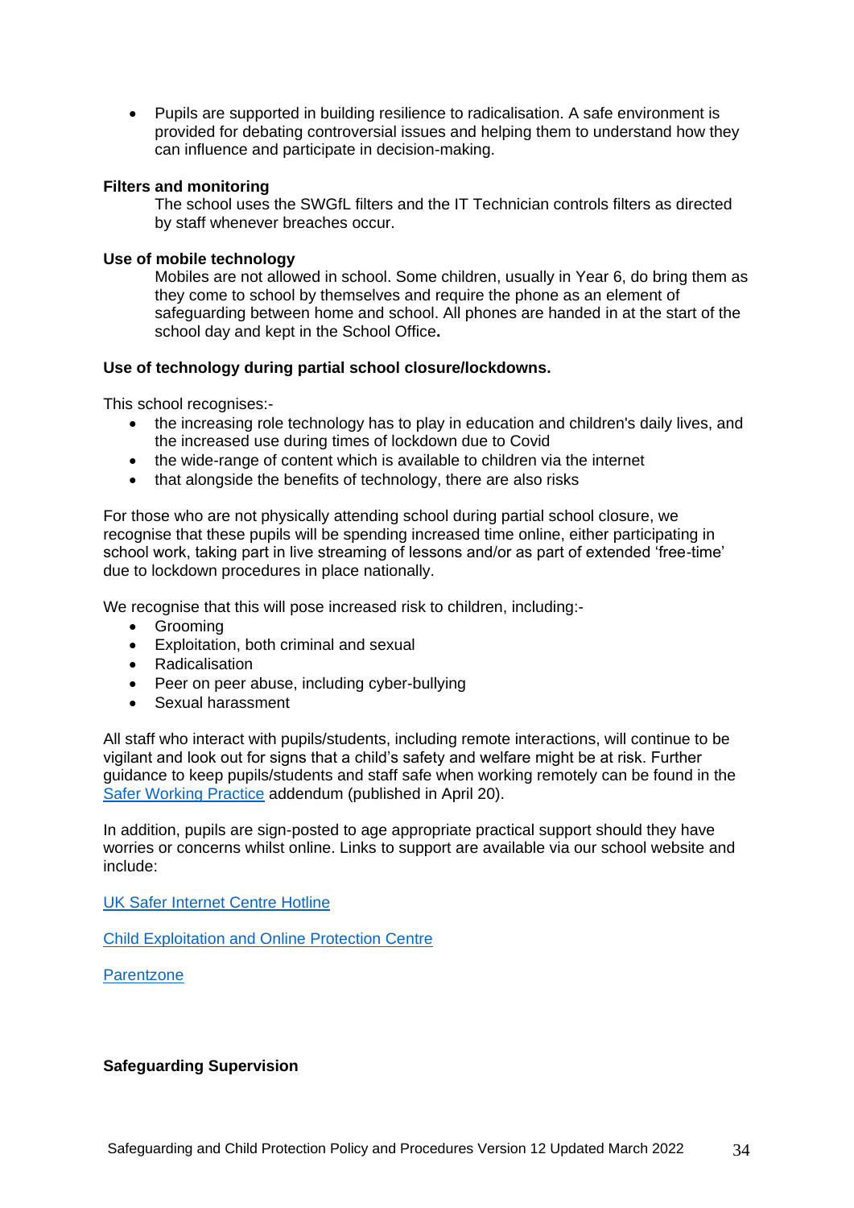- Pupils are supported in building resilience to radicalisation. A safe environment is provided for debating controversial issues and helping them to understand how they can influence and participate in decision-making.

**Filters and monitoring**

The school uses the SWGfL filters and the IT Technician controls filters as directed by staff whenever breaches occur.

**Use of mobile technology**

Mobiles are not allowed in school. Some children, usually in Year 6, do bring them as they come to school by themselves and require the phone as an element of safeguarding between home and school. All phones are handed in at the start of the school day and kept in the School Office**.**

**Use of technology during partial school closure/lockdowns.**

This school recognises:-

- the increasing role technology has to play in education and children's daily lives, and the increased use during times of lockdown due to Covid
- the wide-range of content which is available to children via the internet
- that alongside the benefits of technology, there are also risks

For those who are not physically attending school during partial school closure, we recognise that these pupils will be spending increased time online, either participating in school work, taking part in live streaming of lessons and/or as part of extended 'free-time' due to lockdown procedures in place nationally.

We recognise that this will pose increased risk to children, including:-

- Grooming
- Exploitation, both criminal and sexual
- Radicalisation
- Peer on peer abuse, including cyber-bullying
- Sexual harassment

All staff who interact with pupils/students, including remote interactions, will continue to be vigilant and look out for signs that a child's safety and welfare might be at risk. Further guidance to keep pupils/students and staff safe when working remotely can be found in the Safer Working Practice addendum (published in April 20).

In addition, pupils are sign-posted to age appropriate practical support should they have worries or concerns whilst online. Links to support are available via our school website and include:

UK Safer Internet Centre Hotline

Child Exploitation and Online Protection Centre

Parentzone

**Safeguarding Supervision**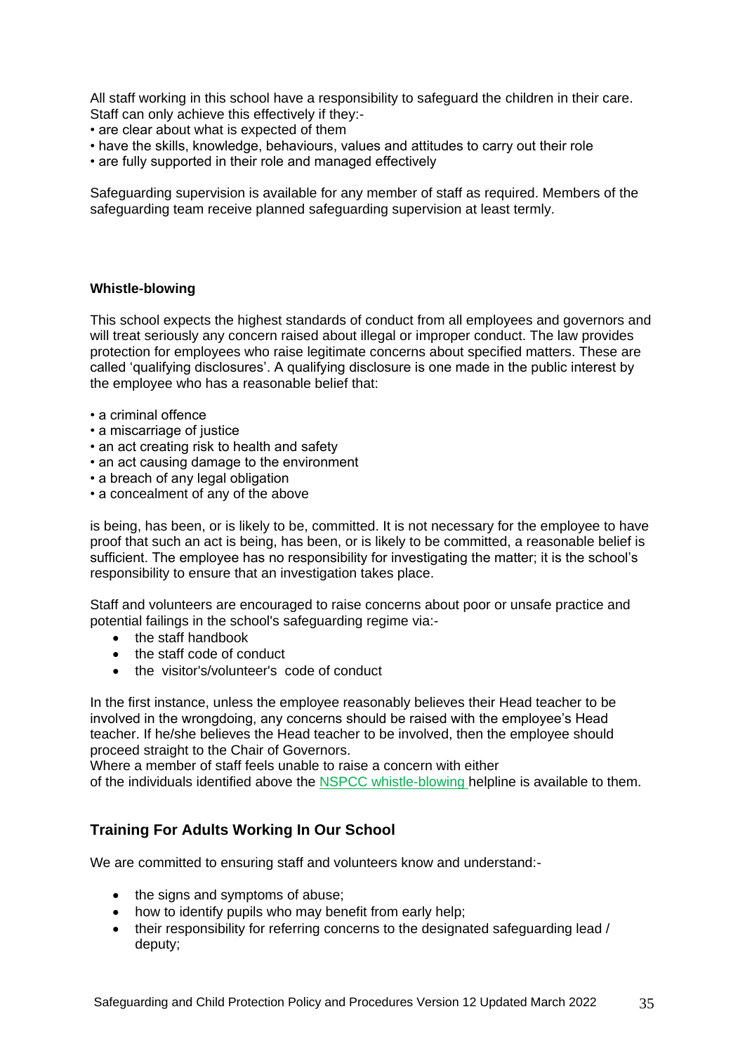All staff working in this school have a responsibility to safeguard the children in their care. Staff can only achieve this effectively if they:-

- are clear about what is expected of them
- have the skills, knowledge, behaviours, values and attitudes to carry out their role
- are fully supported in their role and managed effectively

Safeguarding supervision is available for any member of staff as required. Members of the safeguarding team receive planned safeguarding supervision at least termly.

**Whistle-blowing**

This school expects the highest standards of conduct from all employees and governors and will treat seriously any concern raised about illegal or improper conduct. The law provides protection for employees who raise legitimate concerns about specified matters. These are called 'qualifying disclosures'. A qualifying disclosure is one made in the public interest by the employee who has a reasonable belief that:

- a criminal offence
- a miscarriage of justice
- an act creating risk to health and safety
- an act causing damage to the environment
- a breach of any legal obligation
- a concealment of any of the above

is being, has been, or is likely to be, committed. It is not necessary for the employee to have proof that such an act is being, has been, or is likely to be committed, a reasonable belief is sufficient. The employee has no responsibility for investigating the matter; it is the school's responsibility to ensure that an investigation takes place.

Staff and volunteers are encouraged to raise concerns about poor or unsafe practice and potential failings in the school's safeguarding regime via:-

- the staff handbook
- the staff code of conduct
- the visitor's/volunteer's code of conduct

In the first instance, unless the employee reasonably believes their Head teacher to be involved in the wrongdoing, any concerns should be raised with the employee's Head teacher. If he/she believes the Head teacher to be involved, then the employee should proceed straight to the Chair of Governors.
Where a member of staff feels unable to raise a concern with either of the individuals identified above the NSPCC whistle-blowing helpline is available to them.

## Training For Adults Working In Our School

We are committed to ensuring staff and volunteers know and understand:-

- the signs and symptoms of abuse;
- how to identify pupils who may benefit from early help;
- their responsibility for referring concerns to the designated safeguarding lead / deputy;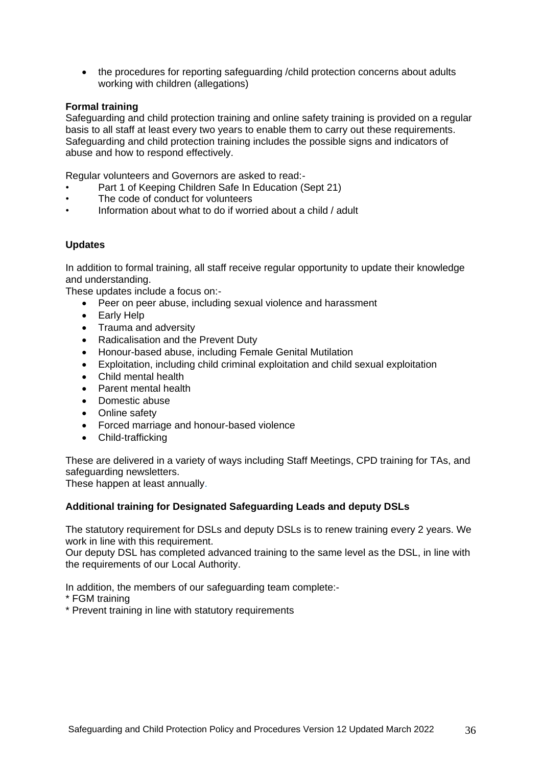- the procedures for reporting safeguarding /child protection concerns about adults working with children (allegations)

**Formal training**

Safeguarding and child protection training and online safety training is provided on a regular basis to all staff at least every two years to enable them to carry out these requirements. Safeguarding and child protection training includes the possible signs and indicators of abuse and how to respond effectively.

Regular volunteers and Governors are asked to read:-

- Part 1 of Keeping Children Safe In Education (Sept 21)
- The code of conduct for volunteers
- Information about what to do if worried about a child / adult

**Updates**

In addition to formal training, all staff receive regular opportunity to update their knowledge and understanding.

These updates include a focus on:-

- Peer on peer abuse, including sexual violence and harassment
- Early Help
- Trauma and adversity
- Radicalisation and the Prevent Duty
- Honour-based abuse, including Female Genital Mutilation
- Exploitation, including child criminal exploitation and child sexual exploitation
- Child mental health
- Parent mental health
- Domestic abuse
- Online safety
- Forced marriage and honour-based violence
- Child-trafficking

These are delivered in a variety of ways including Staff Meetings, CPD training for TAs, and safeguarding newsletters.

These happen at least annually.

**Additional training for Designated Safeguarding Leads and deputy DSLs**

The statutory requirement for DSLs and deputy DSLs is to renew training every 2 years. We work in line with this requirement.

Our deputy DSL has completed advanced training to the same level as the DSL, in line with the requirements of our Local Authority.

In addition, the members of our safeguarding team complete:-

* FGM training
* Prevent training in line with statutory requirements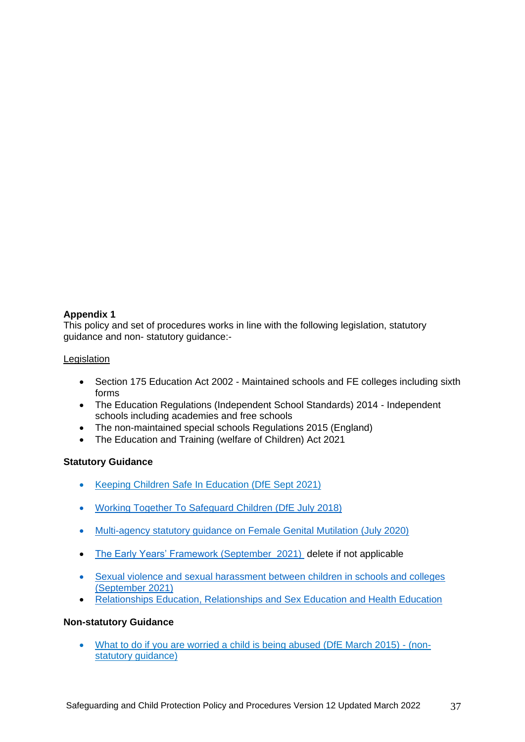**Appendix 1**

This policy and set of procedures works in line with the following legislation, statutory guidance and non- statutory guidance:-

Legislation

- Section 175 Education Act 2002 - Maintained schools and FE colleges including sixth forms
- The Education Regulations (Independent School Standards) 2014 - Independent schools including academies and free schools
- The non-maintained special schools Regulations 2015 (England)
- The Education and Training (welfare of Children) Act 2021

**Statutory Guidance**

- Keeping Children Safe In Education (DfE Sept 2021)
- Working Together To Safeguard Children (DfE July 2018)
- Multi-agency statutory guidance on Female Genital Mutilation (July 2020)
- The Early Years' Framework (September 2021) delete if not applicable
- Sexual violence and sexual harassment between children in schools and colleges (September 2021)
- Relationships Education, Relationships and Sex Education and Health Education

**Non-statutory Guidance**

- What to do if you are worried a child is being abused (DfE March 2015) - (non-statutory guidance)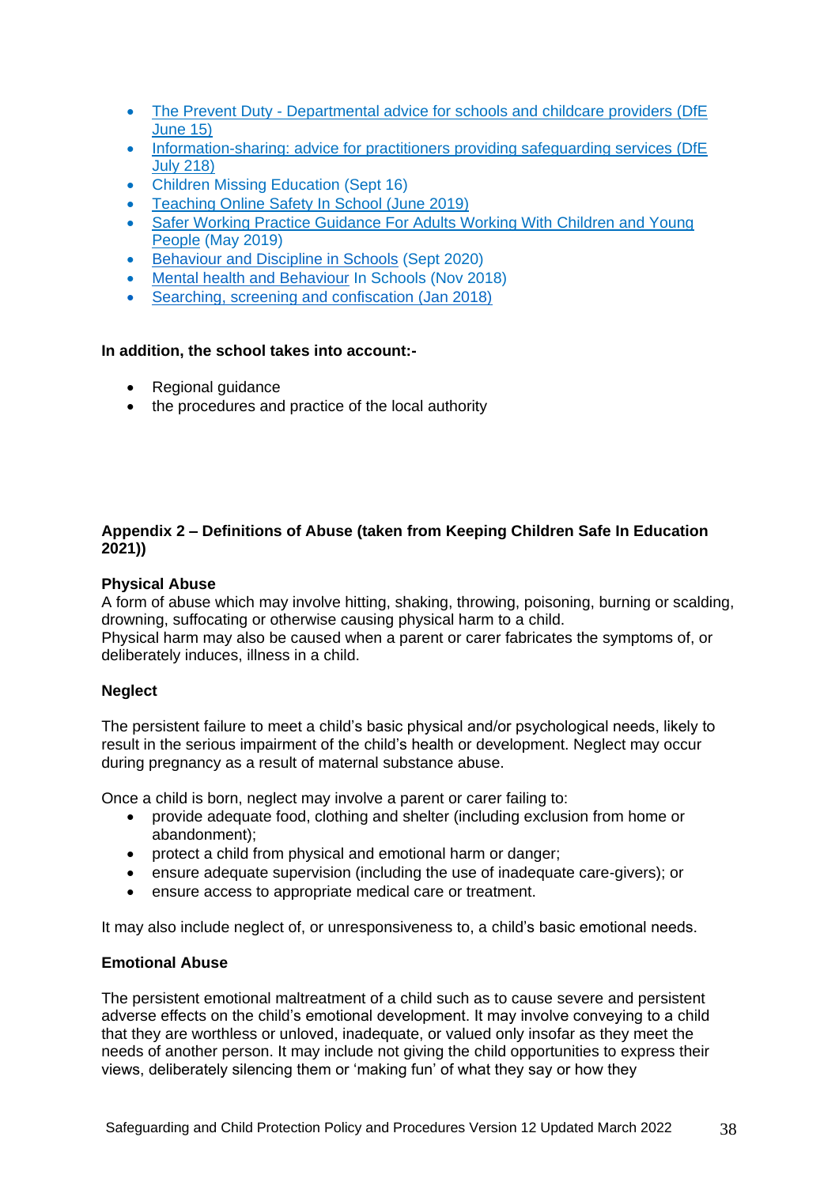- The Prevent Duty - Departmental advice for schools and childcare providers (DfE June 15)
- Information-sharing: advice for practitioners providing safeguarding services (DfE July 218)
- Children Missing Education (Sept 16)
- Teaching Online Safety In School (June 2019)
- Safer Working Practice Guidance For Adults Working With Children and Young People (May 2019)
- Behaviour and Discipline in Schools (Sept 2020)
- Mental health and Behaviour In Schools (Nov 2018)
- Searching, screening and confiscation (Jan 2018)

**In addition, the school takes into account:-**

- Regional guidance
- the procedures and practice of the local authority

## Appendix 2 – Definitions of Abuse (taken from Keeping Children Safe In Education 2021))

### Physical Abuse

A form of abuse which may involve hitting, shaking, throwing, poisoning, burning or scalding, drowning, suffocating or otherwise causing physical harm to a child.
Physical harm may also be caused when a parent or carer fabricates the symptoms of, or deliberately induces, illness in a child.

### Neglect

The persistent failure to meet a child's basic physical and/or psychological needs, likely to result in the serious impairment of the child's health or development. Neglect may occur during pregnancy as a result of maternal substance abuse.

Once a child is born, neglect may involve a parent or carer failing to:

- provide adequate food, clothing and shelter (including exclusion from home or abandonment);
- protect a child from physical and emotional harm or danger;
- ensure adequate supervision (including the use of inadequate care-givers); or
- ensure access to appropriate medical care or treatment.

It may also include neglect of, or unresponsiveness to, a child's basic emotional needs.

### Emotional Abuse

The persistent emotional maltreatment of a child such as to cause severe and persistent adverse effects on the child's emotional development. It may involve conveying to a child that they are worthless or unloved, inadequate, or valued only insofar as they meet the needs of another person. It may include not giving the child opportunities to express their views, deliberately silencing them or 'making fun' of what they say or how they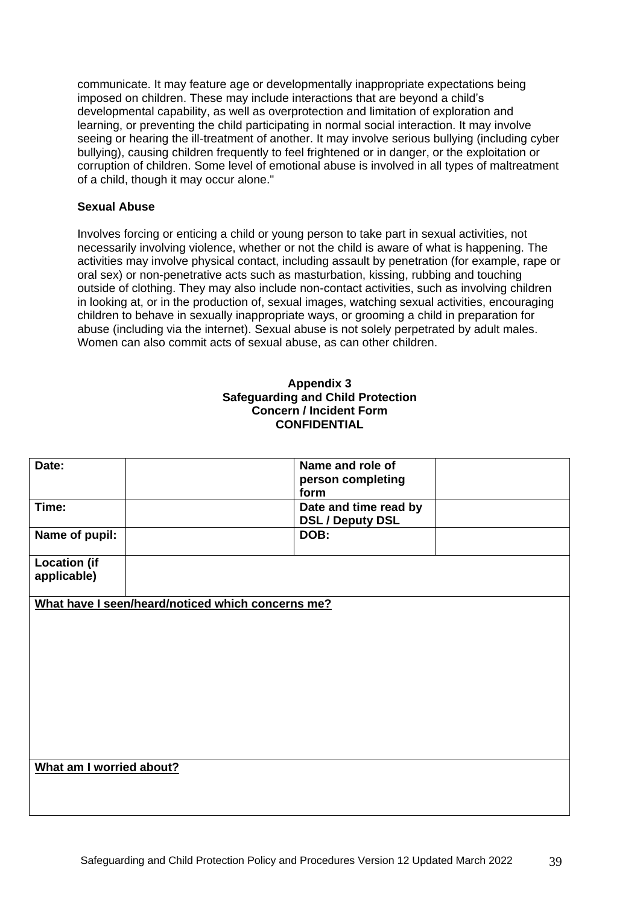communicate. It may feature age or developmentally inappropriate expectations being imposed on children. These may include interactions that are beyond a child's developmental capability, as well as overprotection and limitation of exploration and learning, or preventing the child participating in normal social interaction. It may involve seeing or hearing the ill-treatment of another. It may involve serious bullying (including cyber bullying), causing children frequently to feel frightened or in danger, or the exploitation or corruption of children. Some level of emotional abuse is involved in all types of maltreatment of a child, though it may occur alone."

**Sexual Abuse**

Involves forcing or enticing a child or young person to take part in sexual activities, not necessarily involving violence, whether or not the child is aware of what is happening. The activities may involve physical contact, including assault by penetration (for example, rape or oral sex) or non-penetrative acts such as masturbation, kissing, rubbing and touching outside of clothing. They may also include non-contact activities, such as involving children in looking at, or in the production of, sexual images, watching sexual activities, encouraging children to behave in sexually inappropriate ways, or grooming a child in preparation for abuse (including via the internet). Sexual abuse is not solely perpetrated by adult males. Women can also commit acts of sexual abuse, as can other children.

**Appendix 3**
**Safeguarding and Child Protection**
**Concern / Incident Form**
**CONFIDENTIAL**

| **Date:** | | **Name and role of person completing form** | |
|---|---|---|---|
| **Time:** | | **Date and time read by DSL / Deputy DSL** | |
| **Name of pupil:** | | **DOB:** | |
| **Location (if applicable)** | | | |
| **<u>What have I seen/heard/noticed which concerns me?</u>** | | | |
| **<u>What am I worried about?</u>** | | | |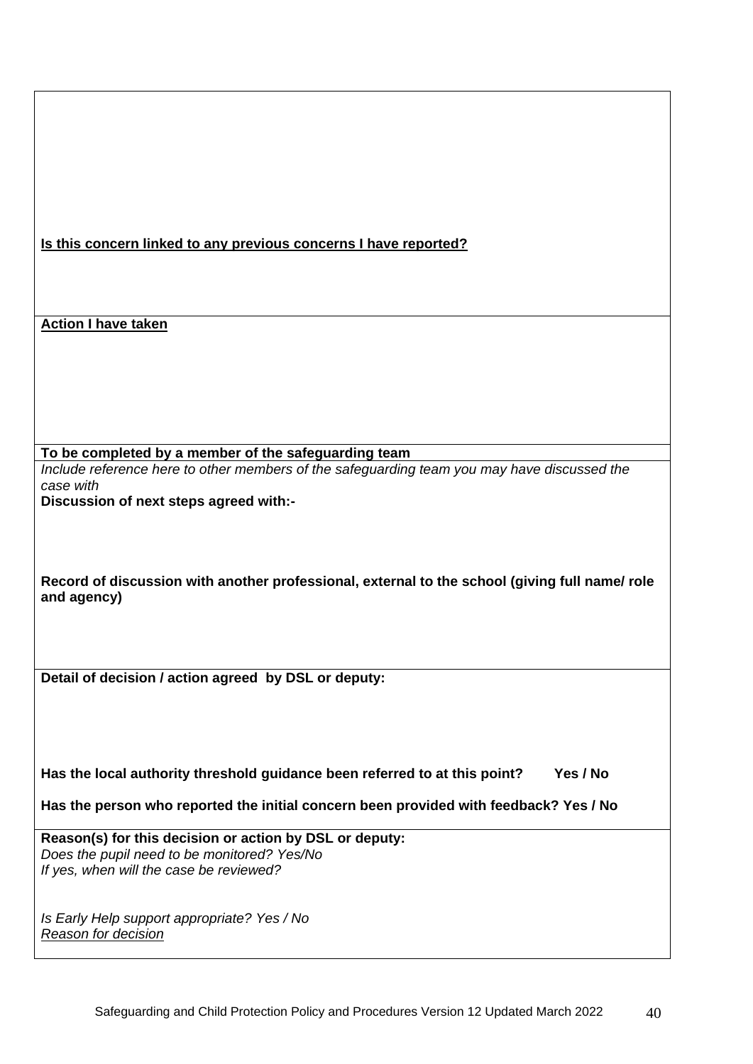**Is this concern linked to any previous concerns I have reported?**

**Action I have taken**

**To be completed by a member of the safeguarding team**

*Include reference here to other members of the safeguarding team you may have discussed the case with*

**Discussion of next steps agreed with:-**

**Record of discussion with another professional, external to the school (giving full name/ role and agency)**

**Detail of decision / action agreed by DSL or deputy:**

**Has the local authority threshold guidance been referred to at this point? Yes / No**

**Has the person who reported the initial concern been provided with feedback? Yes / No**

**Reason(s) for this decision or action by DSL or deputy:**

*Does the pupil need to be monitored? Yes/No*

*If yes, when will the case be reviewed?*

*Is Early Help support appropriate? Yes / No*

*Reason for decision*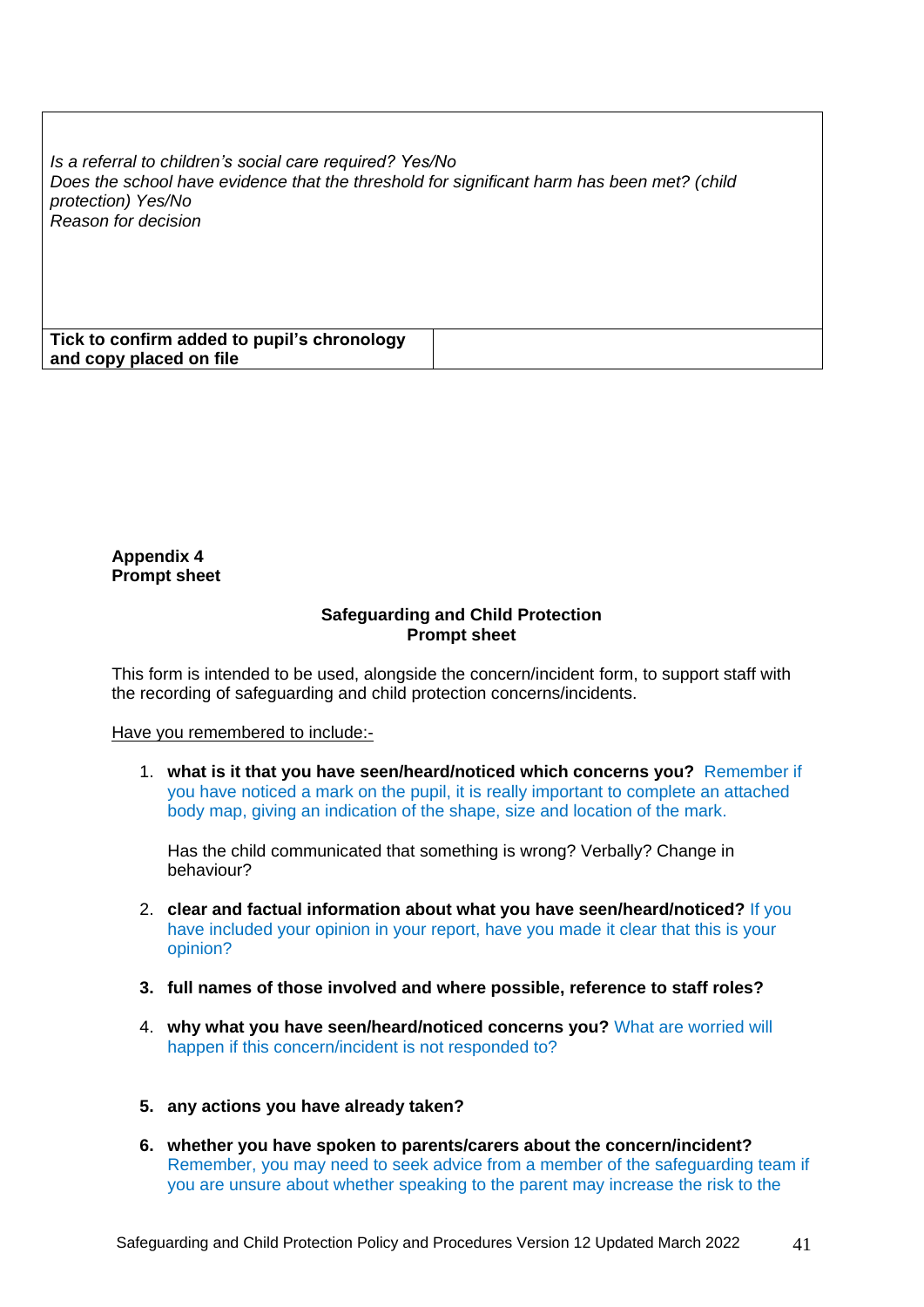| *Is a referral to children's social care required? Yes/No*<br>*Does the school have evidence that the threshold for significant harm has been met? (child protection) Yes/No*<br>*Reason for decision* | |
|---|---|
| **Tick to confirm added to pupil's chronology and copy placed on file** | |

**Appendix 4**
**Prompt sheet**

## Safeguarding and Child Protection Prompt sheet

This form is intended to be used, alongside the concern/incident form, to support staff with the recording of safeguarding and child protection concerns/incidents.

Have you remembered to include:-

1. **what is it that you have seen/heard/noticed which concerns you?** Remember if you have noticed a mark on the pupil, it is really important to complete an attached body map, giving an indication of the shape, size and location of the mark.

   Has the child communicated that something is wrong? Verbally? Change in behaviour?

2. **clear and factual information about what you have seen/heard/noticed?** If you have included your opinion in your report, have you made it clear that this is your opinion?

3. **full names of those involved and where possible, reference to staff roles?**

4. **why what you have seen/heard/noticed concerns you?** What are worried will happen if this concern/incident is not responded to?

5. **any actions you have already taken?**

6. **whether you have spoken to parents/carers about the concern/incident?** Remember, you may need to seek advice from a member of the safeguarding team if you are unsure about whether speaking to the parent may increase the risk to the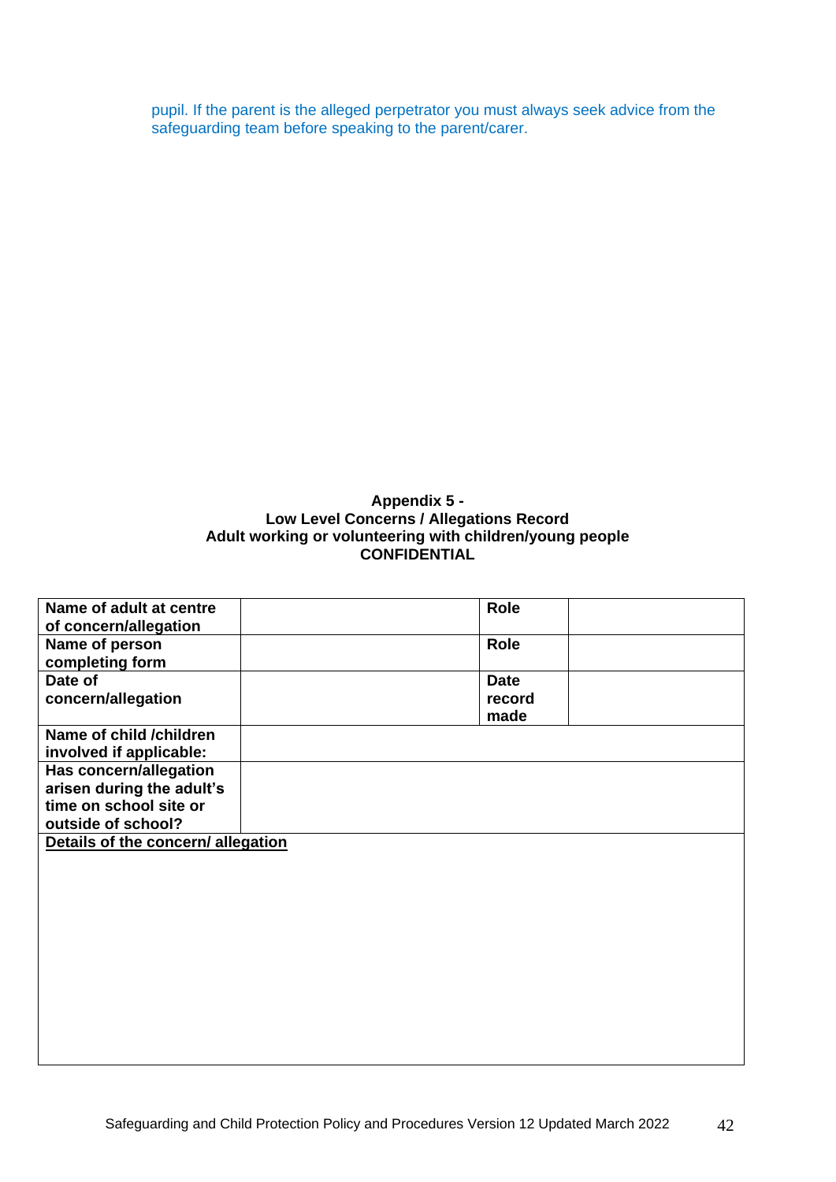pupil. If the parent is the alleged perpetrator you must always seek advice from the safeguarding team before speaking to the parent/carer.

**Appendix 5 -**
**Low Level Concerns / Allegations Record**
**Adult working or volunteering with children/young people**
**CONFIDENTIAL**

| **Name of adult at centre of concern/allegation** | | **Role** | |
|---|---|---|---|
| **Name of person completing form** | | **Role** | |
| **Date of concern/allegation** | | **Date record made** | |
| **Name of child /children involved if applicable:** | | | |
| **Has concern/allegation arisen during the adult's time on school site or outside of school?** | | | |
| **Details of the concern/ allegation** | | | |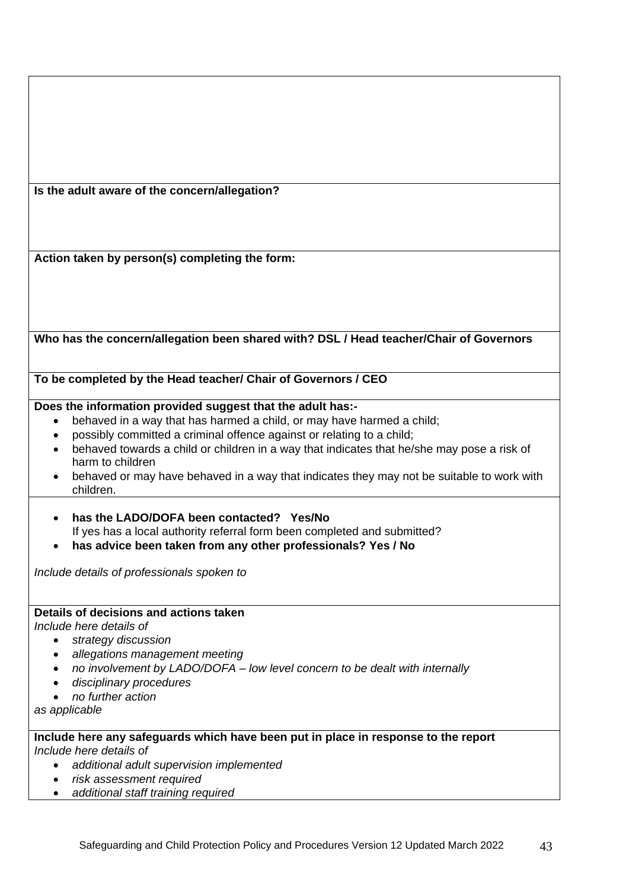**Is the adult aware of the concern/allegation?**

**Action taken by person(s) completing the form:**

**Who has the concern/allegation been shared with? DSL / Head teacher/Chair of Governors**

**To be completed by the Head teacher/ Chair of Governors / CEO**

**Does the information provided suggest that the adult has:-**

- behaved in a way that has harmed a child, or may have harmed a child;
- possibly committed a criminal offence against or relating to a child;
- behaved towards a child or children in a way that indicates that he/she may pose a risk of harm to children
- behaved or may have behaved in a way that indicates they may not be suitable to work with children.

- **has the LADO/DOFA been contacted? Yes/No**
  If yes has a local authority referral form been completed and submitted?
- **has advice been taken from any other professionals? Yes / No**

*Include details of professionals spoken to*

**Details of decisions and actions taken**
*Include here details of*

- *strategy discussion*
- *allegations management meeting*
- *no involvement by LADO/DOFA – low level concern to be dealt with internally*
- *disciplinary procedures*
- *no further action*

*as applicable*

**Include here any safeguards which have been put in place in response to the report**
*Include here details of*

- *additional adult supervision implemented*
- *risk assessment required*
- *additional staff training required*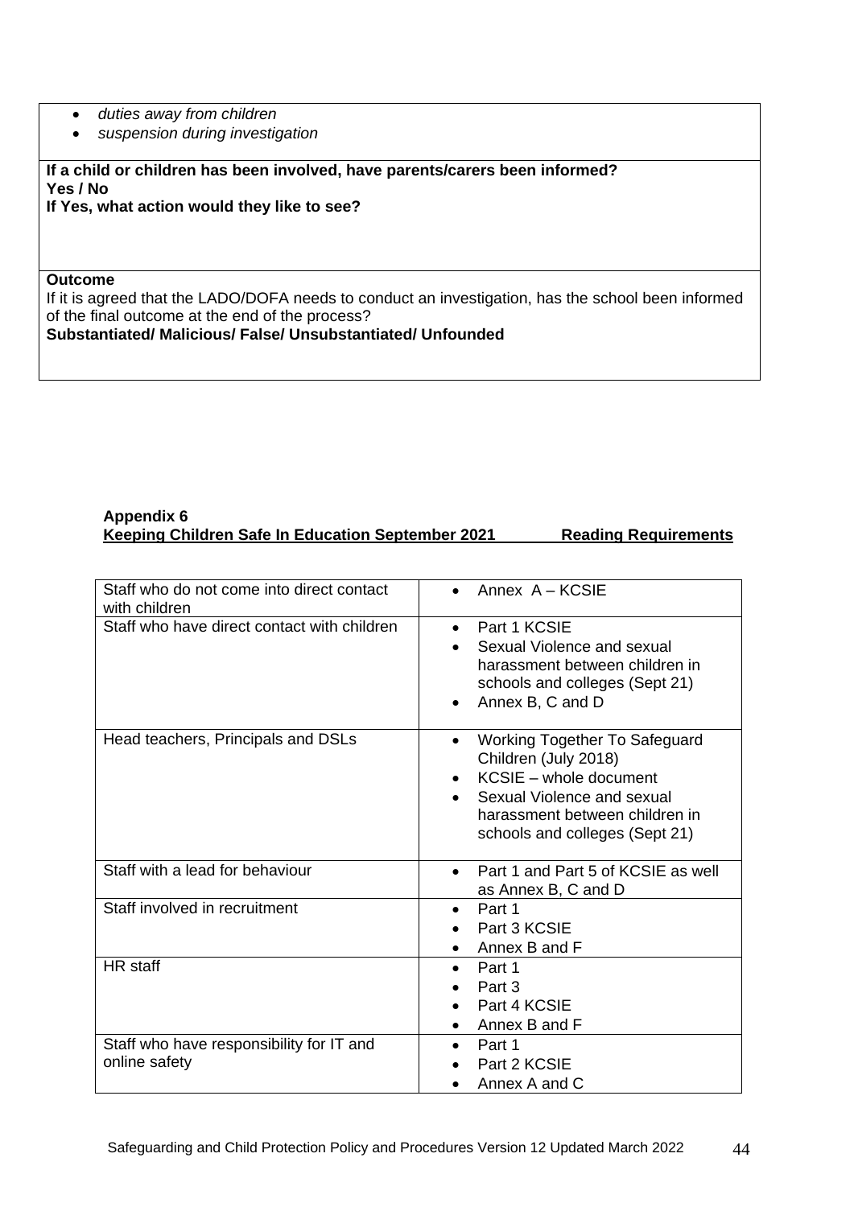- *duties away from children*
- *suspension during investigation*

**If a child or children has been involved, have parents/carers been informed?**
**Yes / No**
**If Yes, what action would they like to see?**

**Outcome**
If it is agreed that the LADO/DOFA needs to conduct an investigation, has the school been informed of the final outcome at the end of the process?
**Substantiated/ Malicious/ False/ Unsubstantiated/ Unfounded**

**Appendix 6**
**Keeping Children Safe In Education September 2021 Reading Requirements**

| Staff who do not come into direct contact with children | • Annex A – KCSIE |
|---|---|
| Staff who have direct contact with children | • Part 1 KCSIE<br>• Sexual Violence and sexual harassment between children in schools and colleges (Sept 21)<br>• Annex B, C and D |
| Head teachers, Principals and DSLs | • Working Together To Safeguard Children (July 2018)<br>• KCSIE – whole document<br>• Sexual Violence and sexual harassment between children in schools and colleges (Sept 21) |
| Staff with a lead for behaviour | • Part 1 and Part 5 of KCSIE as well as Annex B, C and D |
| Staff involved in recruitment | • Part 1<br>• Part 3 KCSIE<br>• Annex B and F |
| HR staff | • Part 1<br>• Part 3<br>• Part 4 KCSIE<br>• Annex B and F |
| Staff who have responsibility for IT and online safety | • Part 1<br>• Part 2 KCSIE<br>• Annex A and C |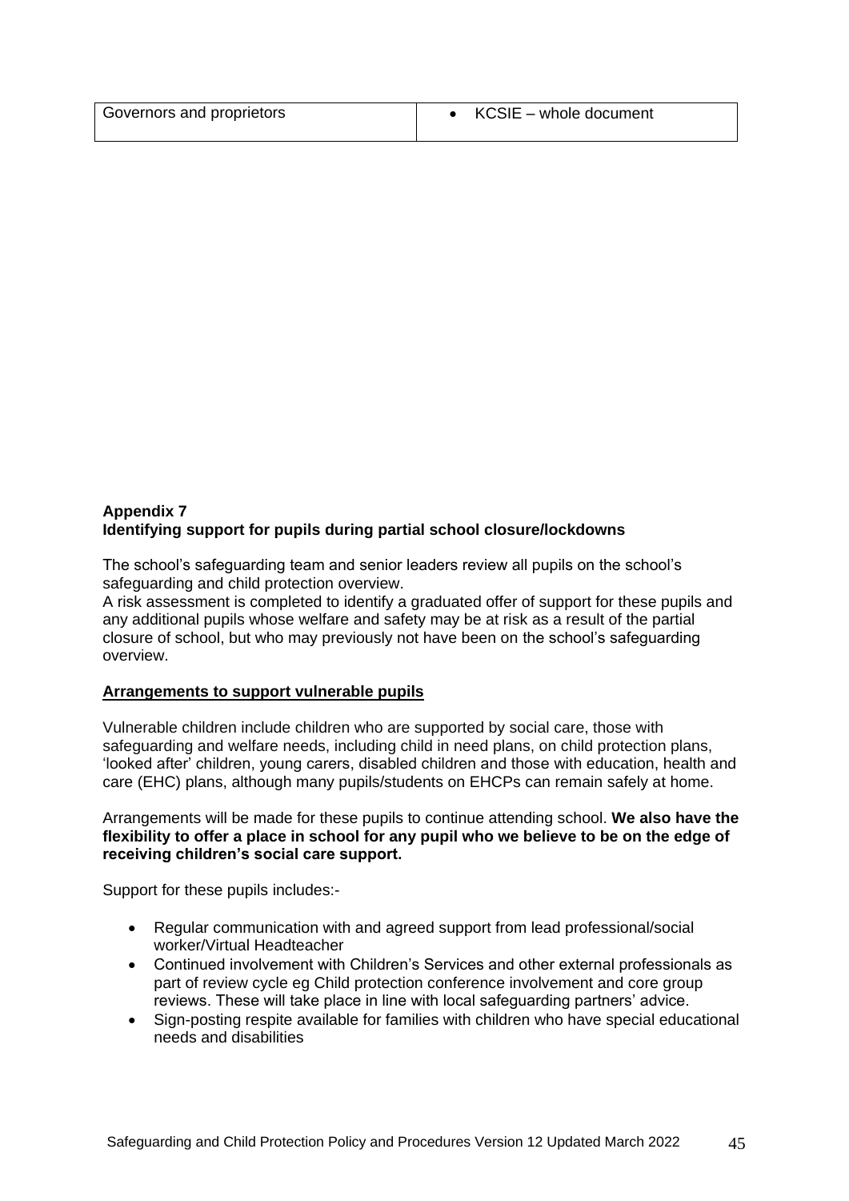| Governors and proprietors | • KCSIE – whole document |
|---|---|

**Appendix 7**
**Identifying support for pupils during partial school closure/lockdowns**

The school's safeguarding team and senior leaders review all pupils on the school's safeguarding and child protection overview.
A risk assessment is completed to identify a graduated offer of support for these pupils and any additional pupils whose welfare and safety may be at risk as a result of the partial closure of school, but who may previously not have been on the school's safeguarding overview.

**Arrangements to support vulnerable pupils**

Vulnerable children include children who are supported by social care, those with safeguarding and welfare needs, including child in need plans, on child protection plans, 'looked after' children, young carers, disabled children and those with education, health and care (EHC) plans, although many pupils/students on EHCPs can remain safely at home.

Arrangements will be made for these pupils to continue attending school. **We also have the flexibility to offer a place in school for any pupil who we believe to be on the edge of receiving children's social care support.**

Support for these pupils includes:-

- Regular communication with and agreed support from lead professional/social worker/Virtual Headteacher
- Continued involvement with Children's Services and other external professionals as part of review cycle eg Child protection conference involvement and core group reviews. These will take place in line with local safeguarding partners' advice.
- Sign-posting respite available for families with children who have special educational needs and disabilities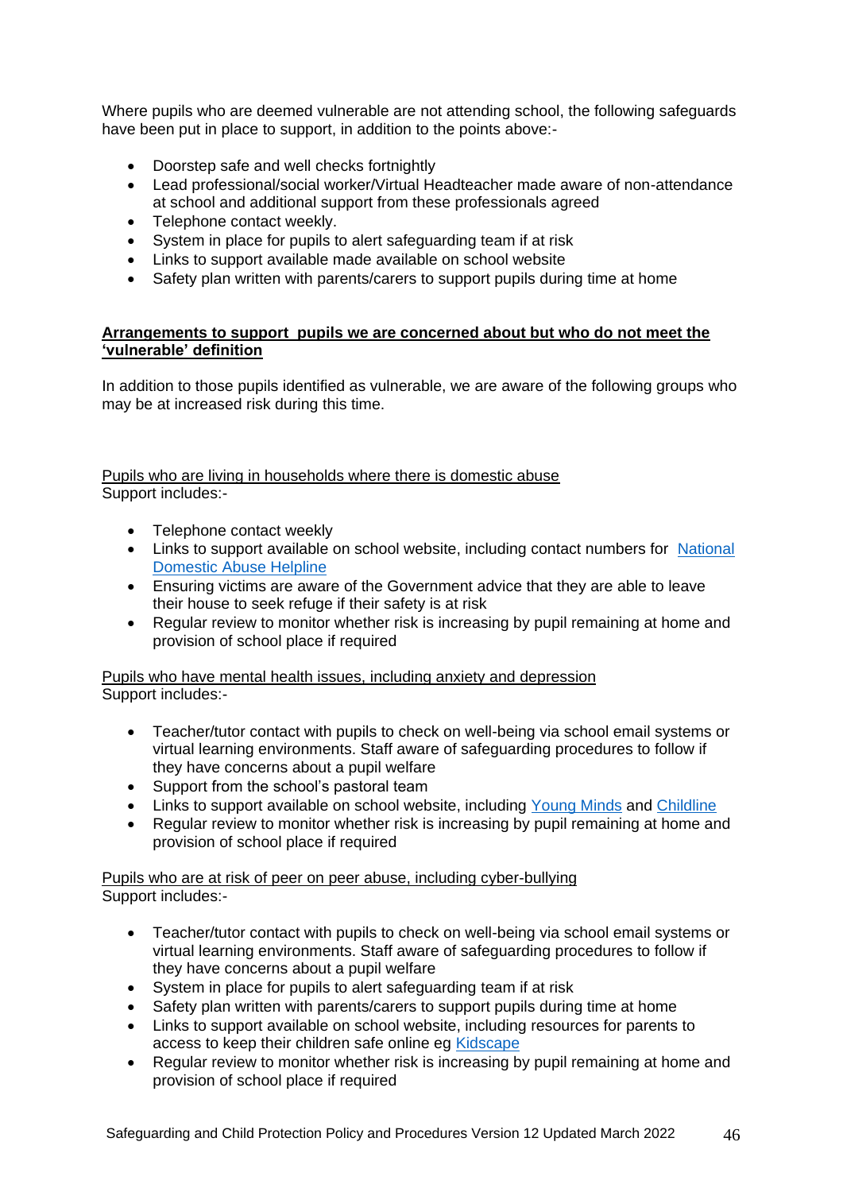Where pupils who are deemed vulnerable are not attending school, the following safeguards have been put in place to support, in addition to the points above:-

- Doorstep safe and well checks fortnightly
- Lead professional/social worker/Virtual Headteacher made aware of non-attendance at school and additional support from these professionals agreed
- Telephone contact weekly.
- System in place for pupils to alert safeguarding team if at risk
- Links to support available made available on school website
- Safety plan written with parents/carers to support pupils during time at home

**Arrangements to support pupils we are concerned about but who do not meet the 'vulnerable' definition**

In addition to those pupils identified as vulnerable, we are aware of the following groups who may be at increased risk during this time.

Pupils who are living in households where there is domestic abuse
Support includes:-

- Telephone contact weekly
- Links to support available on school website, including contact numbers for National Domestic Abuse Helpline
- Ensuring victims are aware of the Government advice that they are able to leave their house to seek refuge if their safety is at risk
- Regular review to monitor whether risk is increasing by pupil remaining at home and provision of school place if required

Pupils who have mental health issues, including anxiety and depression
Support includes:-

- Teacher/tutor contact with pupils to check on well-being via school email systems or virtual learning environments. Staff aware of safeguarding procedures to follow if they have concerns about a pupil welfare
- Support from the school's pastoral team
- Links to support available on school website, including Young Minds and Childline
- Regular review to monitor whether risk is increasing by pupil remaining at home and provision of school place if required

Pupils who are at risk of peer on peer abuse, including cyber-bullying
Support includes:-

- Teacher/tutor contact with pupils to check on well-being via school email systems or virtual learning environments. Staff aware of safeguarding procedures to follow if they have concerns about a pupil welfare
- System in place for pupils to alert safeguarding team if at risk
- Safety plan written with parents/carers to support pupils during time at home
- Links to support available on school website, including resources for parents to access to keep their children safe online eg Kidscape
- Regular review to monitor whether risk is increasing by pupil remaining at home and provision of school place if required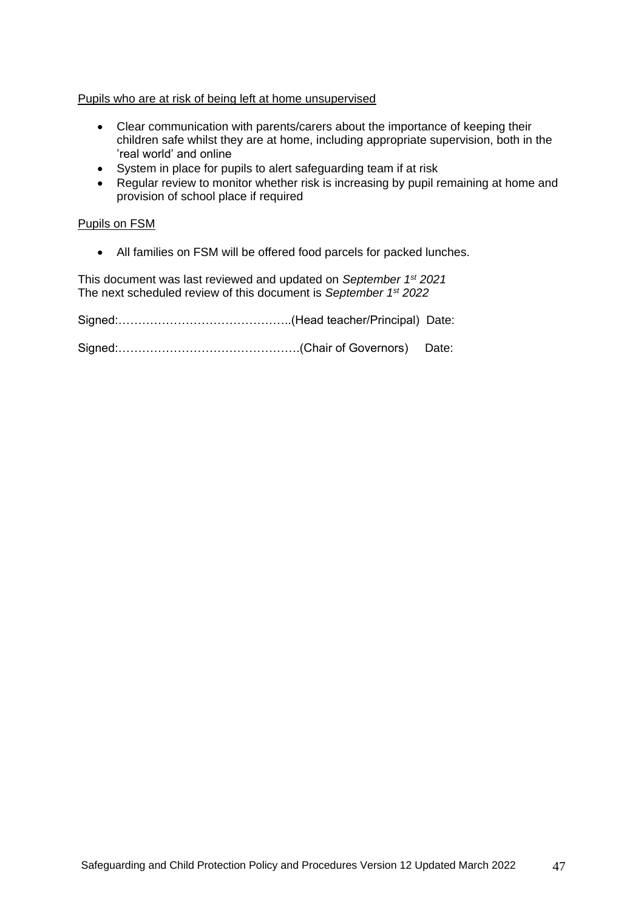Pupils who are at risk of being left at home unsupervised

- Clear communication with parents/carers about the importance of keeping their children safe whilst they are at home, including appropriate supervision, both in the 'real world' and online
- System in place for pupils to alert safeguarding team if at risk
- Regular review to monitor whether risk is increasing by pupil remaining at home and provision of school place if required

Pupils on FSM

- All families on FSM will be offered food parcels for packed lunches.

This document was last reviewed and updated on *September 1st 2021*
The next scheduled review of this document is *September 1st 2022*

Signed:……………………………………..(Head teacher/Principal) Date:

Signed:……………………………………….(Chair of Governors) Date: